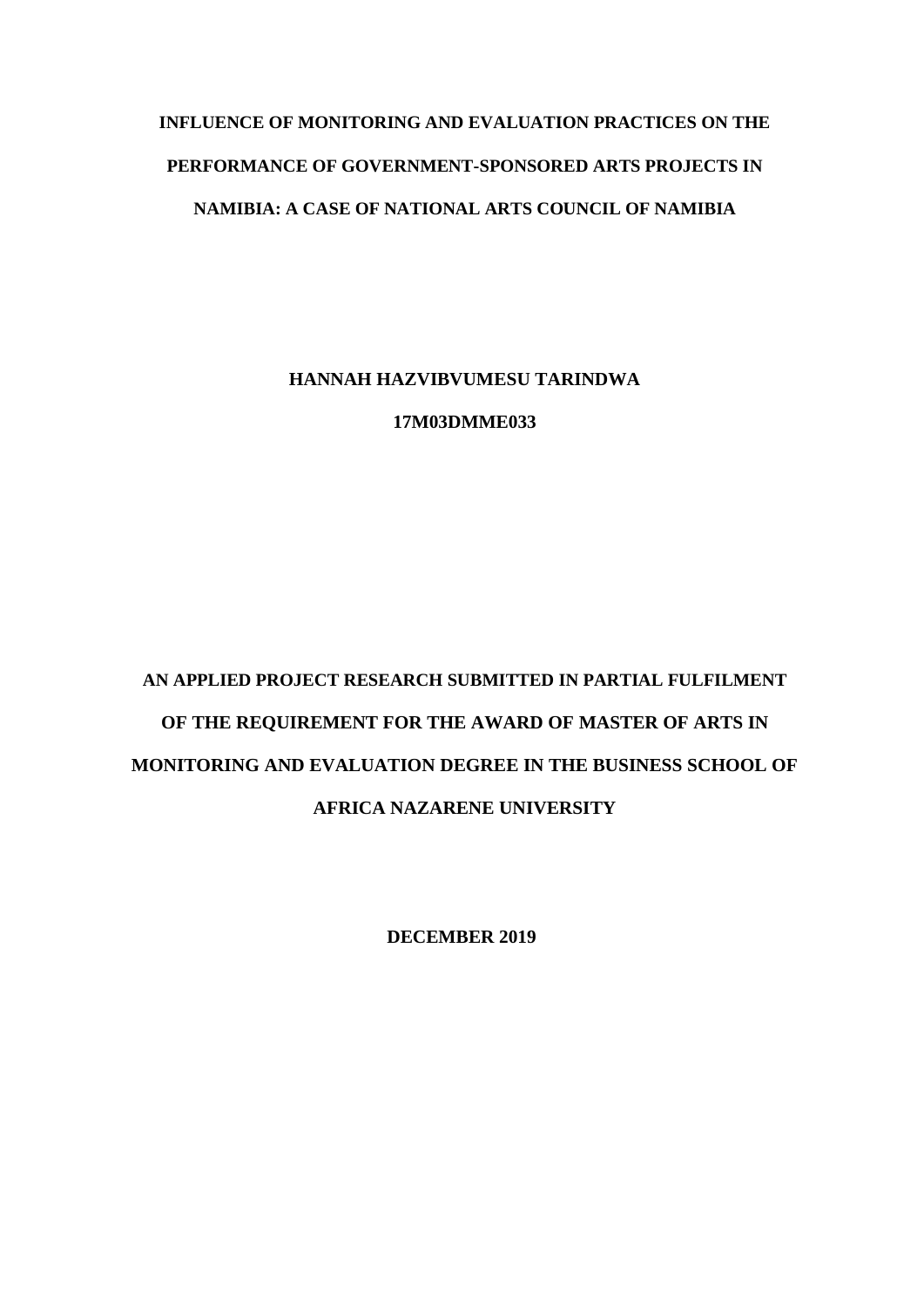# INFLUENCE OF MONITORING AND EVALUATION PRACTICES ON THE PERFORMANCE OF GOVERNMENT-SPONSORED ARTS PROJECTS IN NAMIBIA: A CASE OF NATIONAL ARTS COUNCIL OF NAMIBIA

**HANNAH HAZVIBVUMESU TARINDWA**

**17M03DMME033**

**AN APPLIED PROJECT RESEARCH SUBMITTED IN PARTIAL FULFILMENT OF THE REQUIREMENT FOR THE AWARD OF MASTER OF ARTS IN MONITORING AND EVALUATION DEGREE IN THE BUSINESS SCHOOL OF AFRICA NAZARENE UNIVERSITY**

**DECEMBER 2019**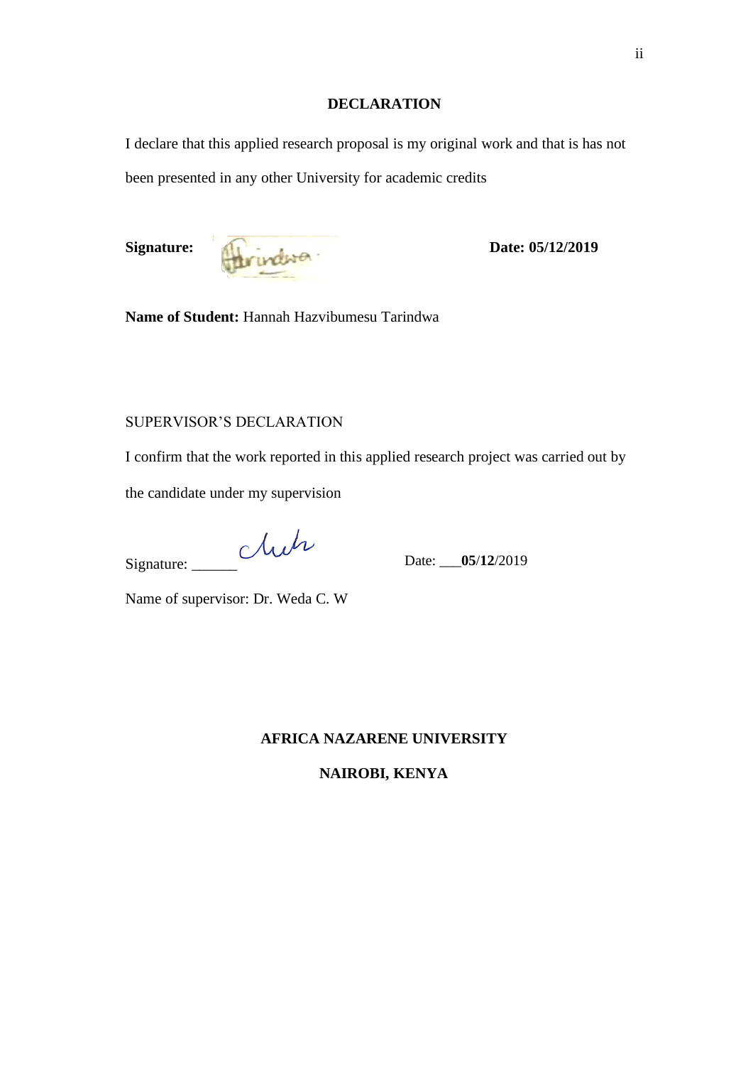## DECLARATION

I declare that this applied research proposal is my original work and that is has not been presented in any other University for academic credits

**Signature:** **Date: 05/12/2019**

**Name of Student:** Hannah Hazvibumesu Tarindwa

SUPERVISOR'S DECLARATION

I confirm that the work reported in this applied research project was carried out by the candidate under my supervision

Signature: ______ Date: ___**05**/**12**/2019

Name of supervisor: Dr. Weda C. W

**AFRICA NAZARENE UNIVERSITY**

**NAIROBI, KENYA**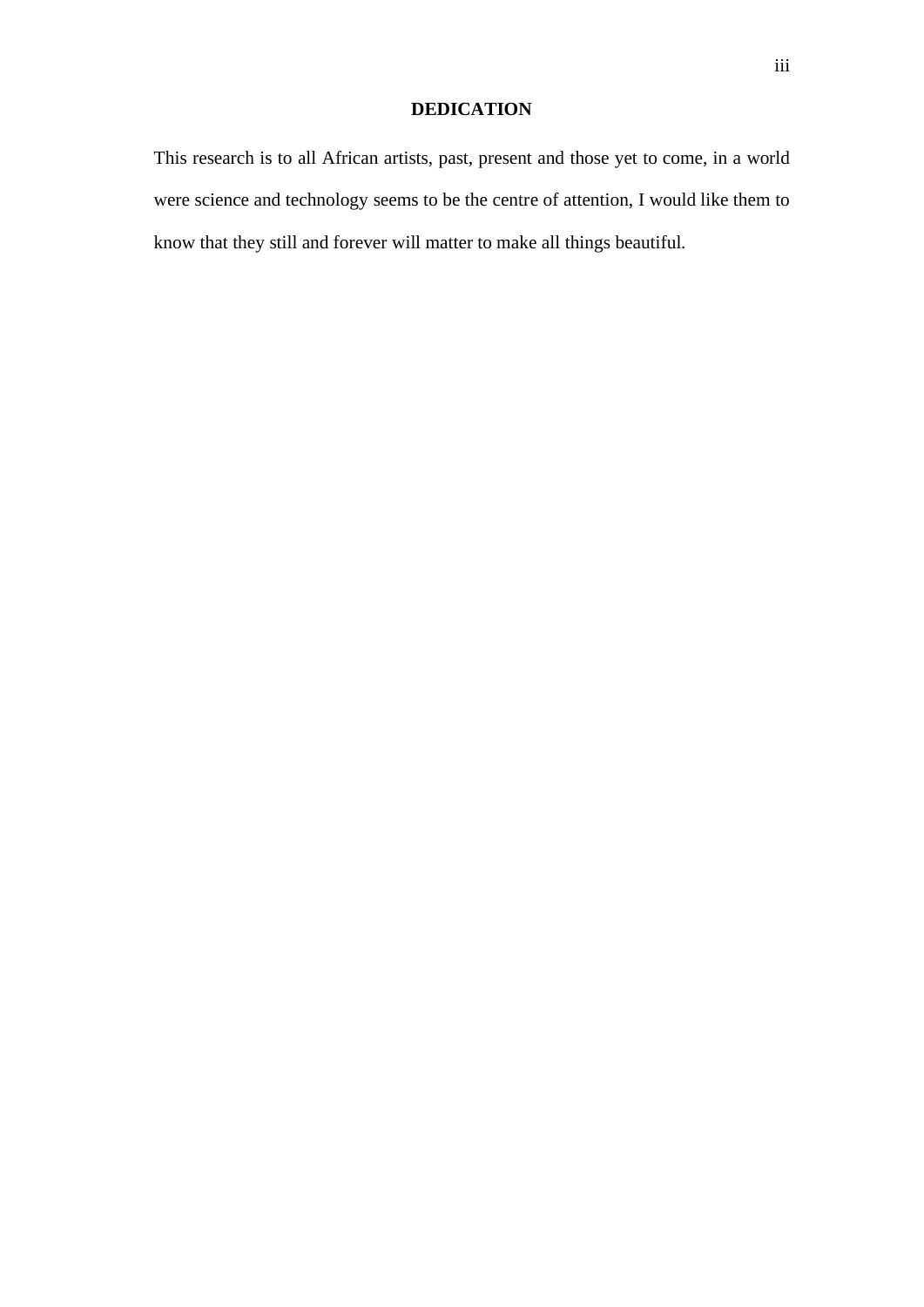## DEDICATION

This research is to all African artists, past, present and those yet to come, in a world were science and technology seems to be the centre of attention, I would like them to know that they still and forever will matter to make all things beautiful.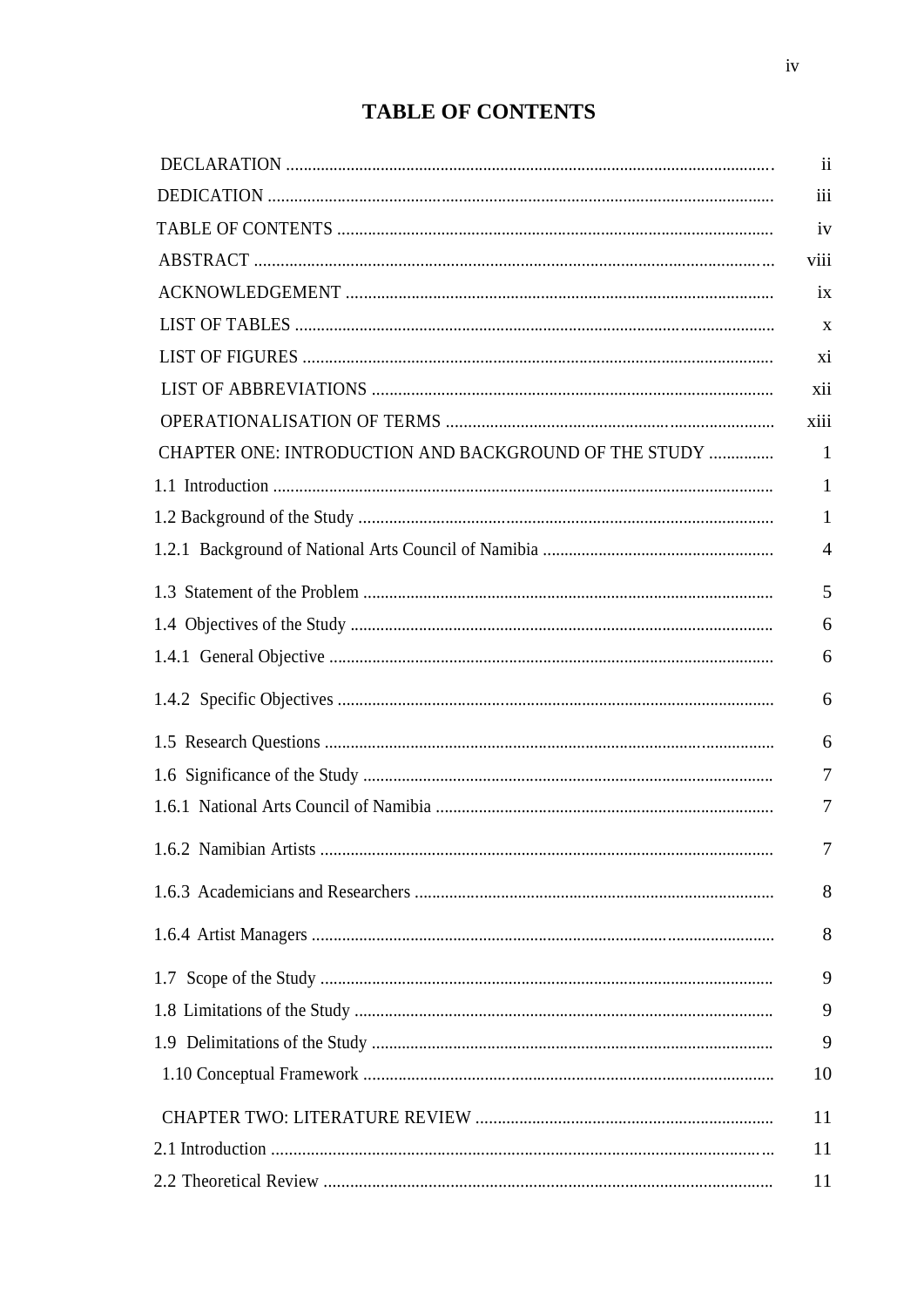# TABLE OF CONTENTS

| | |
|---|---|
| DECLARATION | ii |
| DEDICATION | iii |
| TABLE OF CONTENTS | iv |
| ABSTRACT | viii |
| ACKNOWLEDGEMENT | ix |
| LIST OF TABLES | x |
| LIST OF FIGURES | xi |
| LIST OF ABBREVIATIONS | xii |
| OPERATIONALISATION OF TERMS | xiii |
| CHAPTER ONE: INTRODUCTION AND BACKGROUND OF THE STUDY | 1 |
| 1.1 Introduction | 1 |
| 1.2 Background of the Study | 1 |
| 1.2.1 Background of National Arts Council of Namibia | 4 |
| 1.3 Statement of the Problem | 5 |
| 1.4 Objectives of the Study | 6 |
| 1.4.1 General Objective | 6 |
| 1.4.2 Specific Objectives | 6 |
| 1.5 Research Questions | 6 |
| 1.6 Significance of the Study | 7 |
| 1.6.1 National Arts Council of Namibia | 7 |
| 1.6.2 Namibian Artists | 7 |
| 1.6.3 Academicians and Researchers | 8 |
| 1.6.4 Artist Managers | 8 |
| 1.7 Scope of the Study | 9 |
| 1.8 Limitations of the Study | 9 |
| 1.9 Delimitations of the Study | 9 |
| 1.10 Conceptual Framework | 10 |
| CHAPTER TWO: LITERATURE REVIEW | 11 |
| 2.1 Introduction | 11 |
| 2.2 Theoretical Review | 11 |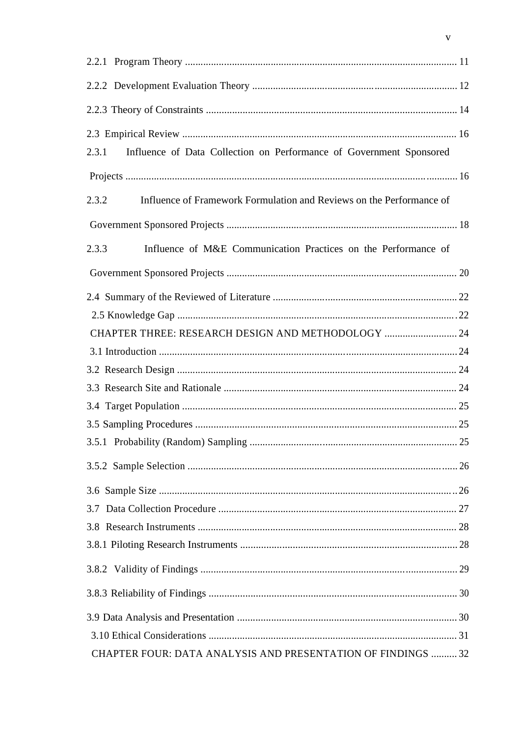2.2.1 Program Theory ........................................................................................................ 11

2.2.2 Development Evaluation Theory .............................................................................. 12

2.2.3 Theory of Constraints ................................................................................................ 14

2.3 Empirical Review .......................................................................................................... 16

2.3.1 Influence of Data Collection on Performance of Government Sponsored Projects ................................................................................................................................ 16

2.3.2 Influence of Framework Formulation and Reviews on the Performance of Government Sponsored Projects ......................................................................................... 18

2.3.3 Influence of M&E Communication Practices on the Performance of Government Sponsored Projects ......................................................................................... 20

2.4 Summary of the Reviewed of Literature ...................................................................... 22

2.5 Knowledge Gap ............................................................................................................. 22

CHAPTER THREE: RESEARCH DESIGN AND METHODOLOGY ............................ 24

3.1 Introduction .................................................................................................................. 24

3.2 Research Design ............................................................................................................ 24

3.3 Research Site and Rationale .......................................................................................... 24

3.4 Target Population .......................................................................................................... 25

3.5 Sampling Procedures ..................................................................................................... 25

3.5.1 Probability (Random) Sampling ................................................................................ 25

3.5.2 Sample Selection ....................................................................................................... 26

3.6 Sample Size .................................................................................................................. 26

3.7 Data Collection Procedure ............................................................................................ 27

3.8 Research Instruments .................................................................................................... 28

3.8.1 Piloting Research Instruments ................................................................................... 28

3.8.2 Validity of Findings .................................................................................................. 29

3.8.3 Reliability of Findings ............................................................................................... 30

3.9 Data Analysis and Presentation .................................................................................... 30

3.10 Ethical Considerations ................................................................................................ 31

CHAPTER FOUR: DATA ANALYSIS AND PRESENTATION OF FINDINGS .......... 32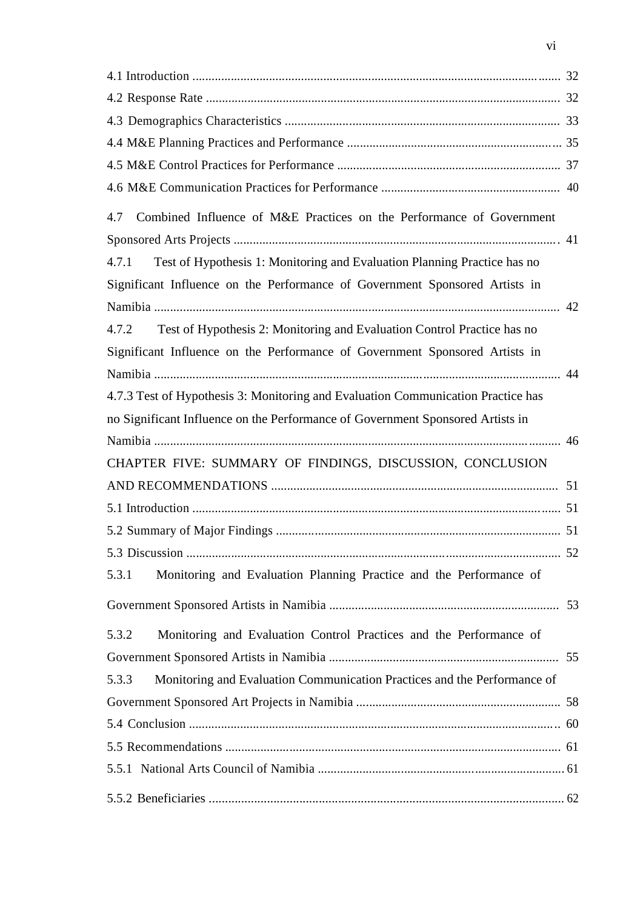4.1 Introduction ........................................................................................................ 32

4.2 Response Rate ..................................................................................................... 32

4.3 Demographics Characteristics ............................................................................ 33

4.4 M&E Planning Practices and Performance ......................................................... 35

4.5 M&E Control Practices for Performance ............................................................ 37

4.6 M&E Communication Practices for Performance .............................................. 40

4.7 Combined Influence of M&E Practices on the Performance of Government Sponsored Arts Projects ............................................................................................ 41

4.7.1 Test of Hypothesis 1: Monitoring and Evaluation Planning Practice has no Significant Influence on the Performance of Government Sponsored Artists in Namibia ..................................................................................................................... 42

4.7.2 Test of Hypothesis 2: Monitoring and Evaluation Control Practice has no Significant Influence on the Performance of Government Sponsored Artists in Namibia ..................................................................................................................... 44

4.7.3 Test of Hypothesis 3: Monitoring and Evaluation Communication Practice has no Significant Influence on the Performance of Government Sponsored Artists in Namibia ..................................................................................................................... 46

CHAPTER FIVE: SUMMARY OF FINDINGS, DISCUSSION, CONCLUSION AND RECOMMENDATIONS ................................................................................ 51

5.1 Introduction ........................................................................................................ 51

5.2 Summary of Major Findings ............................................................................... 51

5.3 Discussion .......................................................................................................... 52

5.3.1 Monitoring and Evaluation Planning Practice and the Performance of Government Sponsored Artists in Namibia ............................................................ 53

5.3.2 Monitoring and Evaluation Control Practices and the Performance of Government Sponsored Artists in Namibia ............................................................ 55

5.3.3 Monitoring and Evaluation Communication Practices and the Performance of Government Sponsored Art Projects in Namibia ..................................................... 58

5.4 Conclusion .......................................................................................................... 60

5.5 Recommendations ............................................................................................... 61

5.5.1 National Arts Council of Namibia .................................................................. 61

5.5.2 Beneficiaries ..................................................................................................... 62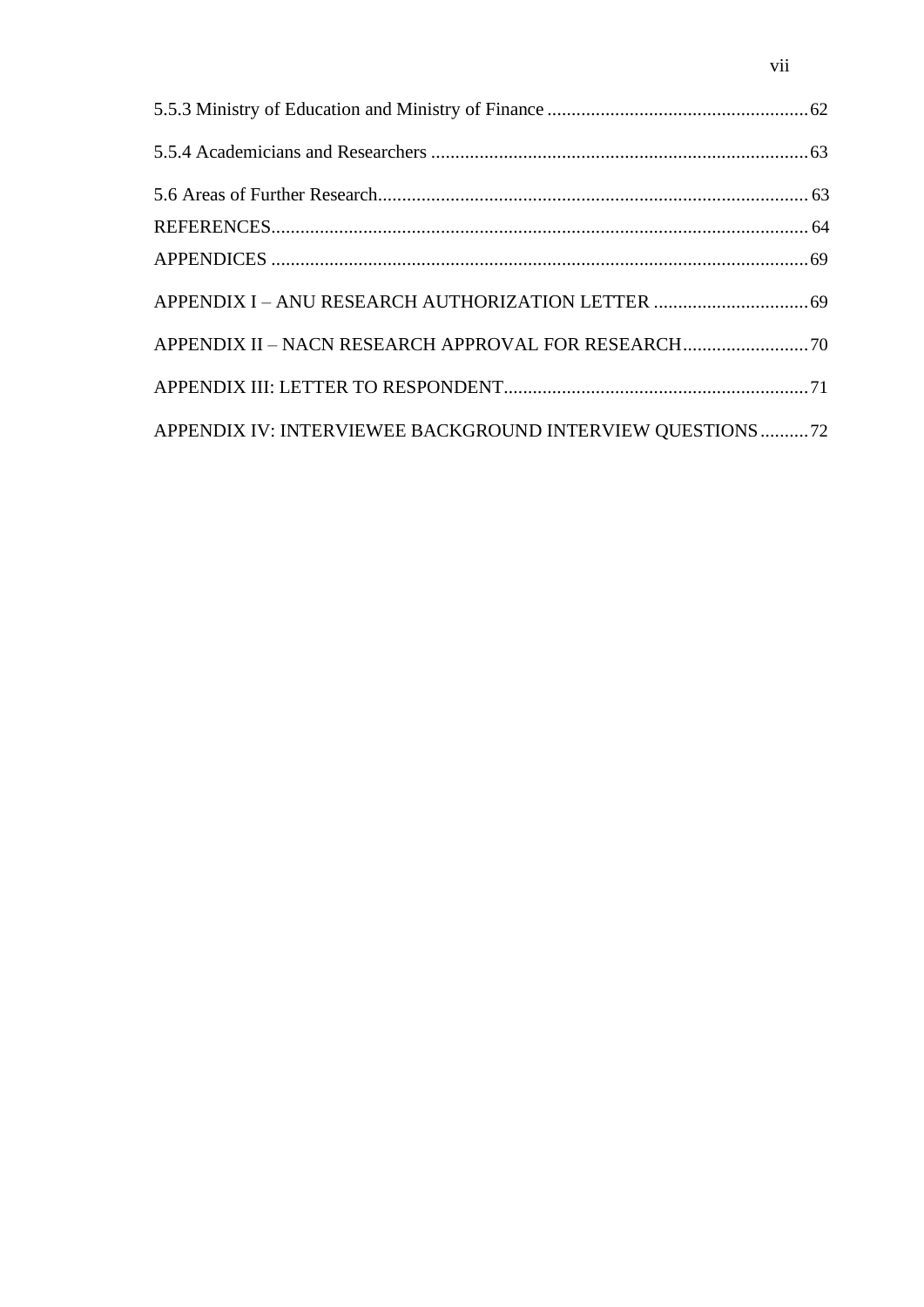5.5.3 Ministry of Education and Ministry of Finance ........ 62

5.5.4 Academicians and Researchers ........ 63

5.6 Areas of Further Research........ 63

REFERENCES........ 64

APPENDICES ........ 69

APPENDIX I – ANU RESEARCH AUTHORIZATION LETTER ........ 69

APPENDIX II – NACN RESEARCH APPROVAL FOR RESEARCH........ 70

APPENDIX III: LETTER TO RESPONDENT........ 71

APPENDIX IV: INTERVIEWEE BACKGROUND INTERVIEW QUESTIONS........ 72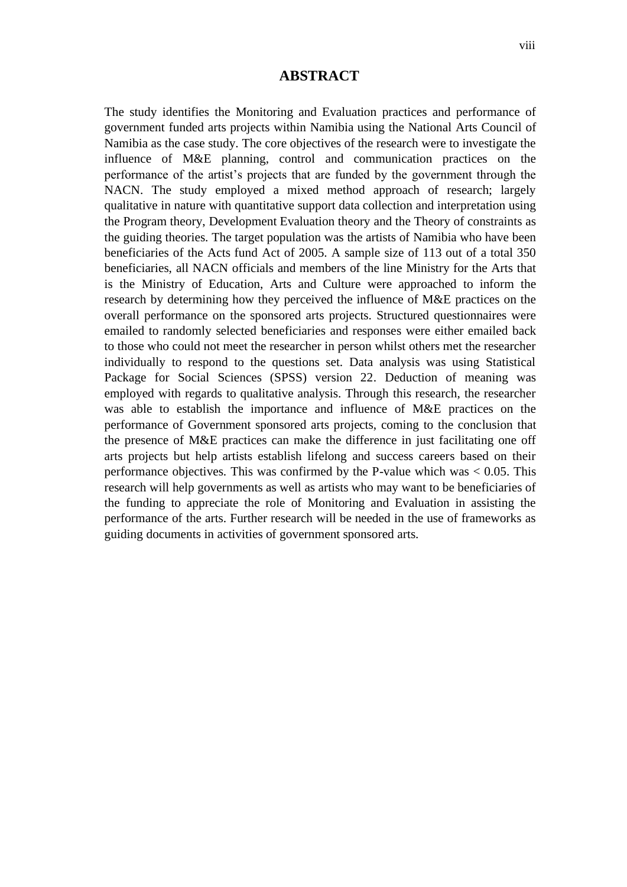# ABSTRACT

The study identifies the Monitoring and Evaluation practices and performance of government funded arts projects within Namibia using the National Arts Council of Namibia as the case study. The core objectives of the research were to investigate the influence of M&E planning, control and communication practices on the performance of the artist's projects that are funded by the government through the NACN. The study employed a mixed method approach of research; largely qualitative in nature with quantitative support data collection and interpretation using the Program theory, Development Evaluation theory and the Theory of constraints as the guiding theories. The target population was the artists of Namibia who have been beneficiaries of the Acts fund Act of 2005. A sample size of 113 out of a total 350 beneficiaries, all NACN officials and members of the line Ministry for the Arts that is the Ministry of Education, Arts and Culture were approached to inform the research by determining how they perceived the influence of M&E practices on the overall performance on the sponsored arts projects. Structured questionnaires were emailed to randomly selected beneficiaries and responses were either emailed back to those who could not meet the researcher in person whilst others met the researcher individually to respond to the questions set. Data analysis was using Statistical Package for Social Sciences (SPSS) version 22. Deduction of meaning was employed with regards to qualitative analysis. Through this research, the researcher was able to establish the importance and influence of M&E practices on the performance of Government sponsored arts projects, coming to the conclusion that the presence of M&E practices can make the difference in just facilitating one off arts projects but help artists establish lifelong and success careers based on their performance objectives. This was confirmed by the P-value which was $< 0.05$. This research will help governments as well as artists who may want to be beneficiaries of the funding to appreciate the role of Monitoring and Evaluation in assisting the performance of the arts. Further research will be needed in the use of frameworks as guiding documents in activities of government sponsored arts.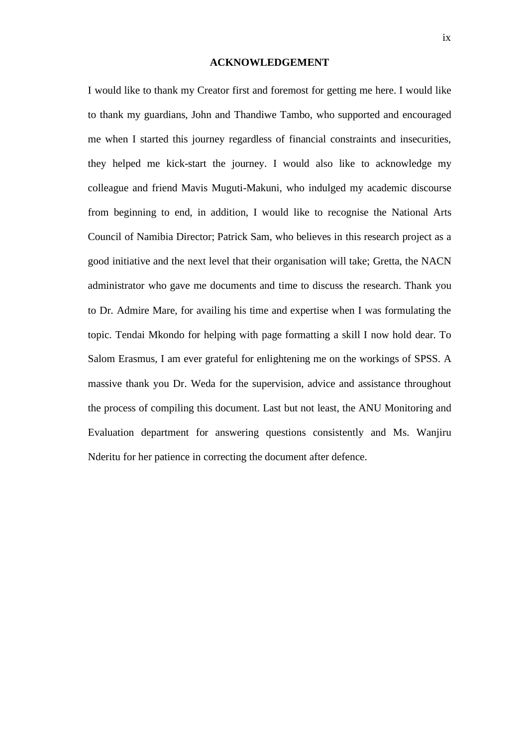# ACKNOWLEDGEMENT

I would like to thank my Creator first and foremost for getting me here. I would like to thank my guardians, John and Thandiwe Tambo, who supported and encouraged me when I started this journey regardless of financial constraints and insecurities, they helped me kick-start the journey. I would also like to acknowledge my colleague and friend Mavis Muguti-Makuni, who indulged my academic discourse from beginning to end, in addition, I would like to recognise the National Arts Council of Namibia Director; Patrick Sam, who believes in this research project as a good initiative and the next level that their organisation will take; Gretta, the NACN administrator who gave me documents and time to discuss the research. Thank you to Dr. Admire Mare, for availing his time and expertise when I was formulating the topic. Tendai Mkondo for helping with page formatting a skill I now hold dear. To Salom Erasmus, I am ever grateful for enlightening me on the workings of SPSS. A massive thank you Dr. Weda for the supervision, advice and assistance throughout the process of compiling this document. Last but not least, the ANU Monitoring and Evaluation department for answering questions consistently and Ms. Wanjiru Nderitu for her patience in correcting the document after defence.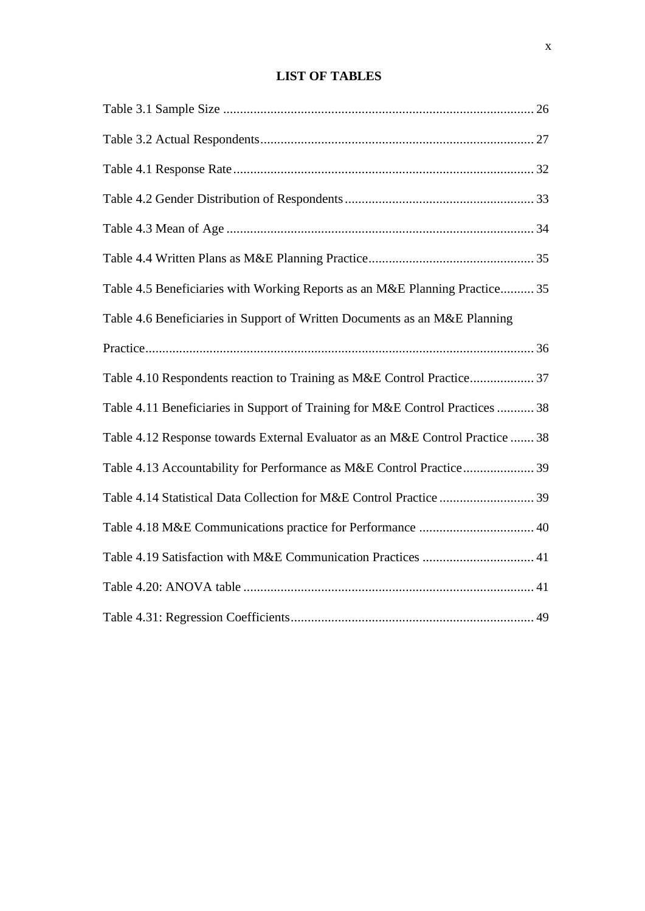## LIST OF TABLES

Table 3.1 Sample Size ........................................................................................... 26

Table 3.2 Actual Respondents................................................................................ 27

Table 4.1 Response Rate........................................................................................ 32

Table 4.2 Gender Distribution of Respondents........................................................ 33

Table 4.3 Mean of Age .......................................................................................... 34

Table 4.4 Written Plans as M&E Planning Practice................................................. 35

Table 4.5 Beneficiaries with Working Reports as an M&E Planning Practice.......... 35

Table 4.6 Beneficiaries in Support of Written Documents as an M&E Planning Practice.................................................................................................................. 36

Table 4.10 Respondents reaction to Training as M&E Control Practice................... 37

Table 4.11 Beneficiaries in Support of Training for M&E Control Practices ........... 38

Table 4.12 Response towards External Evaluator as an M&E Control Practice ....... 38

Table 4.13 Accountability for Performance as M&E Control Practice..................... 39

Table 4.14 Statistical Data Collection for M&E Control Practice ............................ 39

Table 4.18 M&E Communications practice for Performance .................................. 40

Table 4.19 Satisfaction with M&E Communication Practices ................................. 41

Table 4.20: ANOVA table ...................................................................................... 41

Table 4.31: Regression Coefficients........................................................................ 49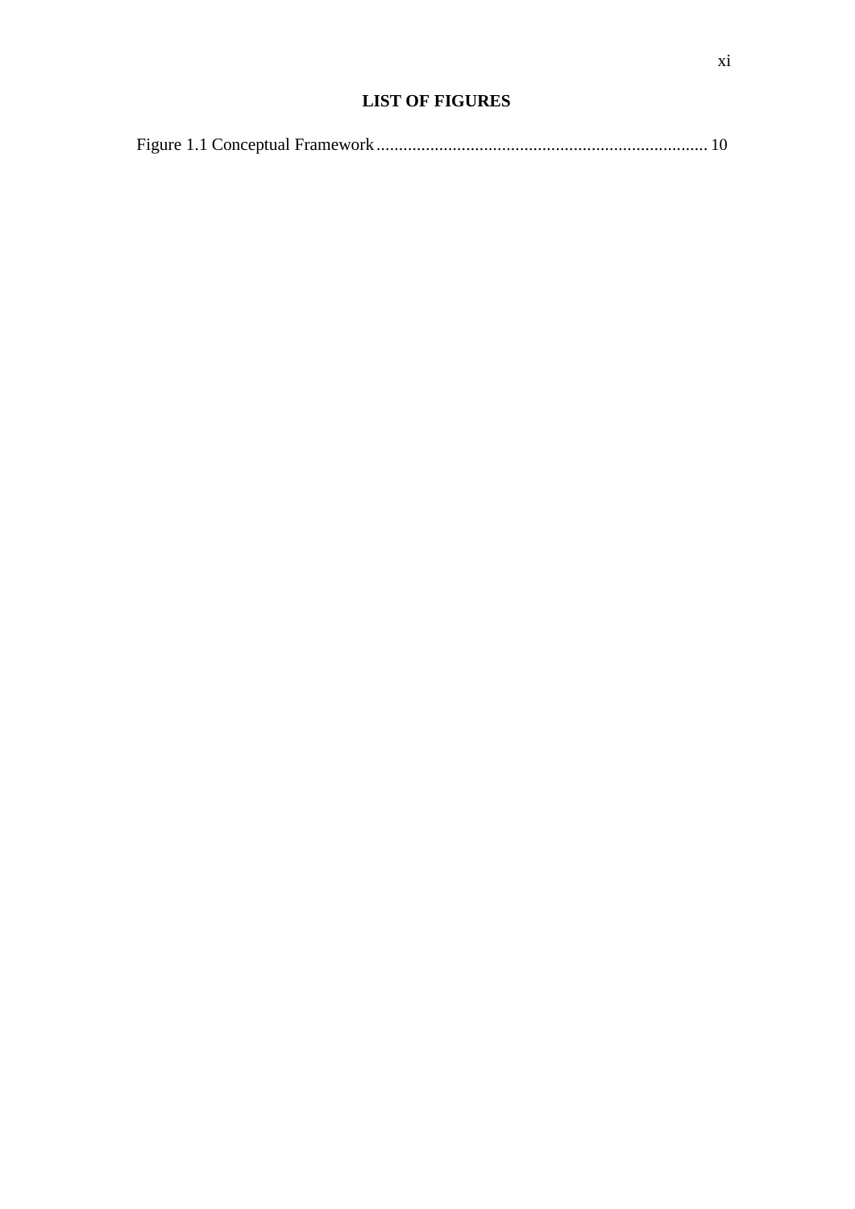# LIST OF FIGURES

Figure 1.1 Conceptual Framework .......................................................................... 10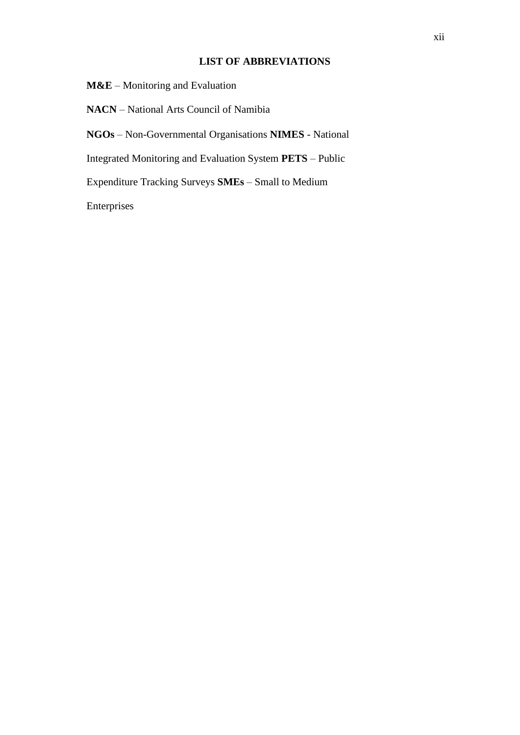## LIST OF ABBREVIATIONS

**M&E** – Monitoring and Evaluation

**NACN** – National Arts Council of Namibia

**NGOs** – Non-Governmental Organisations **NIMES** - National Integrated Monitoring and Evaluation System **PETS** – Public Expenditure Tracking Surveys **SMEs** – Small to Medium Enterprises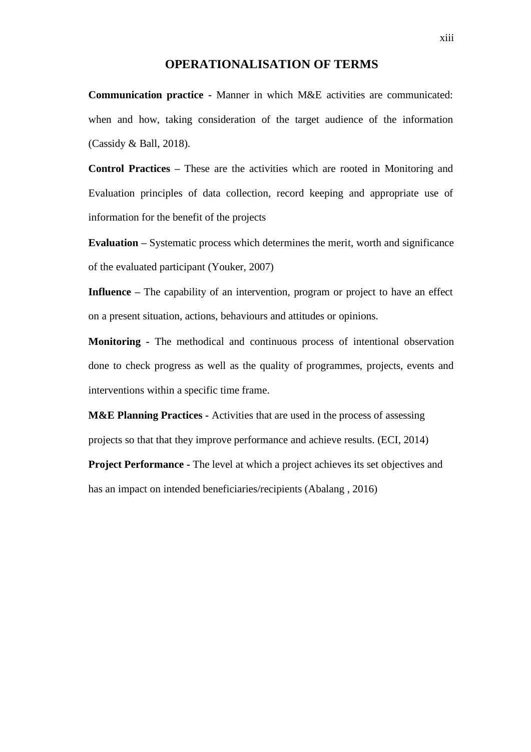# OPERATIONALISATION OF TERMS

**Communication practice -** Manner in which M&E activities are communicated: when and how, taking consideration of the target audience of the information (Cassidy & Ball, 2018).

**Control Practices –** These are the activities which are rooted in Monitoring and Evaluation principles of data collection, record keeping and appropriate use of information for the benefit of the projects

**Evaluation –** Systematic process which determines the merit, worth and significance of the evaluated participant (Youker, 2007)

**Influence –** The capability of an intervention, program or project to have an effect on a present situation, actions, behaviours and attitudes or opinions.

**Monitoring -** The methodical and continuous process of intentional observation done to check progress as well as the quality of programmes, projects, events and interventions within a specific time frame.

**M&E Planning Practices -** Activities that are used in the process of assessing projects so that that they improve performance and achieve results. (ECI, 2014)

**Project Performance -** The level at which a project achieves its set objectives and has an impact on intended beneficiaries/recipients (Abalang , 2016)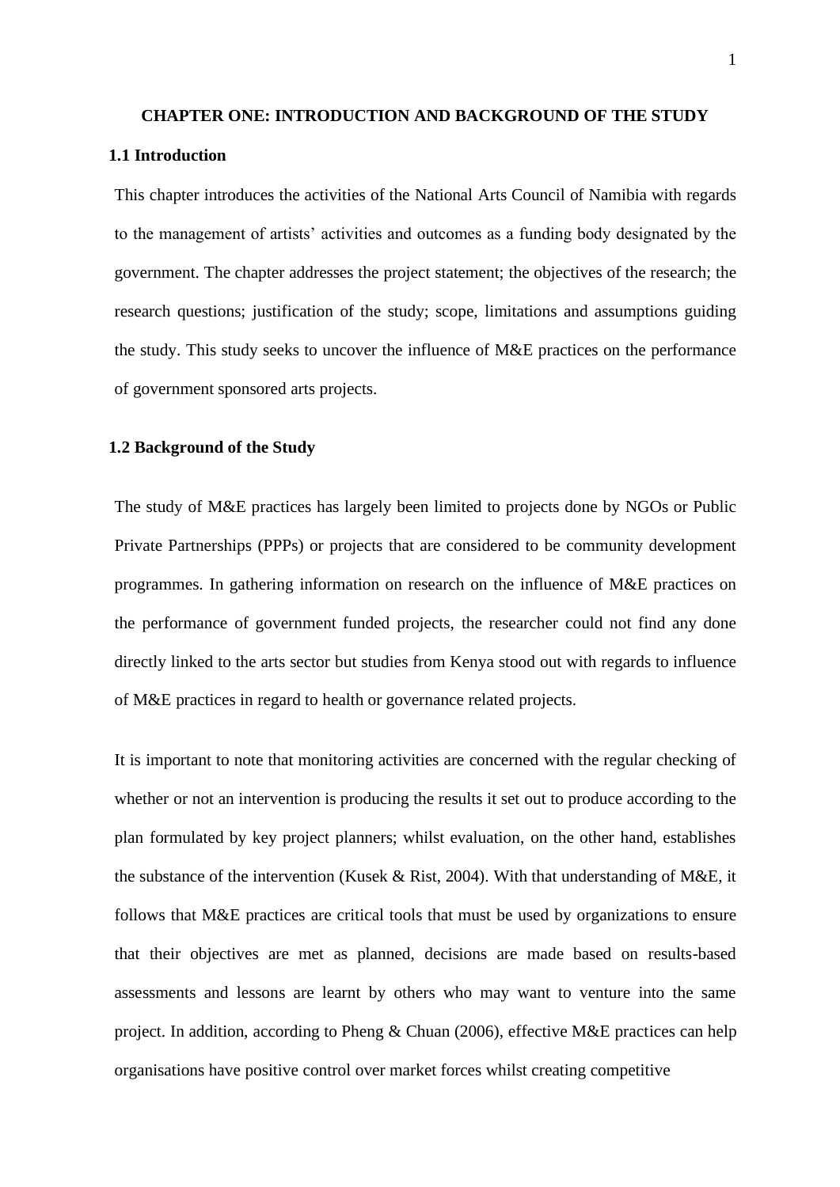# CHAPTER ONE: INTRODUCTION AND BACKGROUND OF THE STUDY

## 1.1 Introduction

This chapter introduces the activities of the National Arts Council of Namibia with regards to the management of artists' activities and outcomes as a funding body designated by the government. The chapter addresses the project statement; the objectives of the research; the research questions; justification of the study; scope, limitations and assumptions guiding the study. This study seeks to uncover the influence of M&E practices on the performance of government sponsored arts projects.

## 1.2 Background of the Study

The study of M&E practices has largely been limited to projects done by NGOs or Public Private Partnerships (PPPs) or projects that are considered to be community development programmes. In gathering information on research on the influence of M&E practices on the performance of government funded projects, the researcher could not find any done directly linked to the arts sector but studies from Kenya stood out with regards to influence of M&E practices in regard to health or governance related projects.

It is important to note that monitoring activities are concerned with the regular checking of whether or not an intervention is producing the results it set out to produce according to the plan formulated by key project planners; whilst evaluation, on the other hand, establishes the substance of the intervention (Kusek & Rist, 2004). With that understanding of M&E, it follows that M&E practices are critical tools that must be used by organizations to ensure that their objectives are met as planned, decisions are made based on results-based assessments and lessons are learnt by others who may want to venture into the same project. In addition, according to Pheng & Chuan (2006), effective M&E practices can help organisations have positive control over market forces whilst creating competitive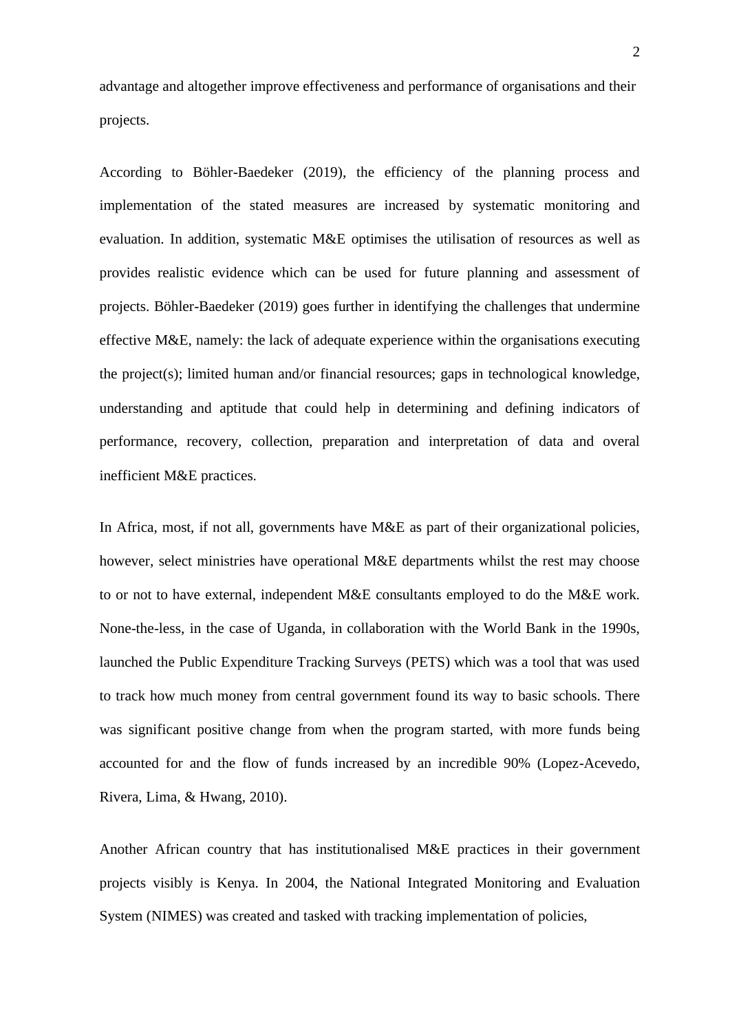advantage and altogether improve effectiveness and performance of organisations and their projects.

According to Böhler-Baedeker (2019), the efficiency of the planning process and implementation of the stated measures are increased by systematic monitoring and evaluation. In addition, systematic M&E optimises the utilisation of resources as well as provides realistic evidence which can be used for future planning and assessment of projects. Böhler-Baedeker (2019) goes further in identifying the challenges that undermine effective M&E, namely: the lack of adequate experience within the organisations executing the project(s); limited human and/or financial resources; gaps in technological knowledge, understanding and aptitude that could help in determining and defining indicators of performance, recovery, collection, preparation and interpretation of data and overal inefficient M&E practices.

In Africa, most, if not all, governments have M&E as part of their organizational policies, however, select ministries have operational M&E departments whilst the rest may choose to or not to have external, independent M&E consultants employed to do the M&E work. None-the-less, in the case of Uganda, in collaboration with the World Bank in the 1990s, launched the Public Expenditure Tracking Surveys (PETS) which was a tool that was used to track how much money from central government found its way to basic schools. There was significant positive change from when the program started, with more funds being accounted for and the flow of funds increased by an incredible 90% (Lopez-Acevedo, Rivera, Lima, & Hwang, 2010).

Another African country that has institutionalised M&E practices in their government projects visibly is Kenya. In 2004, the National Integrated Monitoring and Evaluation System (NIMES) was created and tasked with tracking implementation of policies,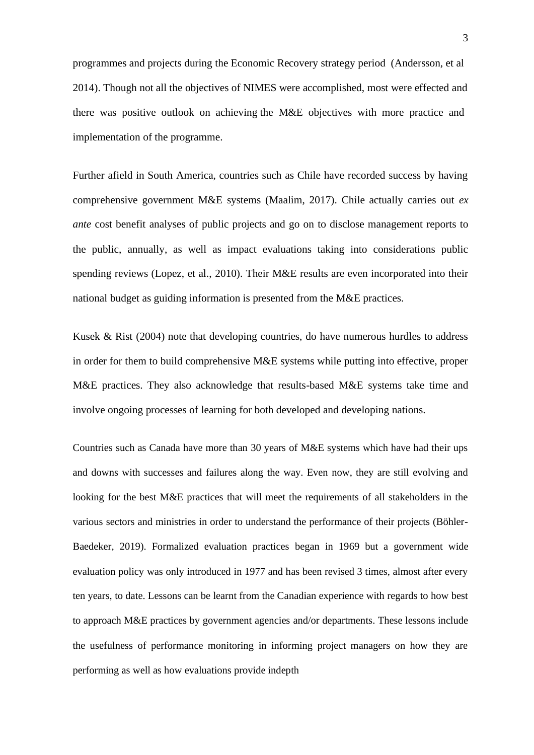programmes and projects during the Economic Recovery strategy period (Andersson, et al 2014). Though not all the objectives of NIMES were accomplished, most were effected and there was positive outlook on achieving the M&E objectives with more practice and implementation of the programme.

Further afield in South America, countries such as Chile have recorded success by having comprehensive government M&E systems (Maalim, 2017). Chile actually carries out *ex ante* cost benefit analyses of public projects and go on to disclose management reports to the public, annually, as well as impact evaluations taking into considerations public spending reviews (Lopez, et al., 2010). Their M&E results are even incorporated into their national budget as guiding information is presented from the M&E practices.

Kusek & Rist (2004) note that developing countries, do have numerous hurdles to address in order for them to build comprehensive M&E systems while putting into effective, proper M&E practices. They also acknowledge that results-based M&E systems take time and involve ongoing processes of learning for both developed and developing nations.

Countries such as Canada have more than 30 years of M&E systems which have had their ups and downs with successes and failures along the way. Even now, they are still evolving and looking for the best M&E practices that will meet the requirements of all stakeholders in the various sectors and ministries in order to understand the performance of their projects (Böhler-Baedeker, 2019). Formalized evaluation practices began in 1969 but a government wide evaluation policy was only introduced in 1977 and has been revised 3 times, almost after every ten years, to date. Lessons can be learnt from the Canadian experience with regards to how best to approach M&E practices by government agencies and/or departments. These lessons include the usefulness of performance monitoring in informing project managers on how they are performing as well as how evaluations provide indepth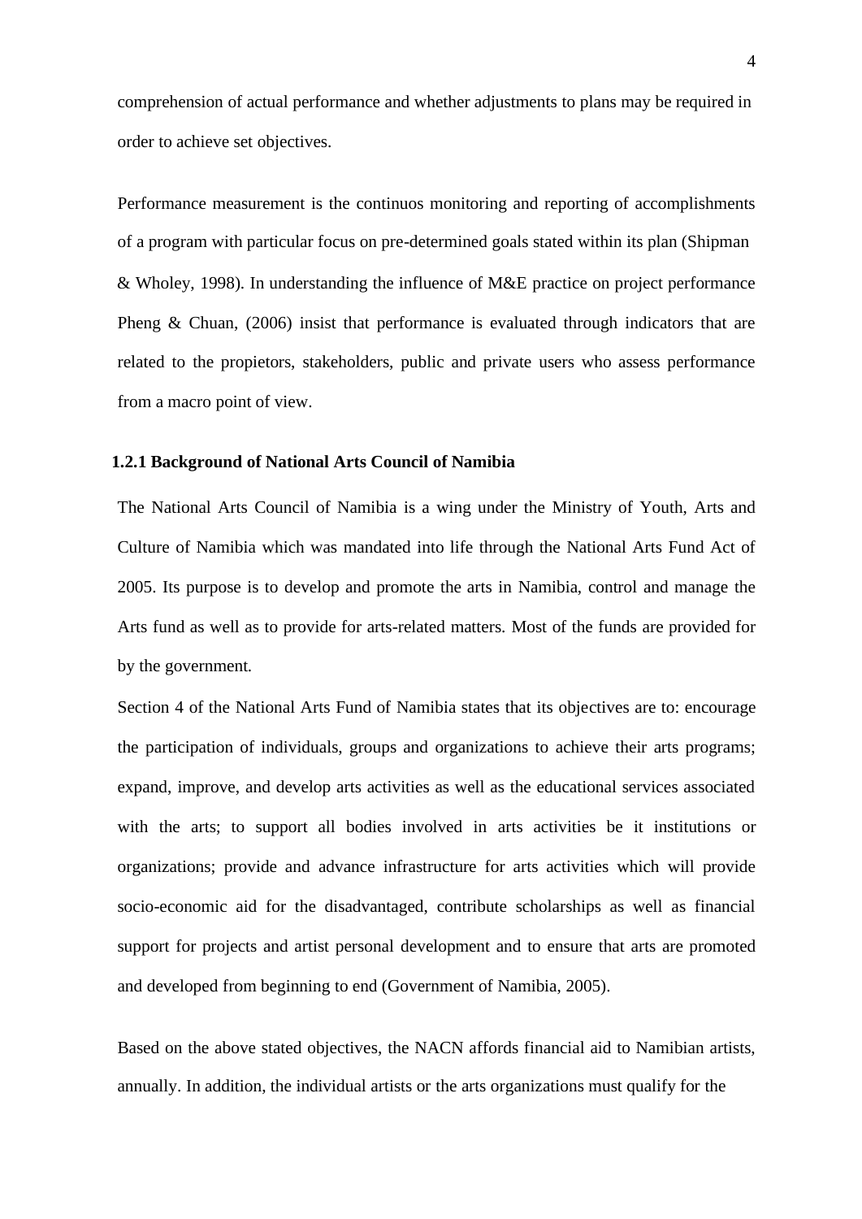comprehension of actual performance and whether adjustments to plans may be required in order to achieve set objectives.

Performance measurement is the continuos monitoring and reporting of accomplishments of a program with particular focus on pre-determined goals stated within its plan (Shipman & Wholey, 1998). In understanding the influence of M&E practice on project performance Pheng & Chuan, (2006) insist that performance is evaluated through indicators that are related to the propietors, stakeholders, public and private users who assess performance from a macro point of view.

### 1.2.1 Background of National Arts Council of Namibia

The National Arts Council of Namibia is a wing under the Ministry of Youth, Arts and Culture of Namibia which was mandated into life through the National Arts Fund Act of 2005. Its purpose is to develop and promote the arts in Namibia, control and manage the Arts fund as well as to provide for arts-related matters. Most of the funds are provided for by the government.

Section 4 of the National Arts Fund of Namibia states that its objectives are to: encourage the participation of individuals, groups and organizations to achieve their arts programs; expand, improve, and develop arts activities as well as the educational services associated with the arts; to support all bodies involved in arts activities be it institutions or organizations; provide and advance infrastructure for arts activities which will provide socio-economic aid for the disadvantaged, contribute scholarships as well as financial support for projects and artist personal development and to ensure that arts are promoted and developed from beginning to end (Government of Namibia, 2005).

Based on the above stated objectives, the NACN affords financial aid to Namibian artists, annually. In addition, the individual artists or the arts organizations must qualify for the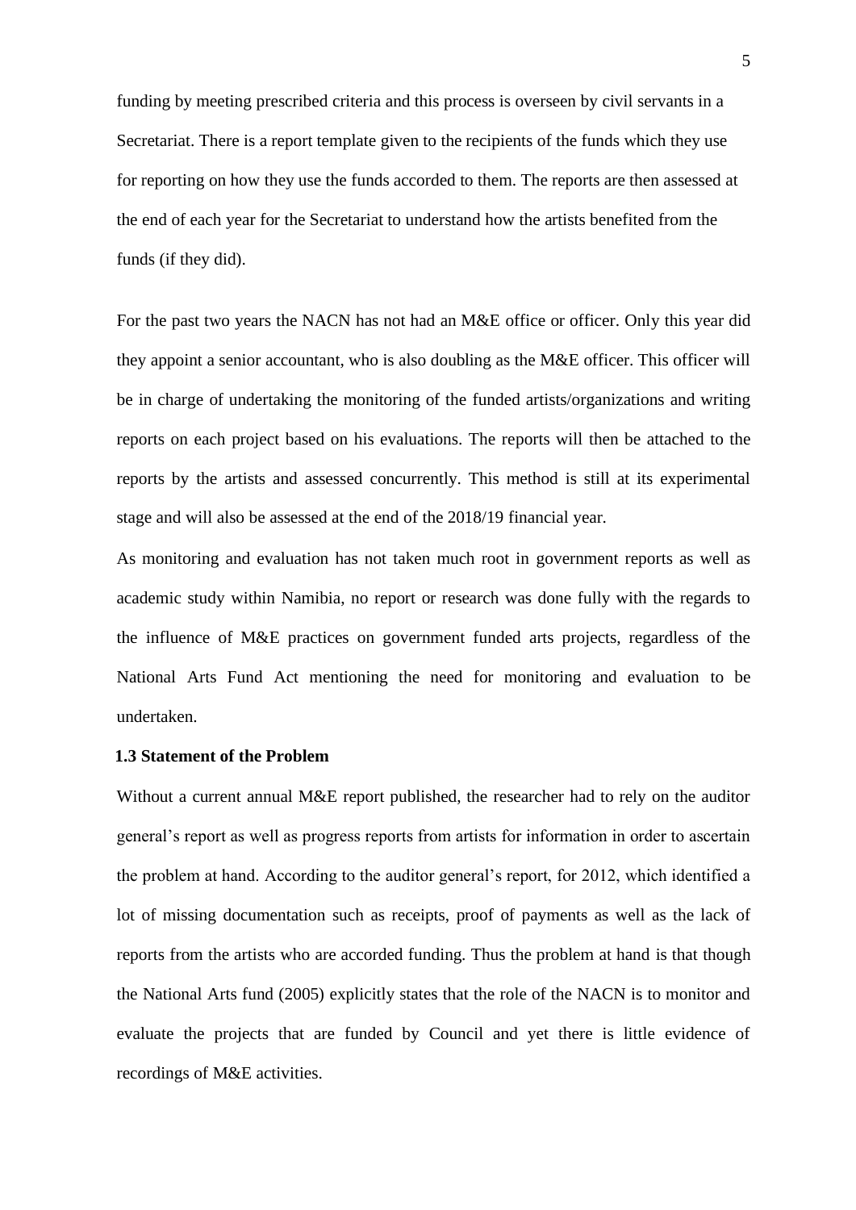funding by meeting prescribed criteria and this process is overseen by civil servants in a Secretariat. There is a report template given to the recipients of the funds which they use for reporting on how they use the funds accorded to them. The reports are then assessed at the end of each year for the Secretariat to understand how the artists benefited from the funds (if they did).

For the past two years the NACN has not had an M&E office or officer. Only this year did they appoint a senior accountant, who is also doubling as the M&E officer. This officer will be in charge of undertaking the monitoring of the funded artists/organizations and writing reports on each project based on his evaluations. The reports will then be attached to the reports by the artists and assessed concurrently. This method is still at its experimental stage and will also be assessed at the end of the 2018/19 financial year.

As monitoring and evaluation has not taken much root in government reports as well as academic study within Namibia, no report or research was done fully with the regards to the influence of M&E practices on government funded arts projects, regardless of the National Arts Fund Act mentioning the need for monitoring and evaluation to be undertaken.

### 1.3 Statement of the Problem

Without a current annual M&E report published, the researcher had to rely on the auditor general's report as well as progress reports from artists for information in order to ascertain the problem at hand. According to the auditor general's report, for 2012, which identified a lot of missing documentation such as receipts, proof of payments as well as the lack of reports from the artists who are accorded funding. Thus the problem at hand is that though the National Arts fund (2005) explicitly states that the role of the NACN is to monitor and evaluate the projects that are funded by Council and yet there is little evidence of recordings of M&E activities.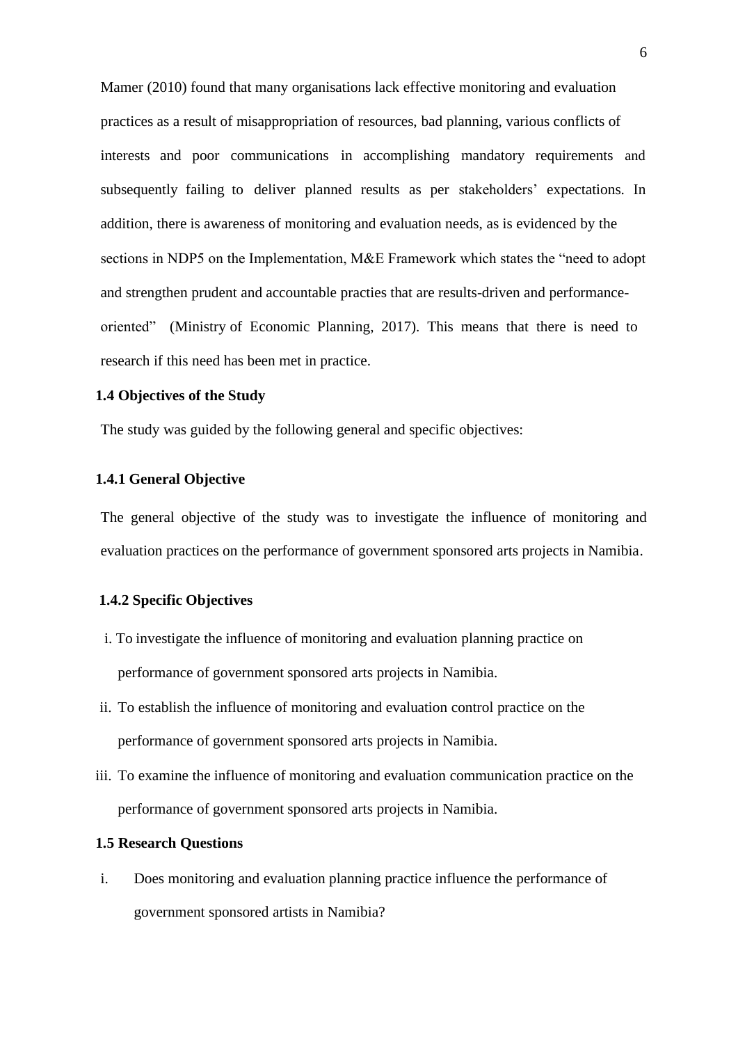Mamer (2010) found that many organisations lack effective monitoring and evaluation practices as a result of misappropriation of resources, bad planning, various conflicts of interests and poor communications in accomplishing mandatory requirements and subsequently failing to deliver planned results as per stakeholders' expectations. In addition, there is awareness of monitoring and evaluation needs, as is evidenced by the sections in NDP5 on the Implementation, M&E Framework which states the "need to adopt and strengthen prudent and accountable practies that are results-driven and performance-oriented" (Ministry of Economic Planning, 2017). This means that there is need to research if this need has been met in practice.

### 1.4 Objectives of the Study

The study was guided by the following general and specific objectives:

#### 1.4.1 General Objective

The general objective of the study was to investigate the influence of monitoring and evaluation practices on the performance of government sponsored arts projects in Namibia.

#### 1.4.2 Specific Objectives

i. To investigate the influence of monitoring and evaluation planning practice on performance of government sponsored arts projects in Namibia.

ii. To establish the influence of monitoring and evaluation control practice on the performance of government sponsored arts projects in Namibia.

iii. To examine the influence of monitoring and evaluation communication practice on the performance of government sponsored arts projects in Namibia.

### 1.5 Research Questions

i. Does monitoring and evaluation planning practice influence the performance of government sponsored artists in Namibia?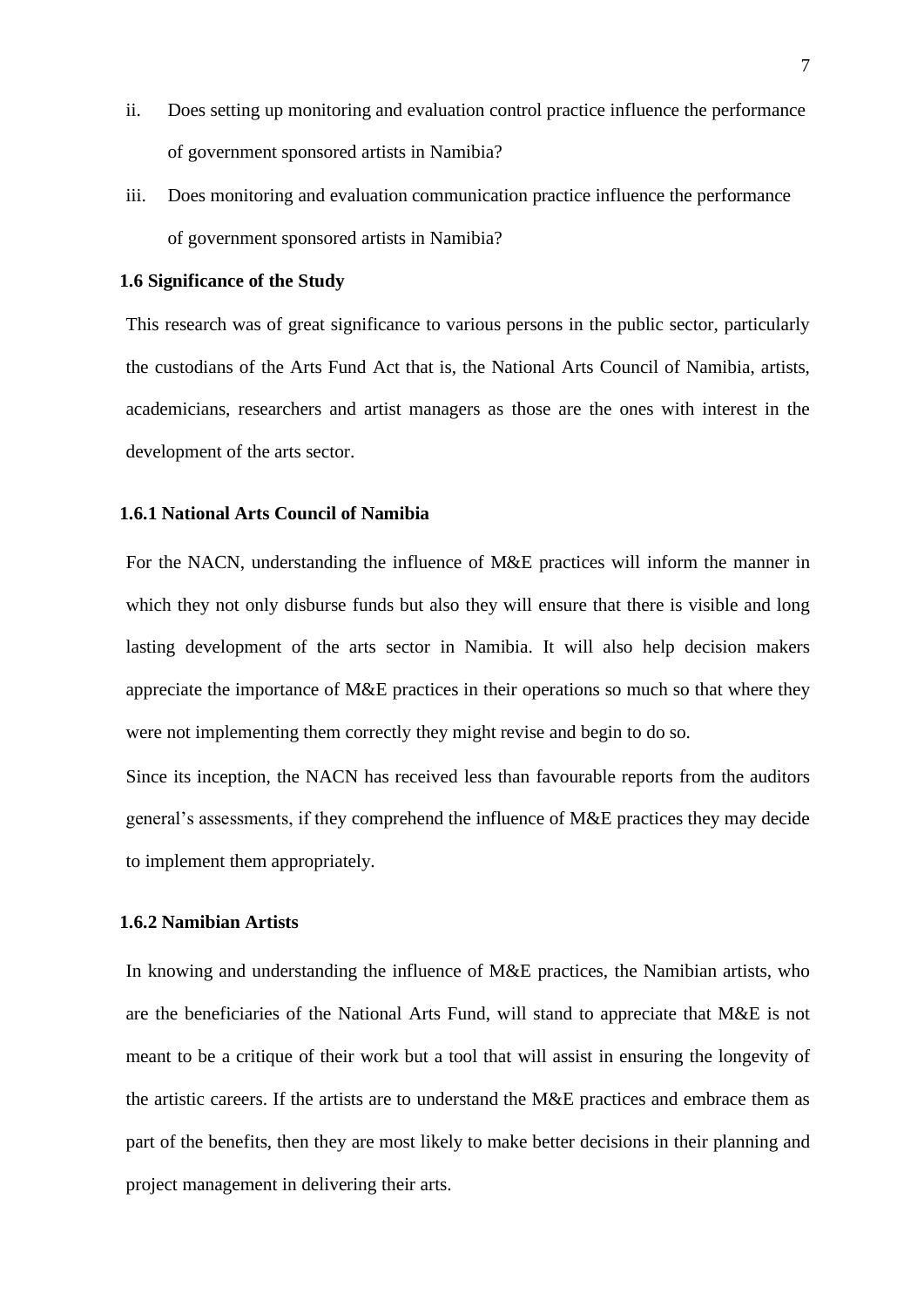ii. Does setting up monitoring and evaluation control practice influence the performance of government sponsored artists in Namibia?

iii. Does monitoring and evaluation communication practice influence the performance of government sponsored artists in Namibia?

## 1.6 Significance of the Study

This research was of great significance to various persons in the public sector, particularly the custodians of the Arts Fund Act that is, the National Arts Council of Namibia, artists, academicians, researchers and artist managers as those are the ones with interest in the development of the arts sector.

### 1.6.1 National Arts Council of Namibia

For the NACN, understanding the influence of M&E practices will inform the manner in which they not only disburse funds but also they will ensure that there is visible and long lasting development of the arts sector in Namibia. It will also help decision makers appreciate the importance of M&E practices in their operations so much so that where they were not implementing them correctly they might revise and begin to do so.

Since its inception, the NACN has received less than favourable reports from the auditors general's assessments, if they comprehend the influence of M&E practices they may decide to implement them appropriately.

### 1.6.2 Namibian Artists

In knowing and understanding the influence of M&E practices, the Namibian artists, who are the beneficiaries of the National Arts Fund, will stand to appreciate that M&E is not meant to be a critique of their work but a tool that will assist in ensuring the longevity of the artistic careers. If the artists are to understand the M&E practices and embrace them as part of the benefits, then they are most likely to make better decisions in their planning and project management in delivering their arts.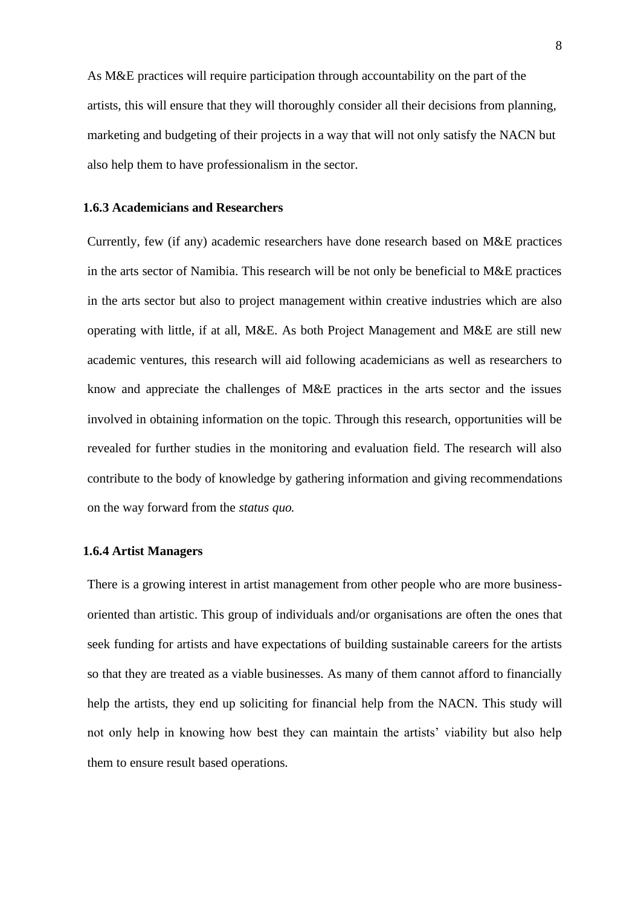As M&E practices will require participation through accountability on the part of the artists, this will ensure that they will thoroughly consider all their decisions from planning, marketing and budgeting of their projects in a way that will not only satisfy the NACN but also help them to have professionalism in the sector.

### 1.6.3 Academicians and Researchers

Currently, few (if any) academic researchers have done research based on M&E practices in the arts sector of Namibia. This research will be not only be beneficial to M&E practices in the arts sector but also to project management within creative industries which are also operating with little, if at all, M&E. As both Project Management and M&E are still new academic ventures, this research will aid following academicians as well as researchers to know and appreciate the challenges of M&E practices in the arts sector and the issues involved in obtaining information on the topic. Through this research, opportunities will be revealed for further studies in the monitoring and evaluation field. The research will also contribute to the body of knowledge by gathering information and giving recommendations on the way forward from the *status quo.*

### 1.6.4 Artist Managers

There is a growing interest in artist management from other people who are more business-oriented than artistic. This group of individuals and/or organisations are often the ones that seek funding for artists and have expectations of building sustainable careers for the artists so that they are treated as a viable businesses. As many of them cannot afford to financially help the artists, they end up soliciting for financial help from the NACN. This study will not only help in knowing how best they can maintain the artists' viability but also help them to ensure result based operations.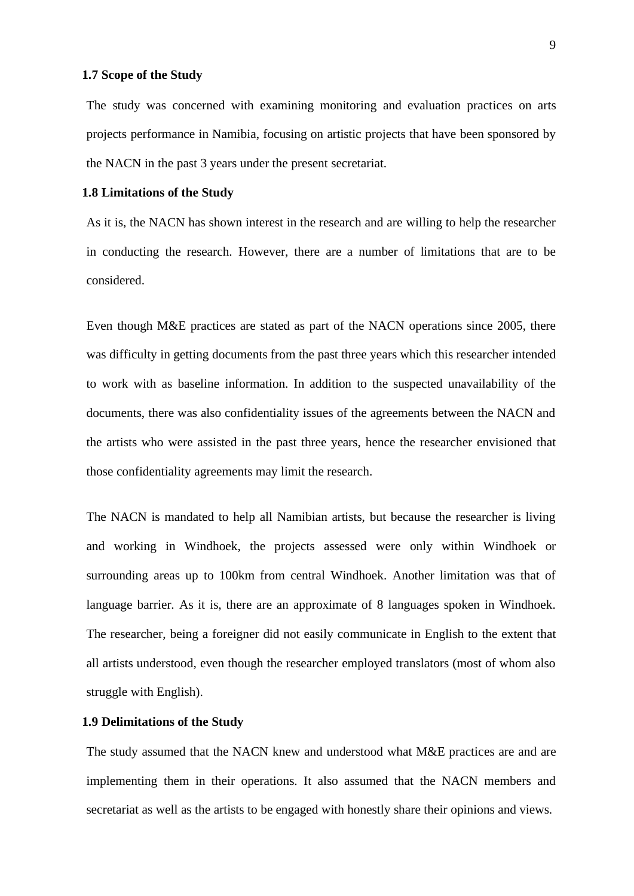### 1.7 Scope of the Study

The study was concerned with examining monitoring and evaluation practices on arts projects performance in Namibia, focusing on artistic projects that have been sponsored by the NACN in the past 3 years under the present secretariat.

### 1.8 Limitations of the Study

As it is, the NACN has shown interest in the research and are willing to help the researcher in conducting the research. However, there are a number of limitations that are to be considered.

Even though M&E practices are stated as part of the NACN operations since 2005, there was difficulty in getting documents from the past three years which this researcher intended to work with as baseline information. In addition to the suspected unavailability of the documents, there was also confidentiality issues of the agreements between the NACN and the artists who were assisted in the past three years, hence the researcher envisioned that those confidentiality agreements may limit the research.

The NACN is mandated to help all Namibian artists, but because the researcher is living and working in Windhoek, the projects assessed were only within Windhoek or surrounding areas up to 100km from central Windhoek. Another limitation was that of language barrier. As it is, there are an approximate of 8 languages spoken in Windhoek. The researcher, being a foreigner did not easily communicate in English to the extent that all artists understood, even though the researcher employed translators (most of whom also struggle with English).

### 1.9 Delimitations of the Study

The study assumed that the NACN knew and understood what M&E practices are and are implementing them in their operations. It also assumed that the NACN members and secretariat as well as the artists to be engaged with honestly share their opinions and views.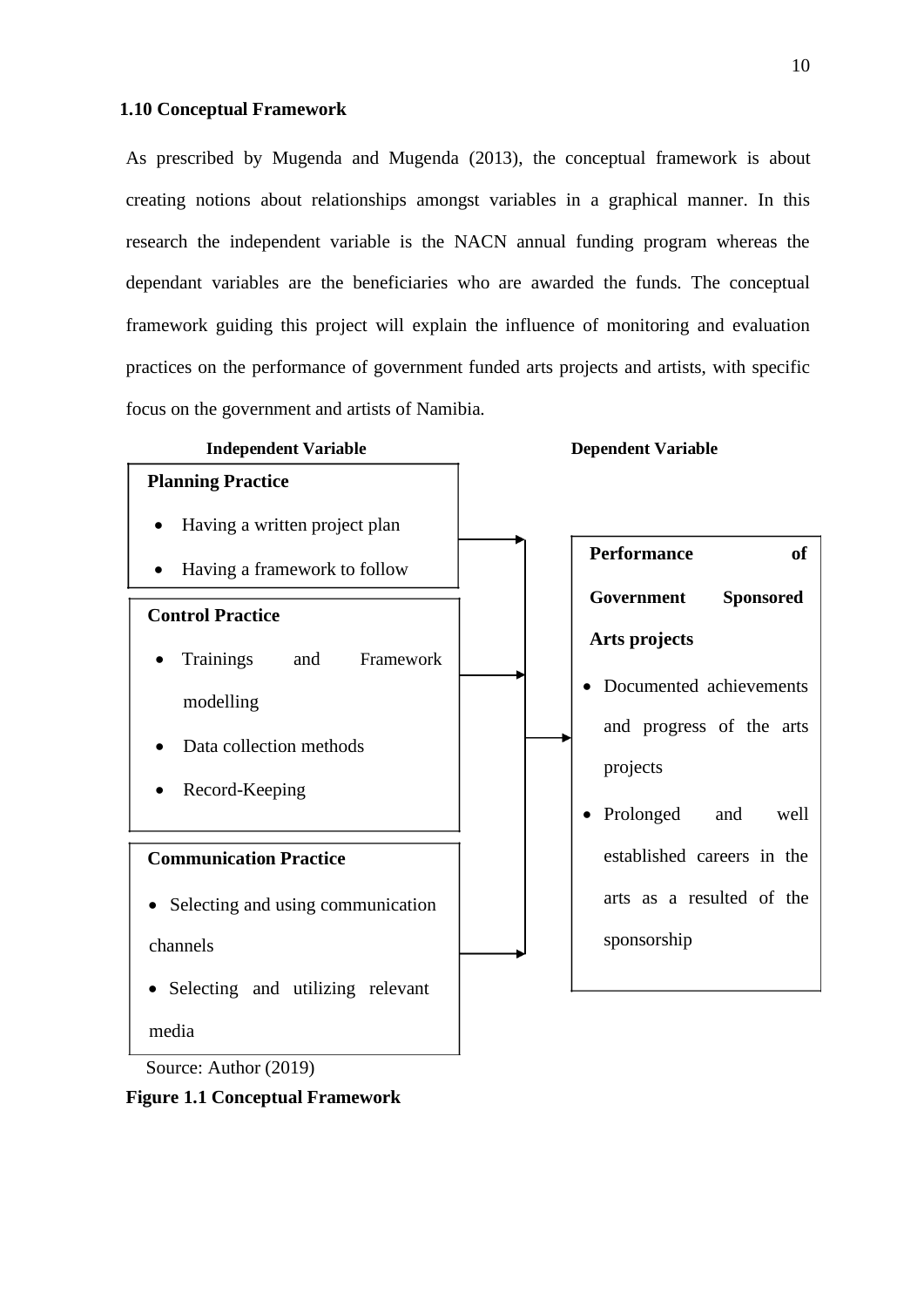### 1.10 Conceptual Framework

As prescribed by Mugenda and Mugenda (2013), the conceptual framework is about creating notions about relationships amongst variables in a graphical manner. In this research the independent variable is the NACN annual funding program whereas the dependant variables are the beneficiaries who are awarded the funds. The conceptual framework guiding this project will explain the influence of monitoring and evaluation practices on the performance of government funded arts projects and artists, with specific focus on the government and artists of Namibia.

**Independent Variable**

**Planning Practice**

- Having a written project plan
- Having a framework to follow

**Control Practice**

- Trainings and Framework modelling
- Data collection methods
- Record-Keeping

**Communication Practice**

- Selecting and using communication channels
- Selecting and utilizing relevant media

**Dependent Variable**

**Performance of Government Sponsored Arts projects**

- Documented achievements and progress of the arts projects
- Prolonged and well established careers in the arts as a resulted of the sponsorship

Source: Author (2019)

**Figure 1.1 Conceptual Framework**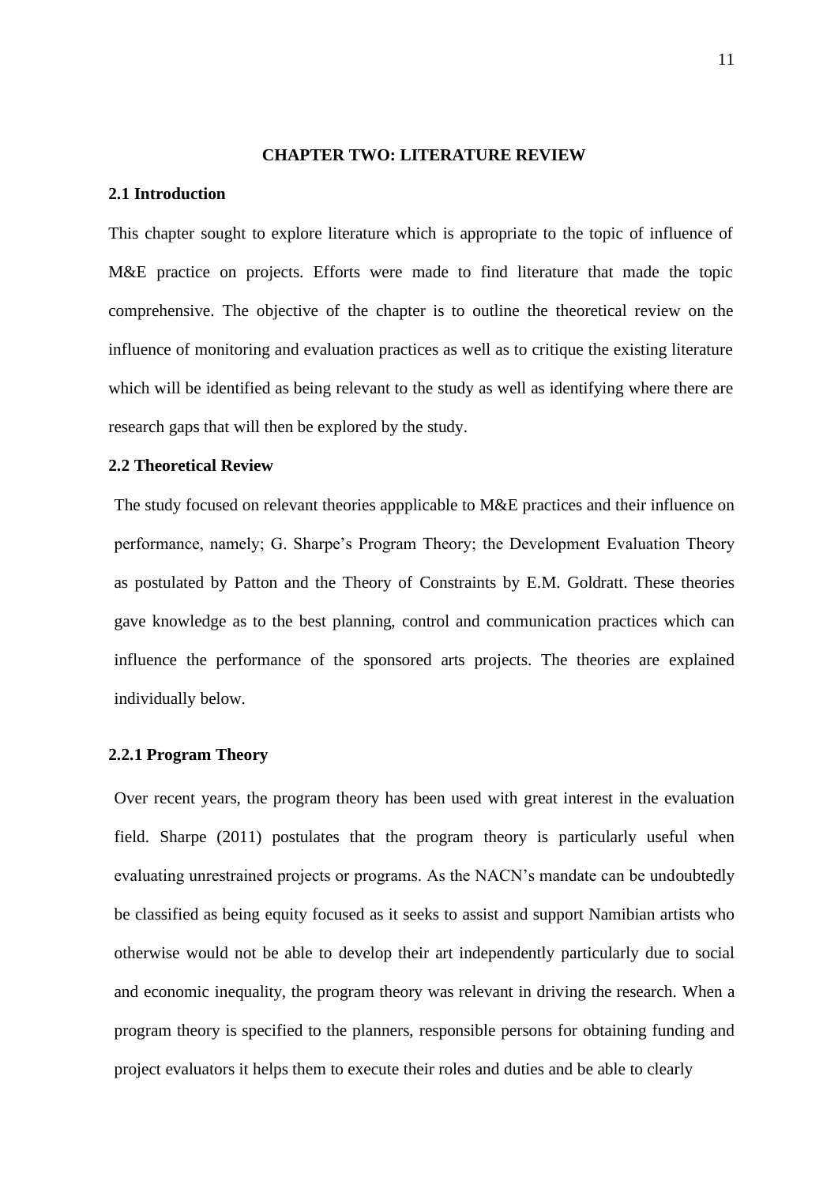# CHAPTER TWO: LITERATURE REVIEW

## 2.1 Introduction

This chapter sought to explore literature which is appropriate to the topic of influence of M&E practice on projects. Efforts were made to find literature that made the topic comprehensive. The objective of the chapter is to outline the theoretical review on the influence of monitoring and evaluation practices as well as to critique the existing literature which will be identified as being relevant to the study as well as identifying where there are research gaps that will then be explored by the study.

## 2.2 Theoretical Review

The study focused on relevant theories appplicable to M&E practices and their influence on performance, namely; G. Sharpe's Program Theory; the Development Evaluation Theory as postulated by Patton and the Theory of Constraints by E.M. Goldratt. These theories gave knowledge as to the best planning, control and communication practices which can influence the performance of the sponsored arts projects. The theories are explained individually below.

### 2.2.1 Program Theory

Over recent years, the program theory has been used with great interest in the evaluation field. Sharpe (2011) postulates that the program theory is particularly useful when evaluating unrestrained projects or programs. As the NACN's mandate can be undoubtedly be classified as being equity focused as it seeks to assist and support Namibian artists who otherwise would not be able to develop their art independently particularly due to social and economic inequality, the program theory was relevant in driving the research. When a program theory is specified to the planners, responsible persons for obtaining funding and project evaluators it helps them to execute their roles and duties and be able to clearly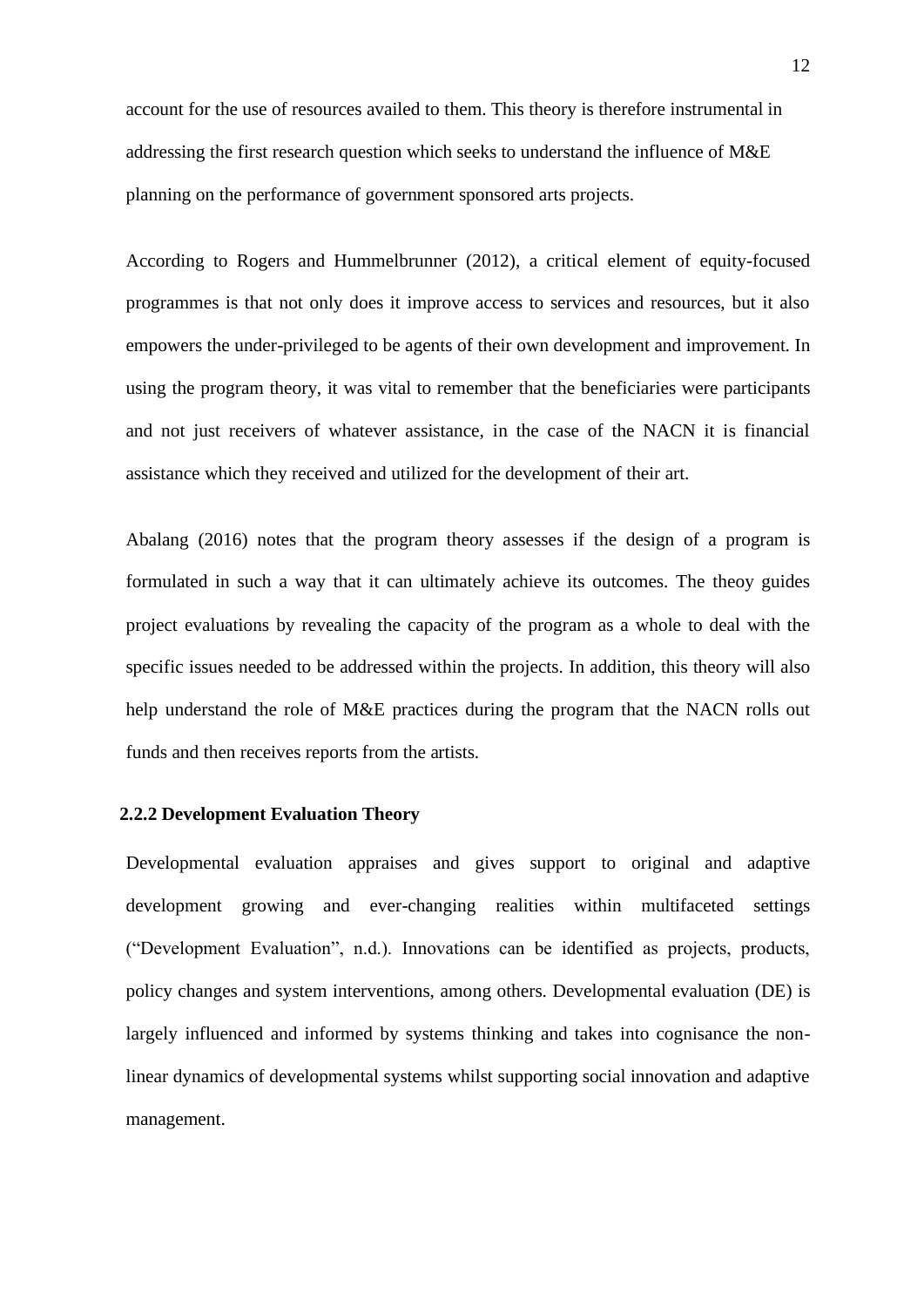account for the use of resources availed to them. This theory is therefore instrumental in addressing the first research question which seeks to understand the influence of M&E planning on the performance of government sponsored arts projects.

According to Rogers and Hummelbrunner (2012), a critical element of equity-focused programmes is that not only does it improve access to services and resources, but it also empowers the under-privileged to be agents of their own development and improvement. In using the program theory, it was vital to remember that the beneficiaries were participants and not just receivers of whatever assistance, in the case of the NACN it is financial assistance which they received and utilized for the development of their art.

Abalang (2016) notes that the program theory assesses if the design of a program is formulated in such a way that it can ultimately achieve its outcomes. The theoy guides project evaluations by revealing the capacity of the program as a whole to deal with the specific issues needed to be addressed within the projects. In addition, this theory will also help understand the role of M&E practices during the program that the NACN rolls out funds and then receives reports from the artists.

### 2.2.2 Development Evaluation Theory

Developmental evaluation appraises and gives support to original and adaptive development growing and ever-changing realities within multifaceted settings ("Development Evaluation", n.d.). Innovations can be identified as projects, products, policy changes and system interventions, among others. Developmental evaluation (DE) is largely influenced and informed by systems thinking and takes into cognisance the non-linear dynamics of developmental systems whilst supporting social innovation and adaptive management.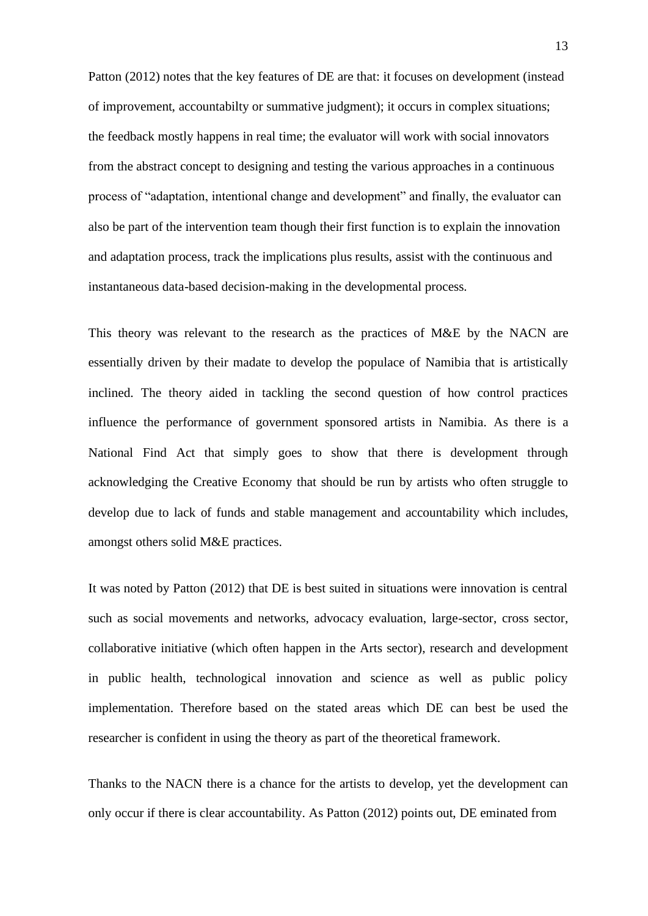Patton (2012) notes that the key features of DE are that: it focuses on development (instead of improvement, accountabilty or summative judgment); it occurs in complex situations; the feedback mostly happens in real time; the evaluator will work with social innovators from the abstract concept to designing and testing the various approaches in a continuous process of "adaptation, intentional change and development" and finally, the evaluator can also be part of the intervention team though their first function is to explain the innovation and adaptation process, track the implications plus results, assist with the continuous and instantaneous data-based decision-making in the developmental process.

This theory was relevant to the research as the practices of M&E by the NACN are essentially driven by their madate to develop the populace of Namibia that is artistically inclined. The theory aided in tackling the second question of how control practices influence the performance of government sponsored artists in Namibia. As there is a National Find Act that simply goes to show that there is development through acknowledging the Creative Economy that should be run by artists who often struggle to develop due to lack of funds and stable management and accountability which includes, amongst others solid M&E practices.

It was noted by Patton (2012) that DE is best suited in situations were innovation is central such as social movements and networks, advocacy evaluation, large-sector, cross sector, collaborative initiative (which often happen in the Arts sector), research and development in public health, technological innovation and science as well as public policy implementation. Therefore based on the stated areas which DE can best be used the researcher is confident in using the theory as part of the theoretical framework.

Thanks to the NACN there is a chance for the artists to develop, yet the development can only occur if there is clear accountability. As Patton (2012) points out, DE eminated from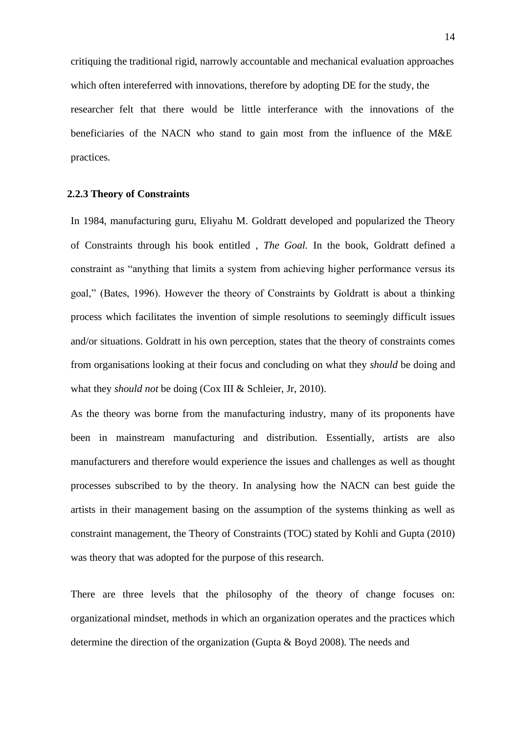critiquing the traditional rigid, narrowly accountable and mechanical evaluation approaches which often intereferred with innovations, therefore by adopting DE for the study, the researcher felt that there would be little interferance with the innovations of the beneficiaries of the NACN who stand to gain most from the influence of the M&E practices.

### 2.2.3 Theory of Constraints

In 1984, manufacturing guru, Eliyahu M. Goldratt developed and popularized the Theory of Constraints through his book entitled , *The Goal.* In the book, Goldratt defined a constraint as "anything that limits a system from achieving higher performance versus its goal," (Bates, 1996). However the theory of Constraints by Goldratt is about a thinking process which facilitates the invention of simple resolutions to seemingly difficult issues and/or situations. Goldratt in his own perception, states that the theory of constraints comes from organisations looking at their focus and concluding on what they *should* be doing and what they *should not* be doing (Cox III & Schleier, Jr, 2010).

As the theory was borne from the manufacturing industry, many of its proponents have been in mainstream manufacturing and distribution. Essentially, artists are also manufacturers and therefore would experience the issues and challenges as well as thought processes subscribed to by the theory. In analysing how the NACN can best guide the artists in their management basing on the assumption of the systems thinking as well as constraint management, the Theory of Constraints (TOC) stated by Kohli and Gupta (2010) was theory that was adopted for the purpose of this research.

There are three levels that the philosophy of the theory of change focuses on: organizational mindset, methods in which an organization operates and the practices which determine the direction of the organization (Gupta & Boyd 2008). The needs and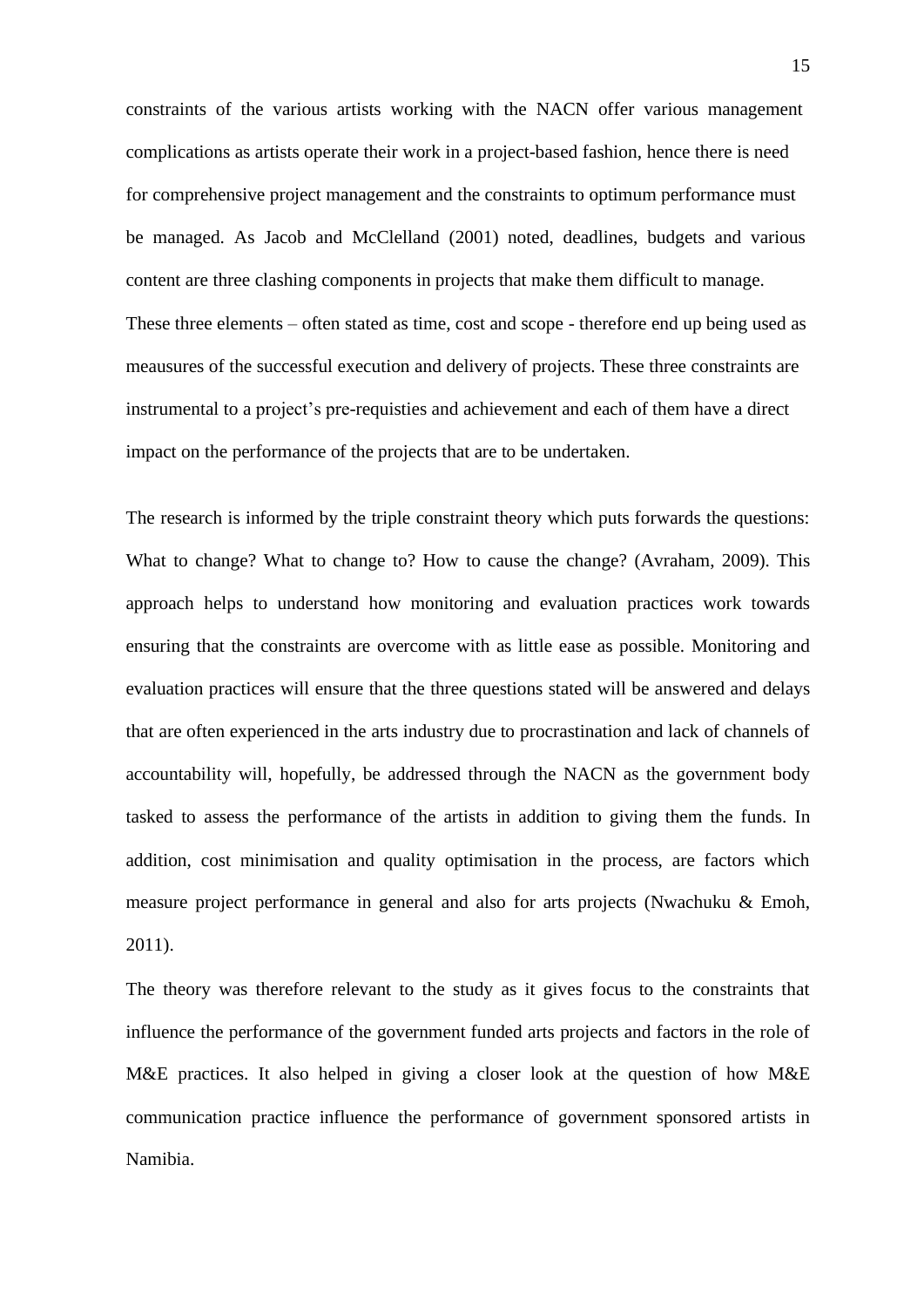constraints of the various artists working with the NACN offer various management complications as artists operate their work in a project-based fashion, hence there is need for comprehensive project management and the constraints to optimum performance must be managed. As Jacob and McClelland (2001) noted, deadlines, budgets and various content are three clashing components in projects that make them difficult to manage. These three elements – often stated as time, cost and scope - therefore end up being used as meausures of the successful execution and delivery of projects. These three constraints are instrumental to a project's pre-requisties and achievement and each of them have a direct impact on the performance of the projects that are to be undertaken.

The research is informed by the triple constraint theory which puts forwards the questions: What to change? What to change to? How to cause the change? (Avraham, 2009). This approach helps to understand how monitoring and evaluation practices work towards ensuring that the constraints are overcome with as little ease as possible. Monitoring and evaluation practices will ensure that the three questions stated will be answered and delays that are often experienced in the arts industry due to procrastination and lack of channels of accountability will, hopefully, be addressed through the NACN as the government body tasked to assess the performance of the artists in addition to giving them the funds. In addition, cost minimisation and quality optimisation in the process, are factors which measure project performance in general and also for arts projects (Nwachuku & Emoh, 2011).

The theory was therefore relevant to the study as it gives focus to the constraints that influence the performance of the government funded arts projects and factors in the role of M&E practices. It also helped in giving a closer look at the question of how M&E communication practice influence the performance of government sponsored artists in Namibia.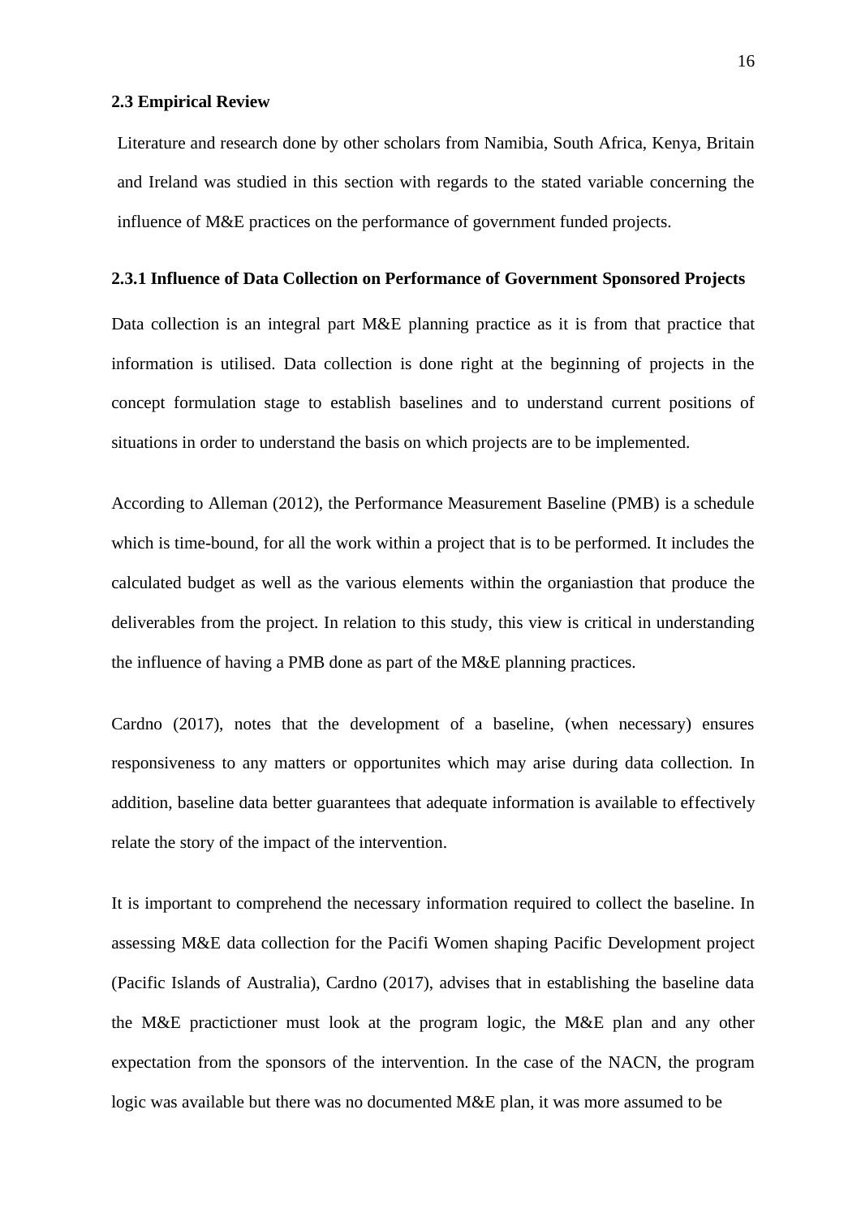### 2.3 Empirical Review

Literature and research done by other scholars from Namibia, South Africa, Kenya, Britain and Ireland was studied in this section with regards to the stated variable concerning the influence of M&E practices on the performance of government funded projects.

#### 2.3.1 Influence of Data Collection on Performance of Government Sponsored Projects

Data collection is an integral part M&E planning practice as it is from that practice that information is utilised. Data collection is done right at the beginning of projects in the concept formulation stage to establish baselines and to understand current positions of situations in order to understand the basis on which projects are to be implemented.

According to Alleman (2012), the Performance Measurement Baseline (PMB) is a schedule which is time-bound, for all the work within a project that is to be performed. It includes the calculated budget as well as the various elements within the organiastion that produce the deliverables from the project. In relation to this study, this view is critical in understanding the influence of having a PMB done as part of the M&E planning practices.

Cardno (2017), notes that the development of a baseline, (when necessary) ensures responsiveness to any matters or opportunites which may arise during data collection. In addition, baseline data better guarantees that adequate information is available to effectively relate the story of the impact of the intervention.

It is important to comprehend the necessary information required to collect the baseline. In assessing M&E data collection for the Pacifi Women shaping Pacific Development project (Pacific Islands of Australia), Cardno (2017), advises that in establishing the baseline data the M&E practictioner must look at the program logic, the M&E plan and any other expectation from the sponsors of the intervention. In the case of the NACN, the program logic was available but there was no documented M&E plan, it was more assumed to be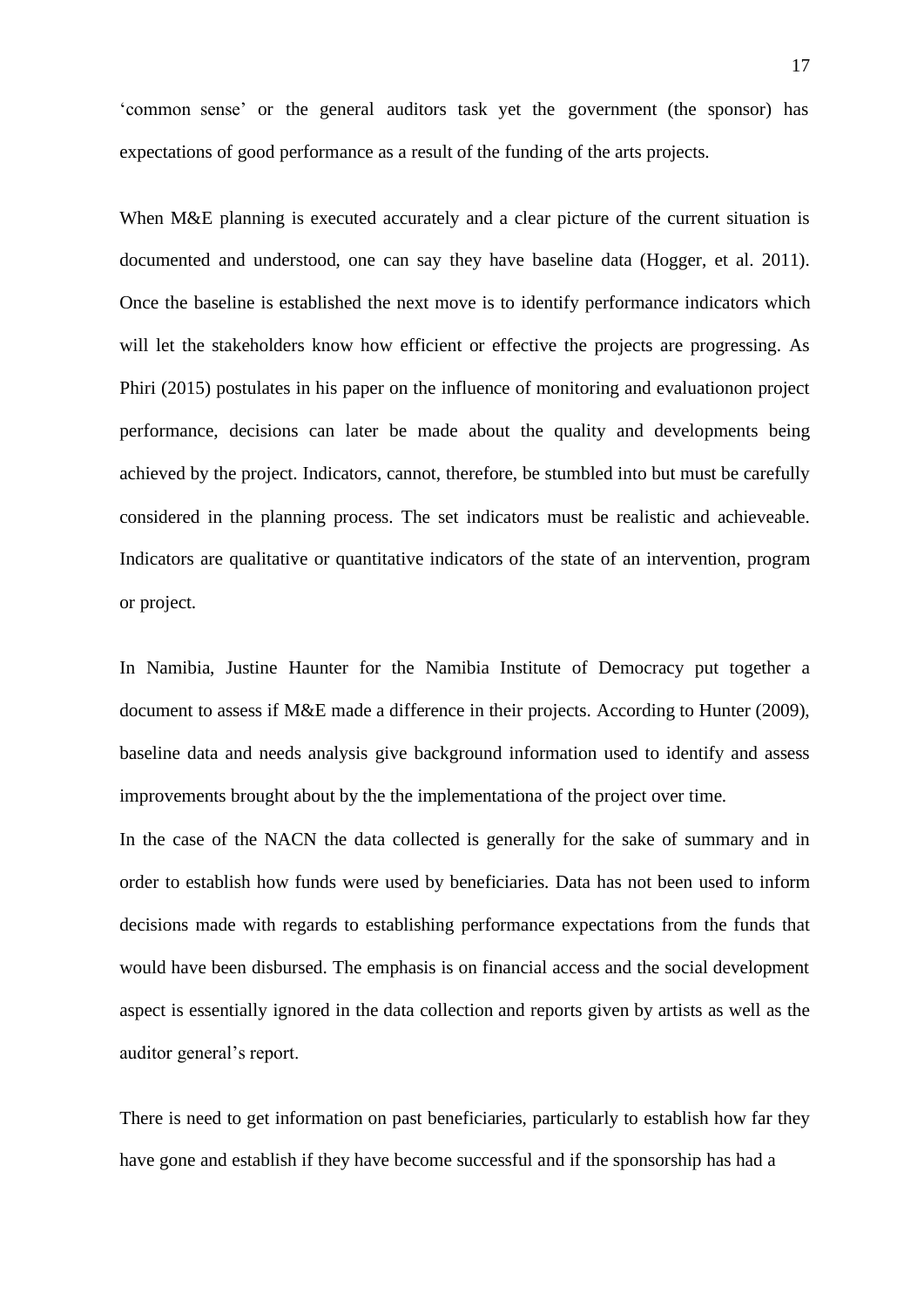'common sense' or the general auditors task yet the government (the sponsor) has expectations of good performance as a result of the funding of the arts projects.

When M&E planning is executed accurately and a clear picture of the current situation is documented and understood, one can say they have baseline data (Hogger, et al. 2011). Once the baseline is established the next move is to identify performance indicators which will let the stakeholders know how efficient or effective the projects are progressing. As Phiri (2015) postulates in his paper on the influence of monitoring and evaluationon project performance, decisions can later be made about the quality and developments being achieved by the project. Indicators, cannot, therefore, be stumbled into but must be carefully considered in the planning process. The set indicators must be realistic and achieveable. Indicators are qualitative or quantitative indicators of the state of an intervention, program or project.

In Namibia, Justine Haunter for the Namibia Institute of Democracy put together a document to assess if M&E made a difference in their projects. According to Hunter (2009), baseline data and needs analysis give background information used to identify and assess improvements brought about by the the implementationa of the project over time.

In the case of the NACN the data collected is generally for the sake of summary and in order to establish how funds were used by beneficiaries. Data has not been used to inform decisions made with regards to establishing performance expectations from the funds that would have been disbursed. The emphasis is on financial access and the social development aspect is essentially ignored in the data collection and reports given by artists as well as the auditor general's report.

There is need to get information on past beneficiaries, particularly to establish how far they have gone and establish if they have become successful and if the sponsorship has had a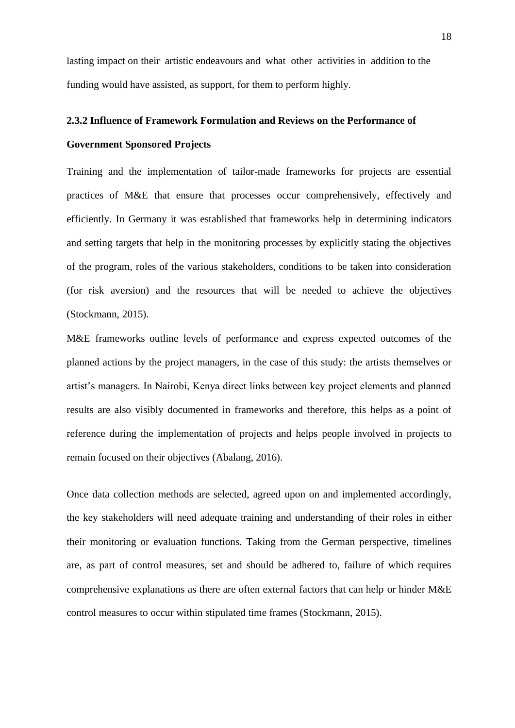lasting impact on their artistic endeavours and what other activities in addition to the funding would have assisted, as support, for them to perform highly.

### 2.3.2 Influence of Framework Formulation and Reviews on the Performance of Government Sponsored Projects

Training and the implementation of tailor-made frameworks for projects are essential practices of M&E that ensure that processes occur comprehensively, effectively and efficiently. In Germany it was established that frameworks help in determining indicators and setting targets that help in the monitoring processes by explicitly stating the objectives of the program, roles of the various stakeholders, conditions to be taken into consideration (for risk aversion) and the resources that will be needed to achieve the objectives (Stockmann, 2015).

M&E frameworks outline levels of performance and express expected outcomes of the planned actions by the project managers, in the case of this study: the artists themselves or artist's managers. In Nairobi, Kenya direct links between key project elements and planned results are also visibly documented in frameworks and therefore, this helps as a point of reference during the implementation of projects and helps people involved in projects to remain focused on their objectives (Abalang, 2016).

Once data collection methods are selected, agreed upon on and implemented accordingly, the key stakeholders will need adequate training and understanding of their roles in either their monitoring or evaluation functions. Taking from the German perspective, timelines are, as part of control measures, set and should be adhered to, failure of which requires comprehensive explanations as there are often external factors that can help or hinder M&E control measures to occur within stipulated time frames (Stockmann, 2015).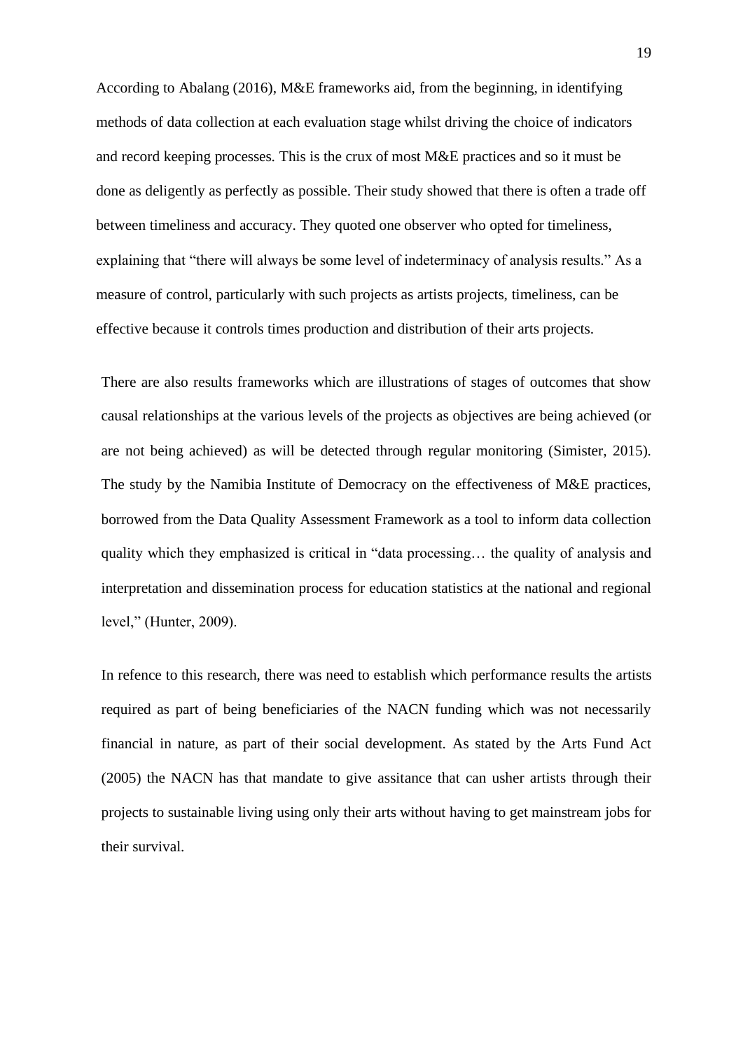According to Abalang (2016), M&E frameworks aid, from the beginning, in identifying methods of data collection at each evaluation stage whilst driving the choice of indicators and record keeping processes. This is the crux of most M&E practices and so it must be done as deligently as perfectly as possible. Their study showed that there is often a trade off between timeliness and accuracy. They quoted one observer who opted for timeliness, explaining that "there will always be some level of indeterminacy of analysis results." As a measure of control, particularly with such projects as artists projects, timeliness, can be effective because it controls times production and distribution of their arts projects.

There are also results frameworks which are illustrations of stages of outcomes that show causal relationships at the various levels of the projects as objectives are being achieved (or are not being achieved) as will be detected through regular monitoring (Simister, 2015). The study by the Namibia Institute of Democracy on the effectiveness of M&E practices, borrowed from the Data Quality Assessment Framework as a tool to inform data collection quality which they emphasized is critical in "data processing… the quality of analysis and interpretation and dissemination process for education statistics at the national and regional level," (Hunter, 2009).

In refence to this research, there was need to establish which performance results the artists required as part of being beneficiaries of the NACN funding which was not necessarily financial in nature, as part of their social development. As stated by the Arts Fund Act (2005) the NACN has that mandate to give assitance that can usher artists through their projects to sustainable living using only their arts without having to get mainstream jobs for their survival.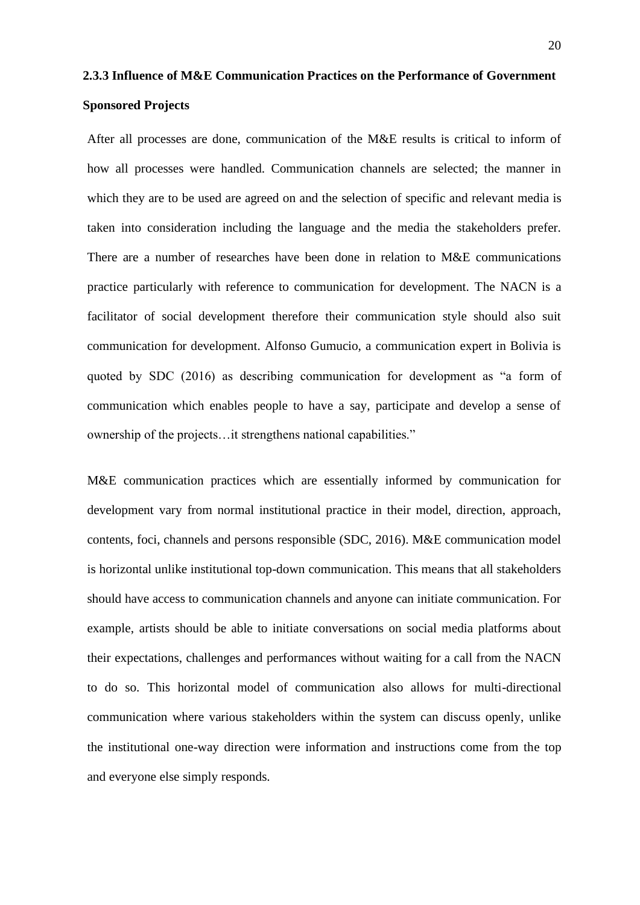### 2.3.3 Influence of M&E Communication Practices on the Performance of Government Sponsored Projects

After all processes are done, communication of the M&E results is critical to inform of how all processes were handled. Communication channels are selected; the manner in which they are to be used are agreed on and the selection of specific and relevant media is taken into consideration including the language and the media the stakeholders prefer. There are a number of researches have been done in relation to M&E communications practice particularly with reference to communication for development. The NACN is a facilitator of social development therefore their communication style should also suit communication for development. Alfonso Gumucio, a communication expert in Bolivia is quoted by SDC (2016) as describing communication for development as "a form of communication which enables people to have a say, participate and develop a sense of ownership of the projects…it strengthens national capabilities."

M&E communication practices which are essentially informed by communication for development vary from normal institutional practice in their model, direction, approach, contents, foci, channels and persons responsible (SDC, 2016). M&E communication model is horizontal unlike institutional top-down communication. This means that all stakeholders should have access to communication channels and anyone can initiate communication. For example, artists should be able to initiate conversations on social media platforms about their expectations, challenges and performances without waiting for a call from the NACN to do so. This horizontal model of communication also allows for multi-directional communication where various stakeholders within the system can discuss openly, unlike the institutional one-way direction were information and instructions come from the top and everyone else simply responds.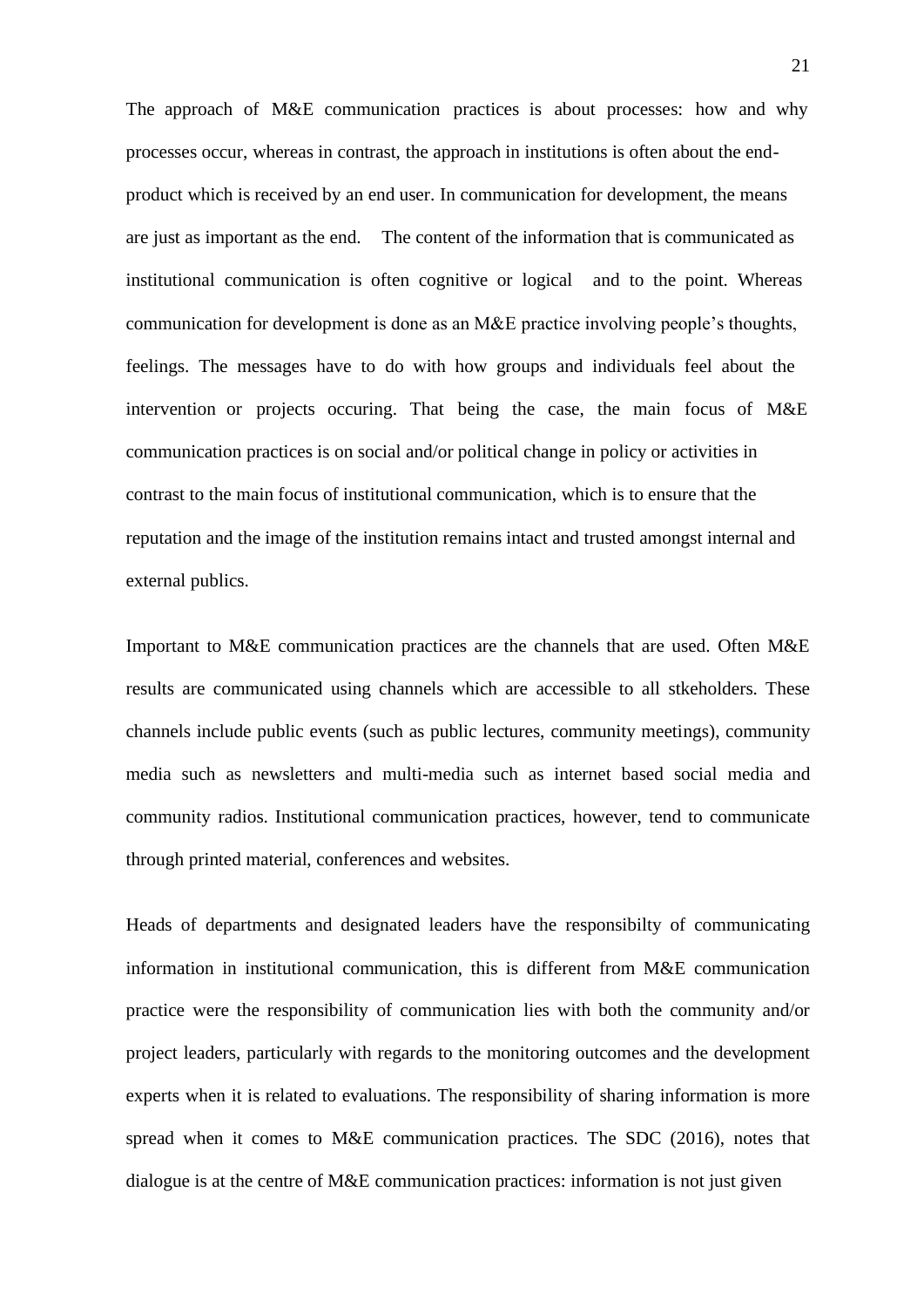The approach of M&E communication practices is about processes: how and why processes occur, whereas in contrast, the approach in institutions is often about the end-product which is received by an end user. In communication for development, the means are just as important as the end. The content of the information that is communicated as institutional communication is often cognitive or logical and to the point. Whereas communication for development is done as an M&E practice involving people's thoughts, feelings. The messages have to do with how groups and individuals feel about the intervention or projects occuring. That being the case, the main focus of M&E communication practices is on social and/or political change in policy or activities in contrast to the main focus of institutional communication, which is to ensure that the reputation and the image of the institution remains intact and trusted amongst internal and external publics.

Important to M&E communication practices are the channels that are used. Often M&E results are communicated using channels which are accessible to all stkeholders. These channels include public events (such as public lectures, community meetings), community media such as newsletters and multi-media such as internet based social media and community radios. Institutional communication practices, however, tend to communicate through printed material, conferences and websites.

Heads of departments and designated leaders have the responsibilty of communicating information in institutional communication, this is different from M&E communication practice were the responsibility of communication lies with both the community and/or project leaders, particularly with regards to the monitoring outcomes and the development experts when it is related to evaluations. The responsibility of sharing information is more spread when it comes to M&E communication practices. The SDC (2016), notes that dialogue is at the centre of M&E communication practices: information is not just given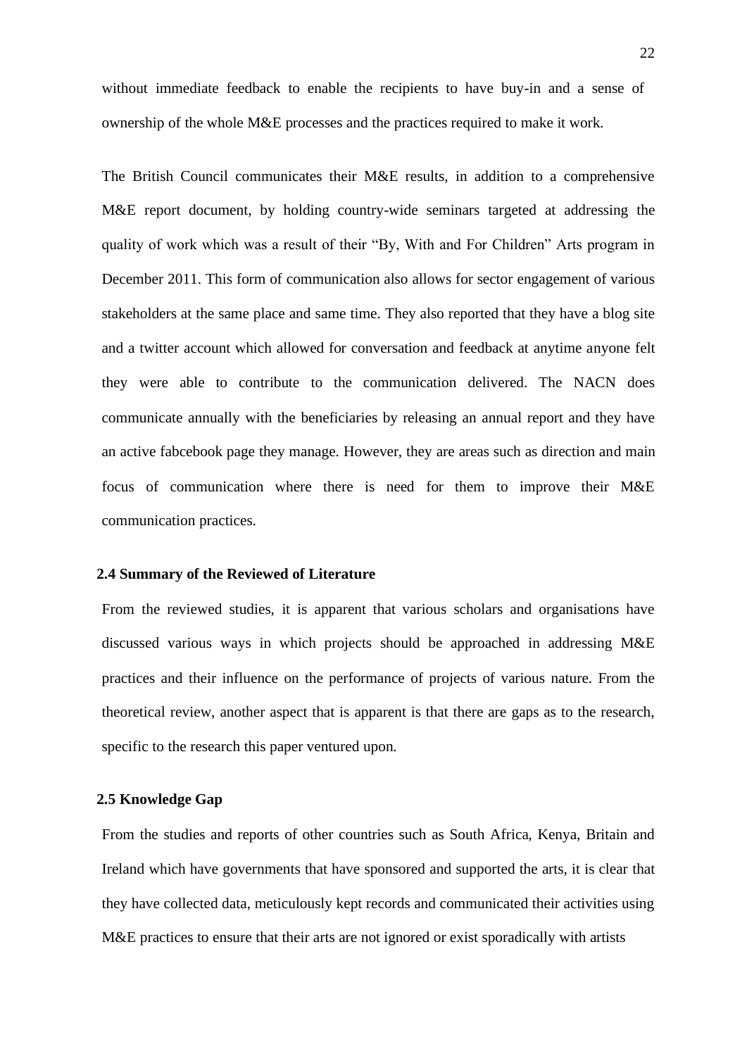without immediate feedback to enable the recipients to have buy-in and a sense of ownership of the whole M&E processes and the practices required to make it work.

The British Council communicates their M&E results, in addition to a comprehensive M&E report document, by holding country-wide seminars targeted at addressing the quality of work which was a result of their "By, With and For Children" Arts program in December 2011. This form of communication also allows for sector engagement of various stakeholders at the same place and same time. They also reported that they have a blog site and a twitter account which allowed for conversation and feedback at anytime anyone felt they were able to contribute to the communication delivered. The NACN does communicate annually with the beneficiaries by releasing an annual report and they have an active fabcebook page they manage. However, they are areas such as direction and main focus of communication where there is need for them to improve their M&E communication practices.

### 2.4 Summary of the Reviewed of Literature

From the reviewed studies, it is apparent that various scholars and organisations have discussed various ways in which projects should be approached in addressing M&E practices and their influence on the performance of projects of various nature. From the theoretical review, another aspect that is apparent is that there are gaps as to the research, specific to the research this paper ventured upon.

### 2.5 Knowledge Gap

From the studies and reports of other countries such as South Africa, Kenya, Britain and Ireland which have governments that have sponsored and supported the arts, it is clear that they have collected data, meticulously kept records and communicated their activities using M&E practices to ensure that their arts are not ignored or exist sporadically with artists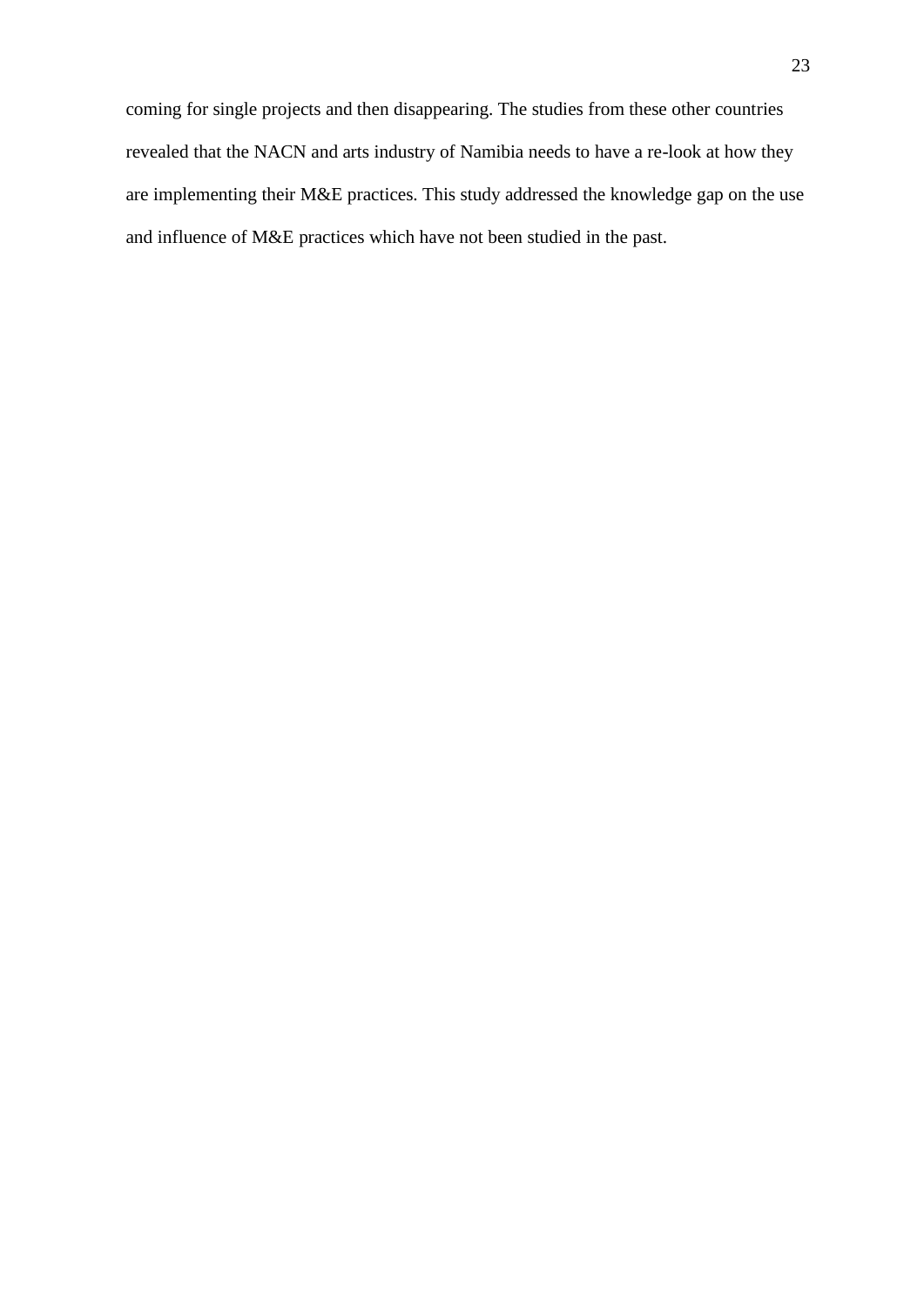coming for single projects and then disappearing. The studies from these other countries revealed that the NACN and arts industry of Namibia needs to have a re-look at how they are implementing their M&E practices. This study addressed the knowledge gap on the use and influence of M&E practices which have not been studied in the past.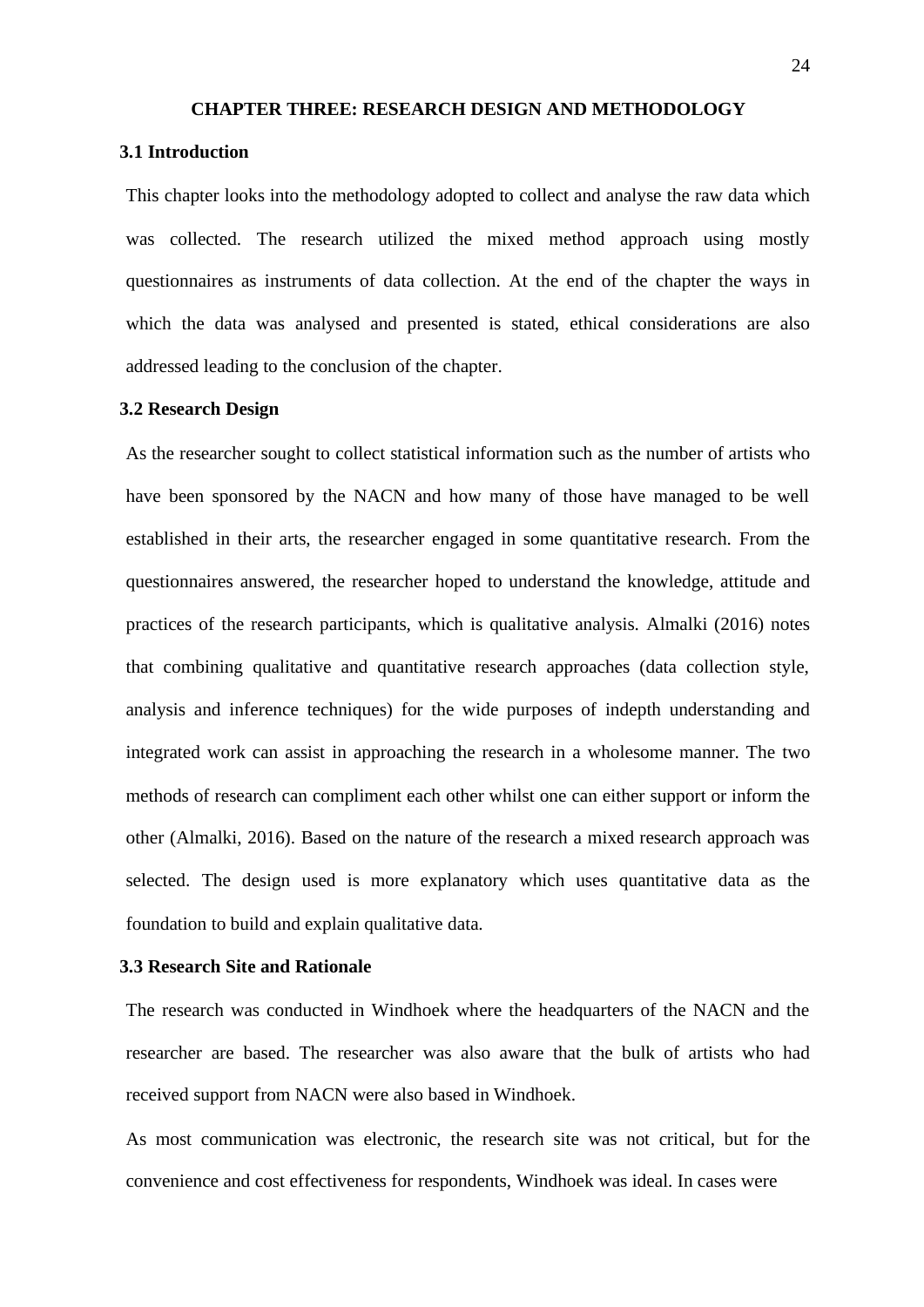# CHAPTER THREE: RESEARCH DESIGN AND METHODOLOGY

## 3.1 Introduction

This chapter looks into the methodology adopted to collect and analyse the raw data which was collected. The research utilized the mixed method approach using mostly questionnaires as instruments of data collection. At the end of the chapter the ways in which the data was analysed and presented is stated, ethical considerations are also addressed leading to the conclusion of the chapter.

## 3.2 Research Design

As the researcher sought to collect statistical information such as the number of artists who have been sponsored by the NACN and how many of those have managed to be well established in their arts, the researcher engaged in some quantitative research. From the questionnaires answered, the researcher hoped to understand the knowledge, attitude and practices of the research participants, which is qualitative analysis. Almalki (2016) notes that combining qualitative and quantitative research approaches (data collection style, analysis and inference techniques) for the wide purposes of indepth understanding and integrated work can assist in approaching the research in a wholesome manner. The two methods of research can compliment each other whilst one can either support or inform the other (Almalki, 2016). Based on the nature of the research a mixed research approach was selected. The design used is more explanatory which uses quantitative data as the foundation to build and explain qualitative data.

## 3.3 Research Site and Rationale

The research was conducted in Windhoek where the headquarters of the NACN and the researcher are based. The researcher was also aware that the bulk of artists who had received support from NACN were also based in Windhoek.

As most communication was electronic, the research site was not critical, but for the convenience and cost effectiveness for respondents, Windhoek was ideal. In cases were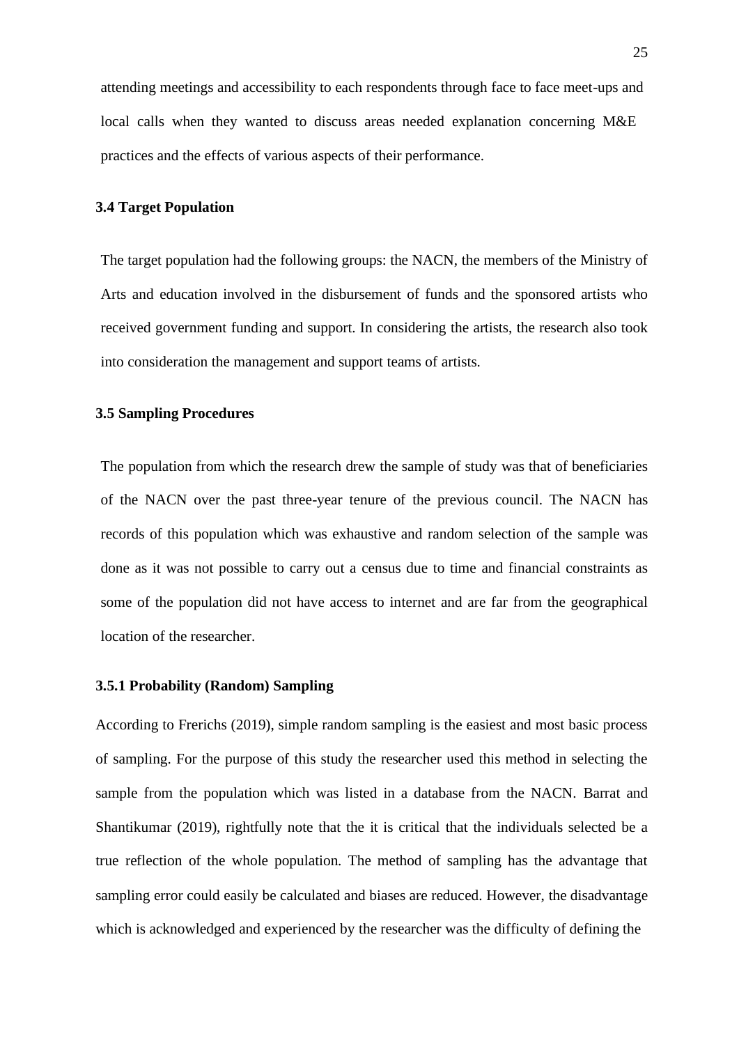attending meetings and accessibility to each respondents through face to face meet-ups and local calls when they wanted to discuss areas needed explanation concerning M&E practices and the effects of various aspects of their performance.

### 3.4 Target Population

The target population had the following groups: the NACN, the members of the Ministry of Arts and education involved in the disbursement of funds and the sponsored artists who received government funding and support. In considering the artists, the research also took into consideration the management and support teams of artists.

### 3.5 Sampling Procedures

The population from which the research drew the sample of study was that of beneficiaries of the NACN over the past three-year tenure of the previous council. The NACN has records of this population which was exhaustive and random selection of the sample was done as it was not possible to carry out a census due to time and financial constraints as some of the population did not have access to internet and are far from the geographical location of the researcher.

#### 3.5.1 Probability (Random) Sampling

According to Frerichs (2019), simple random sampling is the easiest and most basic process of sampling. For the purpose of this study the researcher used this method in selecting the sample from the population which was listed in a database from the NACN. Barrat and Shantikumar (2019), rightfully note that the it is critical that the individuals selected be a true reflection of the whole population. The method of sampling has the advantage that sampling error could easily be calculated and biases are reduced. However, the disadvantage which is acknowledged and experienced by the researcher was the difficulty of defining the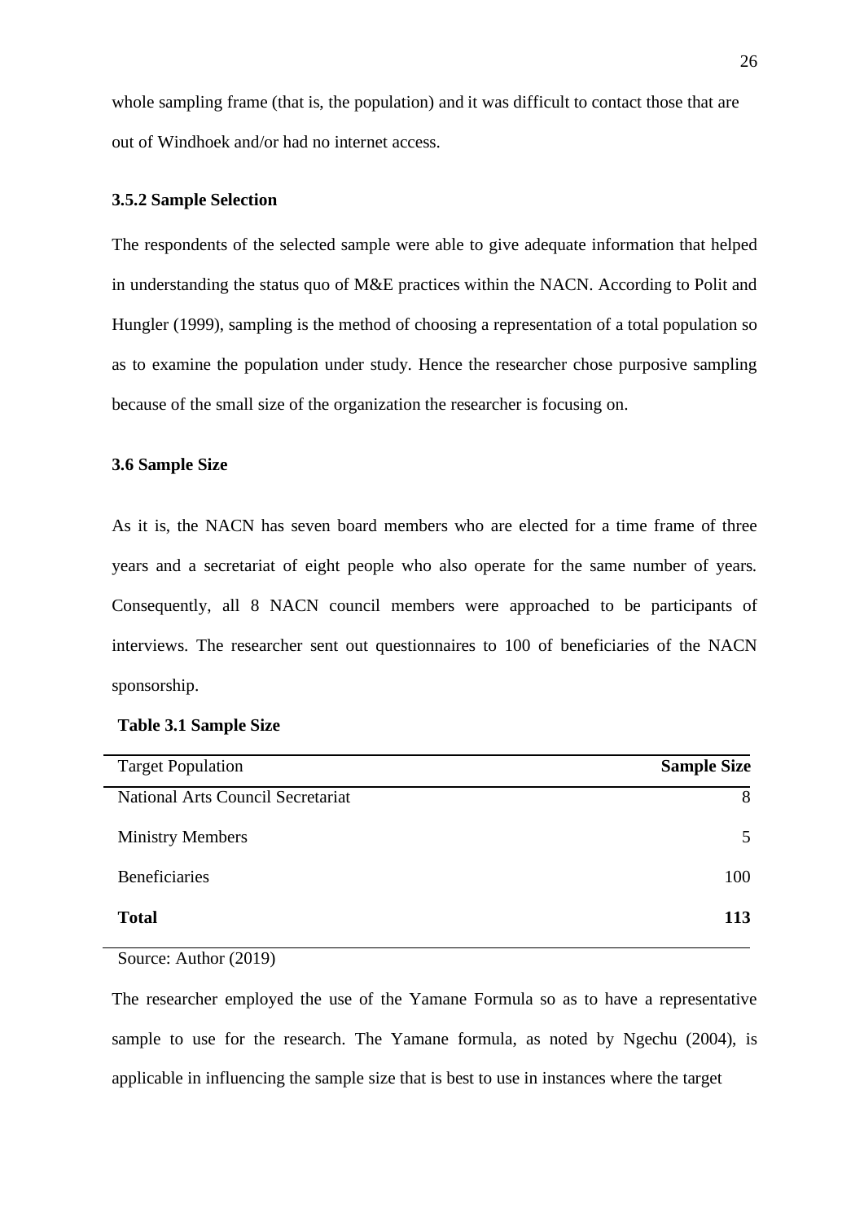whole sampling frame (that is, the population) and it was difficult to contact those that are out of Windhoek and/or had no internet access.

### 3.5.2 Sample Selection

The respondents of the selected sample were able to give adequate information that helped in understanding the status quo of M&E practices within the NACN. According to Polit and Hungler (1999), sampling is the method of choosing a representation of a total population so as to examine the population under study. Hence the researcher chose purposive sampling because of the small size of the organization the researcher is focusing on.

## 3.6 Sample Size

As it is, the NACN has seven board members who are elected for a time frame of three years and a secretariat of eight people who also operate for the same number of years. Consequently, all 8 NACN council members were approached to be participants of interviews. The researcher sent out questionnaires to 100 of beneficiaries of the NACN sponsorship.

**Table 3.1 Sample Size**

| Target Population | **Sample Size** |
|---|---:|
| National Arts Council Secretariat | 8 |
| Ministry Members | 5 |
| Beneficiaries | 100 |
| **Total** | **113** |

Source: Author (2019)

The researcher employed the use of the Yamane Formula so as to have a representative sample to use for the research. The Yamane formula, as noted by Ngechu (2004), is applicable in influencing the sample size that is best to use in instances where the target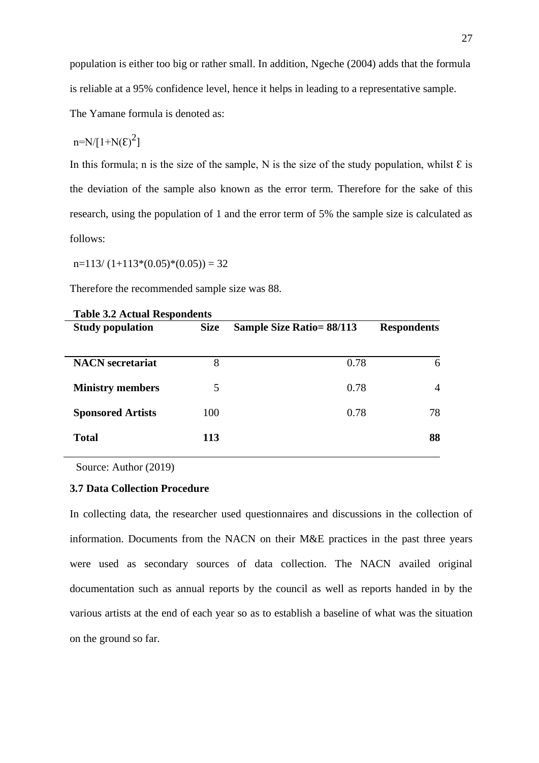population is either too big or rather small. In addition, Ngeche (2004) adds that the formula is reliable at a 95% confidence level, hence it helps in leading to a representative sample.

The Yamane formula is denoted as:

$$n=N/[1+N(\mathcal{E})^2]$$

In this formula; n is the size of the sample, N is the size of the study population, whilst Ɛ is the deviation of the sample also known as the error term. Therefore for the sake of this research, using the population of 1 and the error term of 5% the sample size is calculated as follows:

$$n=113/\ (1+113*(0.05)*(0.05)) = 32$$

Therefore the recommended sample size was 88.

**Table 3.2 Actual Respondents**

| Study population | Size | Sample Size Ratio= 88/113 | Respondents |
|---|---|---|---|
| **NACN secretariat** | 8 | 0.78 | 6 |
| **Ministry members** | 5 | 0.78 | 4 |
| **Sponsored Artists** | 100 | 0.78 | 78 |
| **Total** | **113** | | **88** |

Source: Author (2019)

### 3.7 Data Collection Procedure

In collecting data, the researcher used questionnaires and discussions in the collection of information. Documents from the NACN on their M&E practices in the past three years were used as secondary sources of data collection. The NACN availed original documentation such as annual reports by the council as well as reports handed in by the various artists at the end of each year so as to establish a baseline of what was the situation on the ground so far.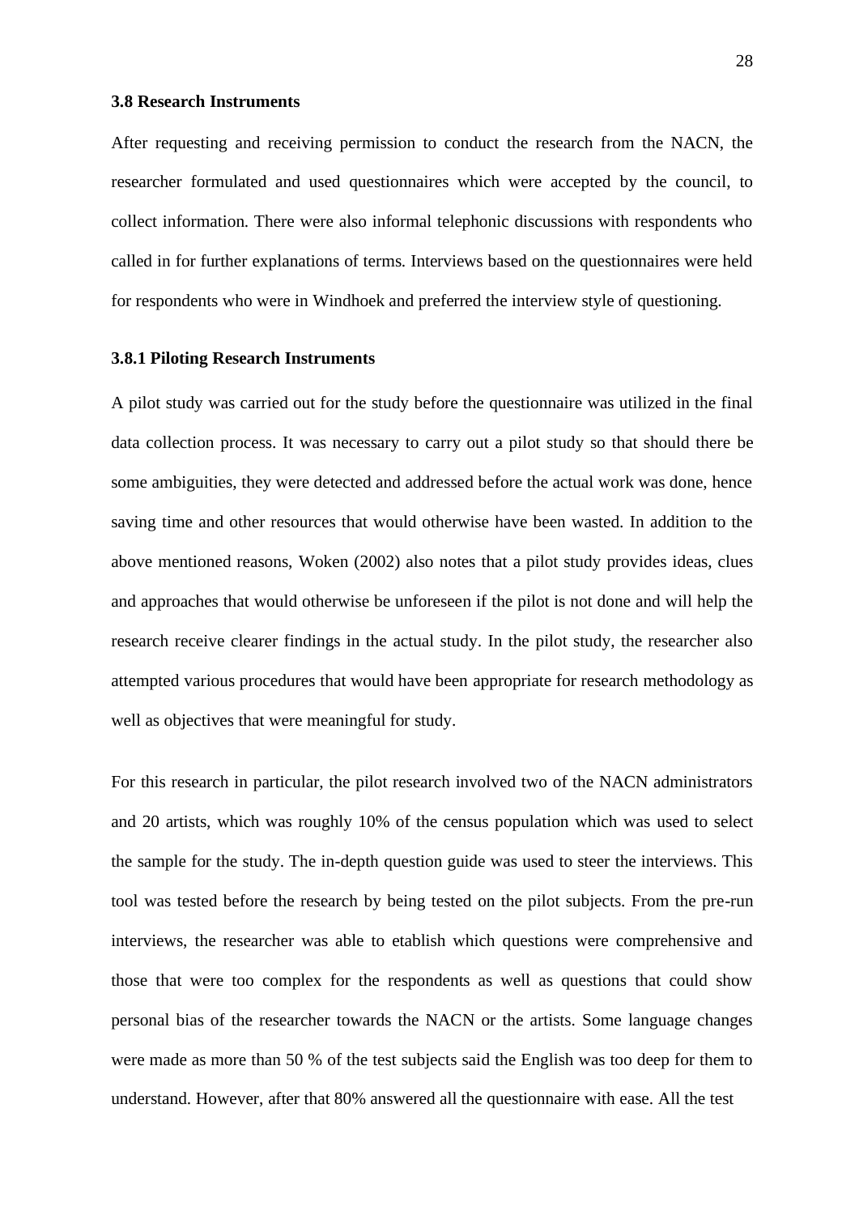### 3.8 Research Instruments

After requesting and receiving permission to conduct the research from the NACN, the researcher formulated and used questionnaires which were accepted by the council, to collect information. There were also informal telephonic discussions with respondents who called in for further explanations of terms. Interviews based on the questionnaires were held for respondents who were in Windhoek and preferred the interview style of questioning.

#### 3.8.1 Piloting Research Instruments

A pilot study was carried out for the study before the questionnaire was utilized in the final data collection process. It was necessary to carry out a pilot study so that should there be some ambiguities, they were detected and addressed before the actual work was done, hence saving time and other resources that would otherwise have been wasted. In addition to the above mentioned reasons, Woken (2002) also notes that a pilot study provides ideas, clues and approaches that would otherwise be unforeseen if the pilot is not done and will help the research receive clearer findings in the actual study. In the pilot study, the researcher also attempted various procedures that would have been appropriate for research methodology as well as objectives that were meaningful for study.

For this research in particular, the pilot research involved two of the NACN administrators and 20 artists, which was roughly 10% of the census population which was used to select the sample for the study. The in-depth question guide was used to steer the interviews. This tool was tested before the research by being tested on the pilot subjects. From the pre-run interviews, the researcher was able to etablish which questions were comprehensive and those that were too complex for the respondents as well as questions that could show personal bias of the researcher towards the NACN or the artists. Some language changes were made as more than 50 % of the test subjects said the English was too deep for them to understand. However, after that 80% answered all the questionnaire with ease. All the test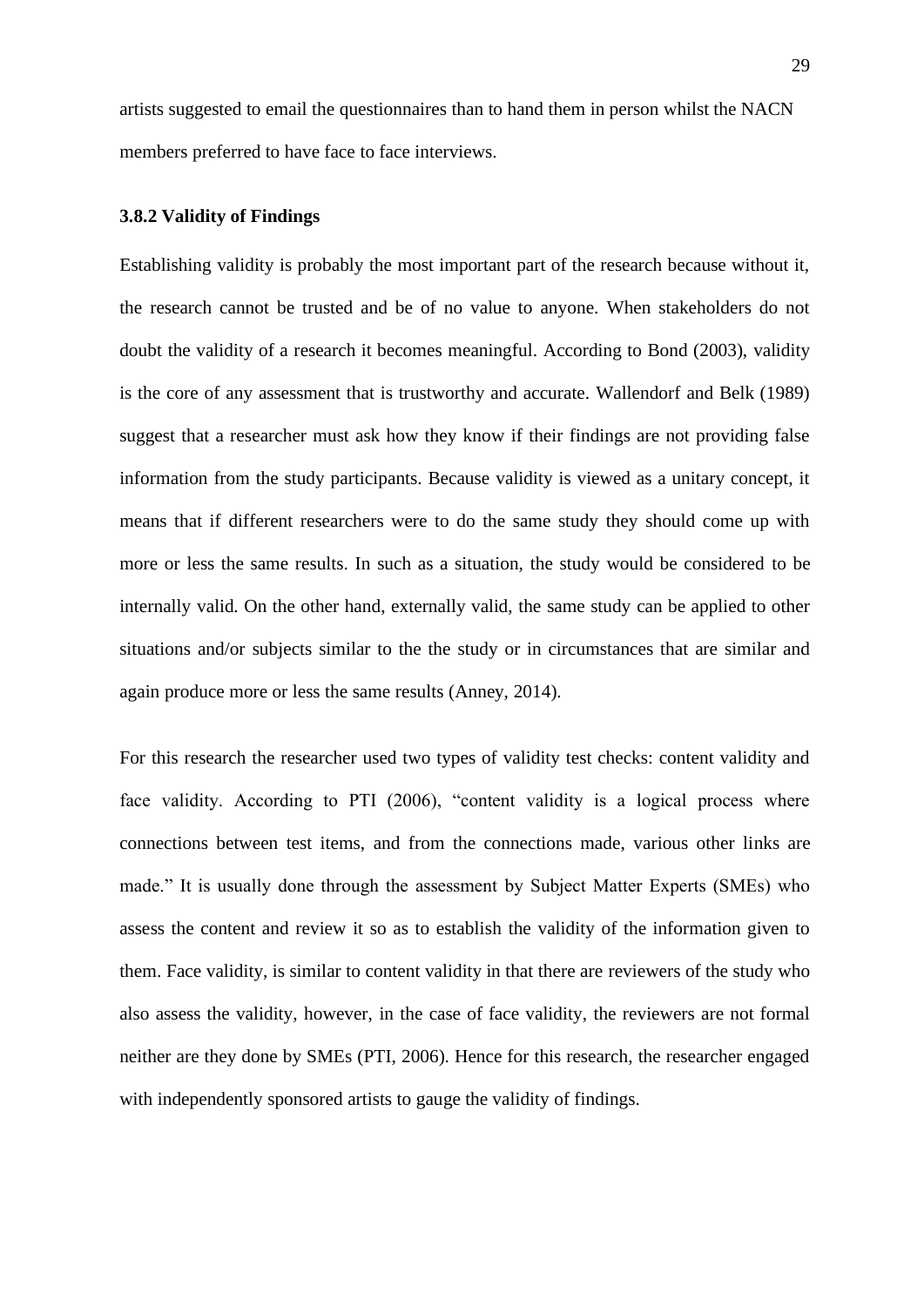artists suggested to email the questionnaires than to hand them in person whilst the NACN members preferred to have face to face interviews.

### 3.8.2 Validity of Findings

Establishing validity is probably the most important part of the research because without it, the research cannot be trusted and be of no value to anyone. When stakeholders do not doubt the validity of a research it becomes meaningful. According to Bond (2003), validity is the core of any assessment that is trustworthy and accurate. Wallendorf and Belk (1989) suggest that a researcher must ask how they know if their findings are not providing false information from the study participants. Because validity is viewed as a unitary concept, it means that if different researchers were to do the same study they should come up with more or less the same results. In such as a situation, the study would be considered to be internally valid. On the other hand, externally valid, the same study can be applied to other situations and/or subjects similar to the the study or in circumstances that are similar and again produce more or less the same results (Anney, 2014).

For this research the researcher used two types of validity test checks: content validity and face validity. According to PTI (2006), "content validity is a logical process where connections between test items, and from the connections made, various other links are made." It is usually done through the assessment by Subject Matter Experts (SMEs) who assess the content and review it so as to establish the validity of the information given to them. Face validity, is similar to content validity in that there are reviewers of the study who also assess the validity, however, in the case of face validity, the reviewers are not formal neither are they done by SMEs (PTI, 2006). Hence for this research, the researcher engaged with independently sponsored artists to gauge the validity of findings.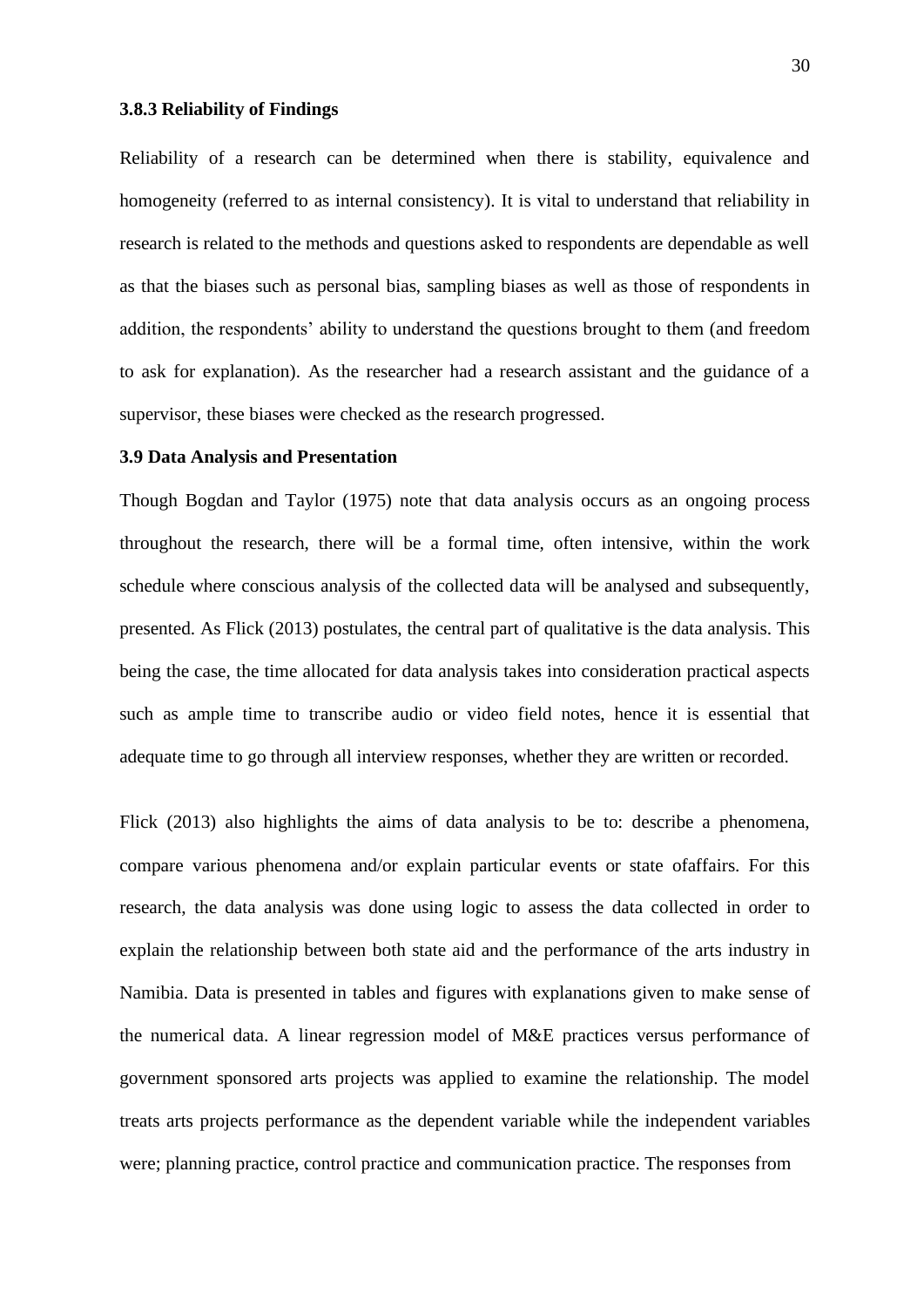### 3.8.3 Reliability of Findings

Reliability of a research can be determined when there is stability, equivalence and homogeneity (referred to as internal consistency). It is vital to understand that reliability in research is related to the methods and questions asked to respondents are dependable as well as that the biases such as personal bias, sampling biases as well as those of respondents in addition, the respondents' ability to understand the questions brought to them (and freedom to ask for explanation). As the researcher had a research assistant and the guidance of a supervisor, these biases were checked as the research progressed.

## 3.9 Data Analysis and Presentation

Though Bogdan and Taylor (1975) note that data analysis occurs as an ongoing process throughout the research, there will be a formal time, often intensive, within the work schedule where conscious analysis of the collected data will be analysed and subsequently, presented. As Flick (2013) postulates, the central part of qualitative is the data analysis. This being the case, the time allocated for data analysis takes into consideration practical aspects such as ample time to transcribe audio or video field notes, hence it is essential that adequate time to go through all interview responses, whether they are written or recorded.

Flick (2013) also highlights the aims of data analysis to be to: describe a phenomena, compare various phenomena and/or explain particular events or state ofaffairs. For this research, the data analysis was done using logic to assess the data collected in order to explain the relationship between both state aid and the performance of the arts industry in Namibia. Data is presented in tables and figures with explanations given to make sense of the numerical data. A linear regression model of M&E practices versus performance of government sponsored arts projects was applied to examine the relationship. The model treats arts projects performance as the dependent variable while the independent variables were; planning practice, control practice and communication practice. The responses from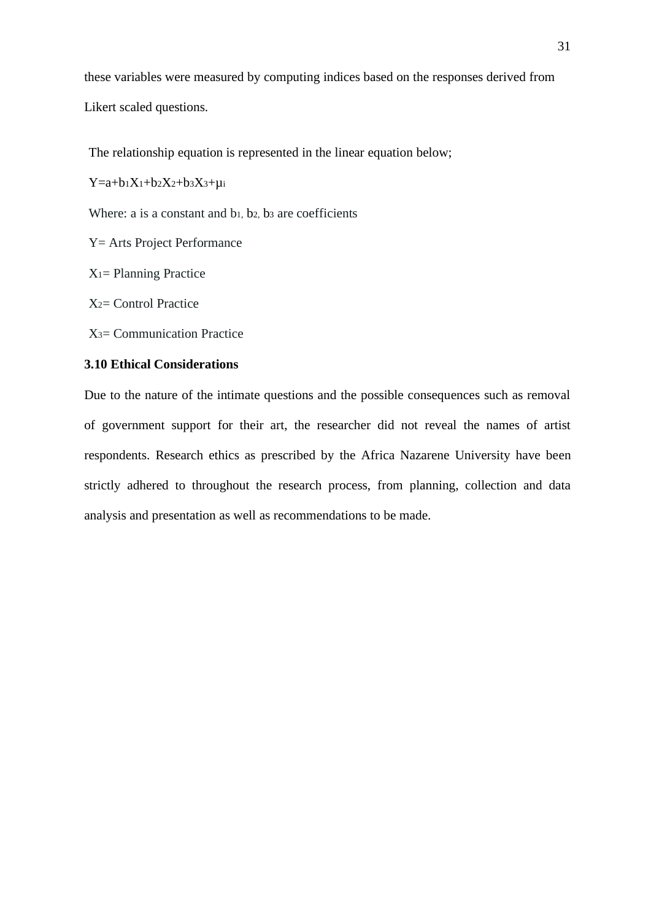these variables were measured by computing indices based on the responses derived from Likert scaled questions.

The relationship equation is represented in the linear equation below;

$Y=a+b_1X_1+b_2X_2+b_3X_3+\mu_i$

Where: a is a constant and $b_1$, $b_2$, $b_3$ are coefficients

Y= Arts Project Performance

$X_1$= Planning Practice

$X_2$= Control Practice

$X_3$= Communication Practice

### 3.10 Ethical Considerations

Due to the nature of the intimate questions and the possible consequences such as removal of government support for their art, the researcher did not reveal the names of artist respondents. Research ethics as prescribed by the Africa Nazarene University have been strictly adhered to throughout the research process, from planning, collection and data analysis and presentation as well as recommendations to be made.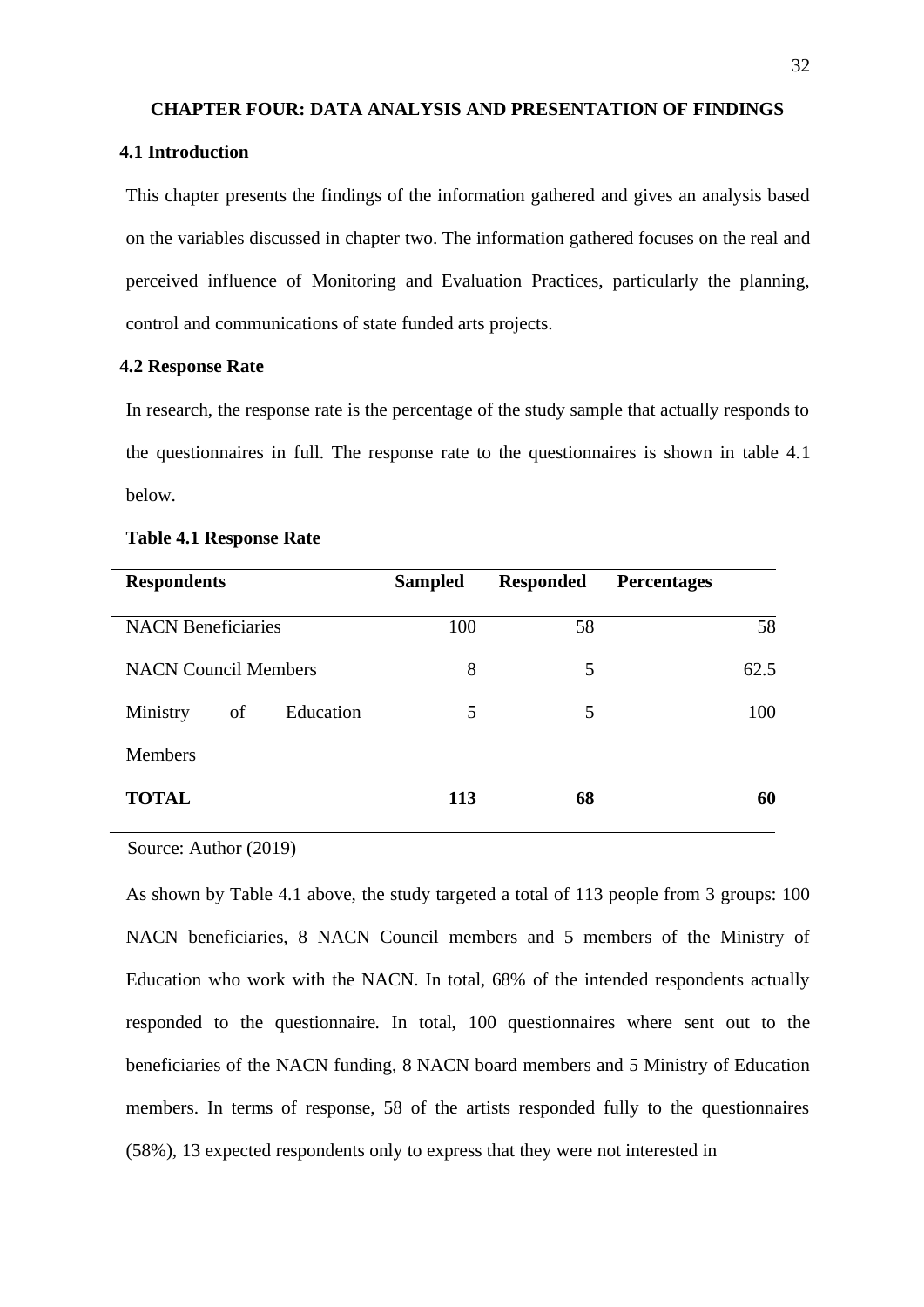# CHAPTER FOUR: DATA ANALYSIS AND PRESENTATION OF FINDINGS

## 4.1 Introduction

This chapter presents the findings of the information gathered and gives an analysis based on the variables discussed in chapter two. The information gathered focuses on the real and perceived influence of Monitoring and Evaluation Practices, particularly the planning, control and communications of state funded arts projects.

## 4.2 Response Rate

In research, the response rate is the percentage of the study sample that actually responds to the questionnaires in full. The response rate to the questionnaires is shown in table 4.1 below.

**Table 4.1 Response Rate**

| Respondents | Sampled | Responded | Percentages |
|---|---|---|---|
| NACN Beneficiaries | 100 | 58 | 58 |
| NACN Council Members | 8 | 5 | 62.5 |
| Ministry of Education Members | 5 | 5 | 100 |
| **TOTAL** | **113** | **68** | **60** |

Source: Author (2019)

As shown by Table 4.1 above, the study targeted a total of 113 people from 3 groups: 100 NACN beneficiaries, 8 NACN Council members and 5 members of the Ministry of Education who work with the NACN. In total, 68% of the intended respondents actually responded to the questionnaire. In total, 100 questionnaires where sent out to the beneficiaries of the NACN funding, 8 NACN board members and 5 Ministry of Education members. In terms of response, 58 of the artists responded fully to the questionnaires (58%), 13 expected respondents only to express that they were not interested in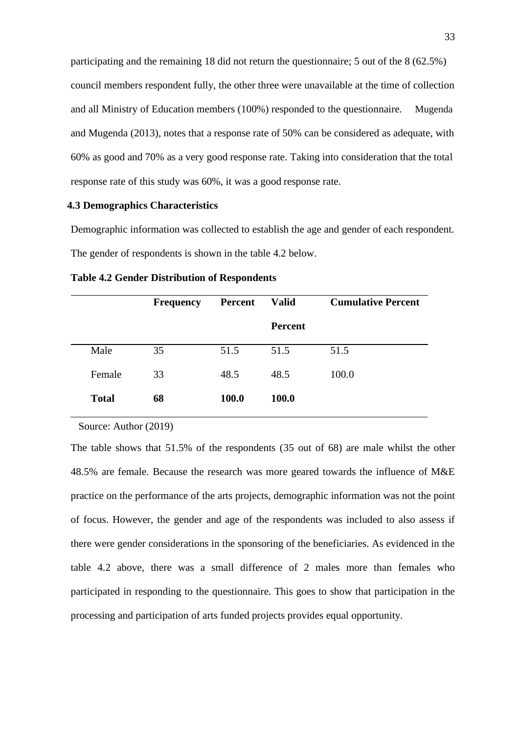participating and the remaining 18 did not return the questionnaire; 5 out of the 8 (62.5%) council members respondent fully, the other three were unavailable at the time of collection and all Ministry of Education members (100%) responded to the questionnaire. Mugenda and Mugenda (2013), notes that a response rate of 50% can be considered as adequate, with 60% as good and 70% as a very good response rate. Taking into consideration that the total response rate of this study was 60%, it was a good response rate.

## 4.3 Demographics Characteristics

Demographic information was collected to establish the age and gender of each respondent. The gender of respondents is shown in the table 4.2 below.

**Table 4.2 Gender Distribution of Respondents**

| | Frequency | Percent | Valid Percent | Cumulative Percent |
|---|---|---|---|---|
| Male | 35 | 51.5 | 51.5 | 51.5 |
| Female | 33 | 48.5 | 48.5 | 100.0 |
| **Total** | **68** | **100.0** | **100.0** | |

Source: Author (2019)

The table shows that 51.5% of the respondents (35 out of 68) are male whilst the other 48.5% are female. Because the research was more geared towards the influence of M&E practice on the performance of the arts projects, demographic information was not the point of focus. However, the gender and age of the respondents was included to also assess if there were gender considerations in the sponsoring of the beneficiaries. As evidenced in the table 4.2 above, there was a small difference of 2 males more than females who participated in responding to the questionnaire. This goes to show that participation in the processing and participation of arts funded projects provides equal opportunity.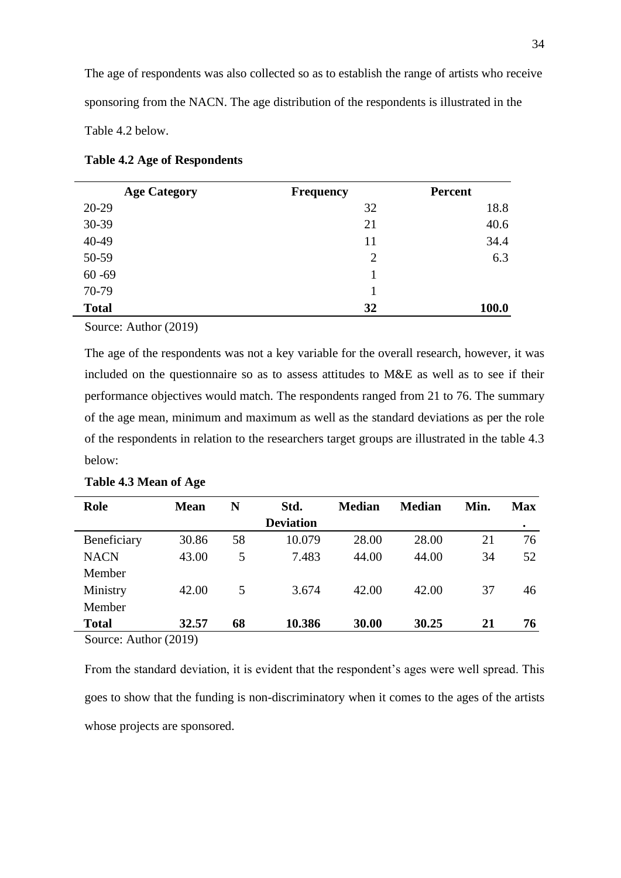The age of respondents was also collected so as to establish the range of artists who receive sponsoring from the NACN. The age distribution of the respondents is illustrated in the Table 4.2 below.

**Table 4.2 Age of Respondents**

| Age Category | Frequency | Percent |
|---|---|---|
| 20-29 | 32 | 18.8 |
| 30-39 | 21 | 40.6 |
| 40-49 | 11 | 34.4 |
| 50-59 | 2 | 6.3 |
| 60 -69 | 1 | |
| 70-79 | 1 | |
| **Total** | **32** | **100.0** |

Source: Author (2019)

The age of the respondents was not a key variable for the overall research, however, it was included on the questionnaire so as to assess attitudes to M&E as well as to see if their performance objectives would match. The respondents ranged from 21 to 76. The summary of the age mean, minimum and maximum as well as the standard deviations as per the role of the respondents in relation to the researchers target groups are illustrated in the table 4.3 below:

**Table 4.3 Mean of Age**

| Role | Mean | N | Std. Deviation | Median | Median | Min. | Max. |
|---|---|---|---|---|---|---|---|
| Beneficiary | 30.86 | 58 | 10.079 | 28.00 | 28.00 | 21 | 76 |
| NACN Member | 43.00 | 5 | 7.483 | 44.00 | 44.00 | 34 | 52 |
| Ministry Member | 42.00 | 5 | 3.674 | 42.00 | 42.00 | 37 | 46 |
| **Total** | **32.57** | **68** | **10.386** | **30.00** | **30.25** | **21** | **76** |

Source: Author (2019)

From the standard deviation, it is evident that the respondent's ages were well spread. This goes to show that the funding is non-discriminatory when it comes to the ages of the artists whose projects are sponsored.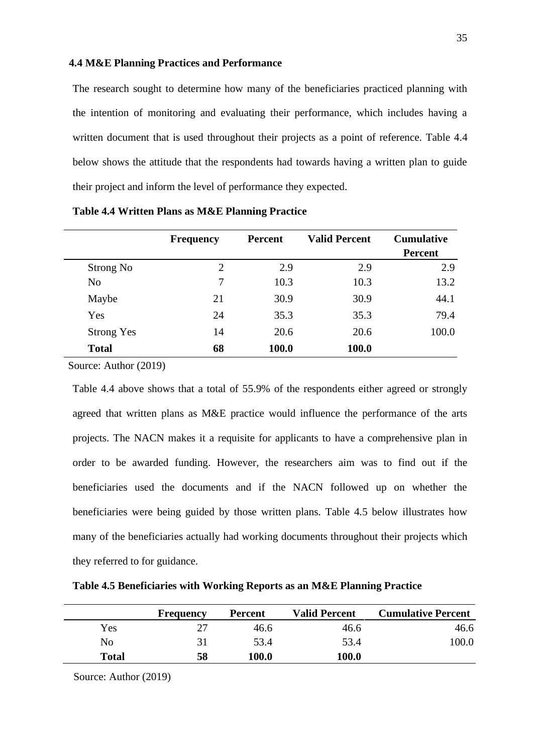### 4.4 M&E Planning Practices and Performance

The research sought to determine how many of the beneficiaries practiced planning with the intention of monitoring and evaluating their performance, which includes having a written document that is used throughout their projects as a point of reference. Table 4.4 below shows the attitude that the respondents had towards having a written plan to guide their project and inform the level of performance they expected.

**Table 4.4 Written Plans as M&E Planning Practice**

| | Frequency | Percent | Valid Percent | Cumulative Percent |
|---|---|---|---|---|
| Strong No | 2 | 2.9 | 2.9 | 2.9 |
| No | 7 | 10.3 | 10.3 | 13.2 |
| Maybe | 21 | 30.9 | 30.9 | 44.1 |
| Yes | 24 | 35.3 | 35.3 | 79.4 |
| Strong Yes | 14 | 20.6 | 20.6 | 100.0 |
| **Total** | **68** | **100.0** | **100.0** | |

Source: Author (2019)

Table 4.4 above shows that a total of 55.9% of the respondents either agreed or strongly agreed that written plans as M&E practice would influence the performance of the arts projects. The NACN makes it a requisite for applicants to have a comprehensive plan in order to be awarded funding. However, the researchers aim was to find out if the beneficiaries used the documents and if the NACN followed up on whether the beneficiaries were being guided by those written plans. Table 4.5 below illustrates how many of the beneficiaries actually had working documents throughout their projects which they referred to for guidance.

**Table 4.5 Beneficiaries with Working Reports as an M&E Planning Practice**

| | Frequency | Percent | Valid Percent | Cumulative Percent |
|---|---|---|---|---|
| Yes | 27 | 46.6 | 46.6 | 46.6 |
| No | 31 | 53.4 | 53.4 | 100.0 |
| **Total** | **58** | **100.0** | **100.0** | |

Source: Author (2019)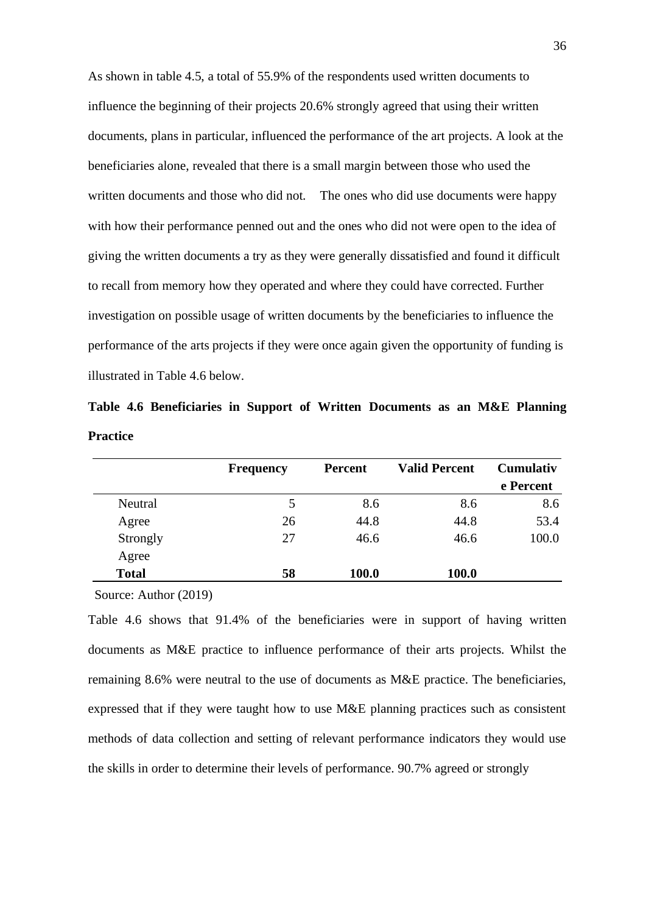As shown in table 4.5, a total of 55.9% of the respondents used written documents to influence the beginning of their projects 20.6% strongly agreed that using their written documents, plans in particular, influenced the performance of the art projects. A look at the beneficiaries alone, revealed that there is a small margin between those who used the written documents and those who did not. The ones who did use documents were happy with how their performance penned out and the ones who did not were open to the idea of giving the written documents a try as they were generally dissatisfied and found it difficult to recall from memory how they operated and where they could have corrected. Further investigation on possible usage of written documents by the beneficiaries to influence the performance of the arts projects if they were once again given the opportunity of funding is illustrated in Table 4.6 below.

**Table 4.6 Beneficiaries in Support of Written Documents as an M&E Planning Practice**

| | Frequency | Percent | Valid Percent | Cumulative Percent |
|---|---|---|---|---|
| Neutral | 5 | 8.6 | 8.6 | 8.6 |
| Agree | 26 | 44.8 | 44.8 | 53.4 |
| Strongly Agree | 27 | 46.6 | 46.6 | 100.0 |
| **Total** | **58** | **100.0** | **100.0** | |

Source: Author (2019)

Table 4.6 shows that 91.4% of the beneficiaries were in support of having written documents as M&E practice to influence performance of their arts projects. Whilst the remaining 8.6% were neutral to the use of documents as M&E practice. The beneficiaries, expressed that if they were taught how to use M&E planning practices such as consistent methods of data collection and setting of relevant performance indicators they would use the skills in order to determine their levels of performance. 90.7% agreed or strongly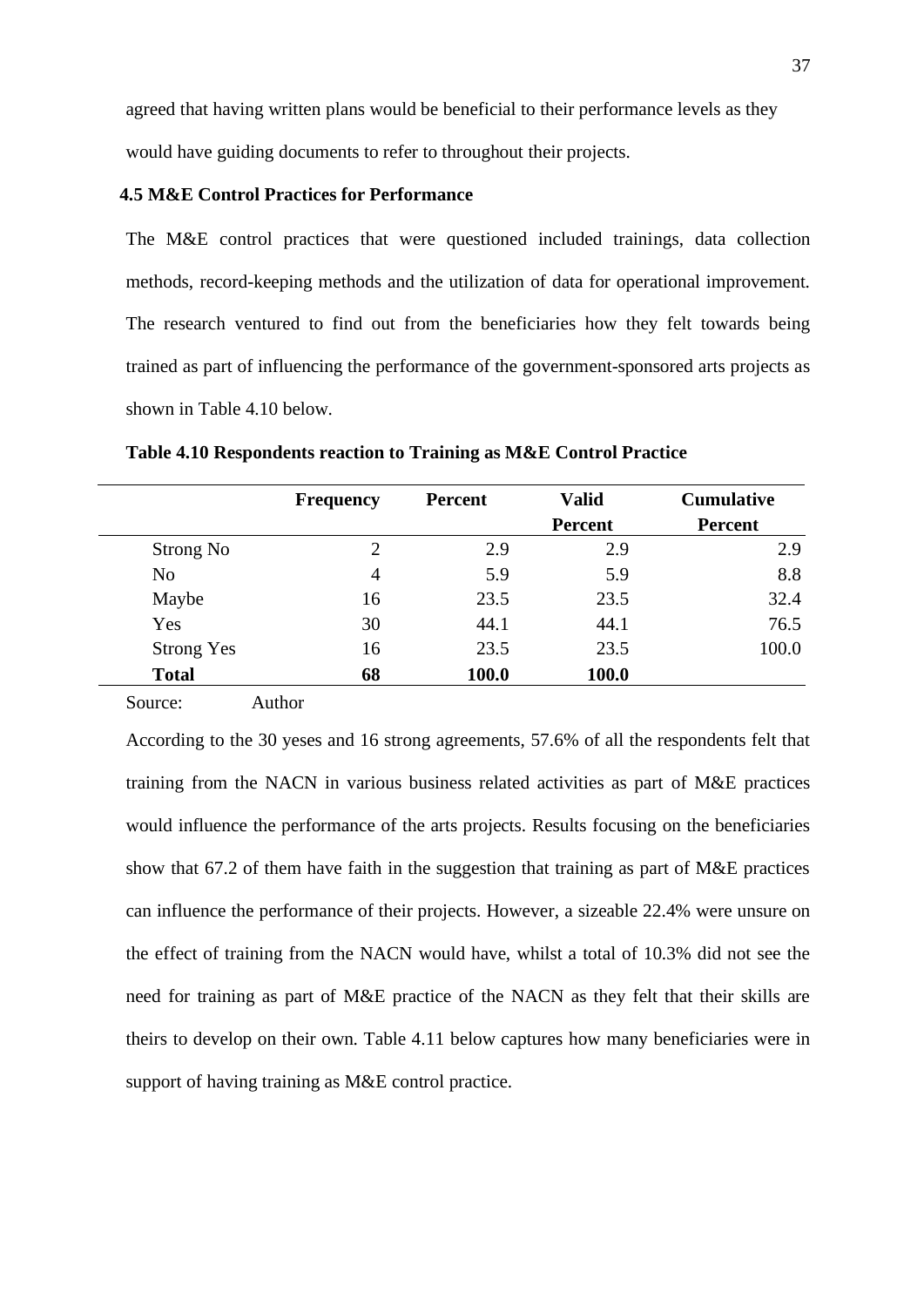agreed that having written plans would be beneficial to their performance levels as they would have guiding documents to refer to throughout their projects.

## 4.5 M&E Control Practices for Performance

The M&E control practices that were questioned included trainings, data collection methods, record-keeping methods and the utilization of data for operational improvement. The research ventured to find out from the beneficiaries how they felt towards being trained as part of influencing the performance of the government-sponsored arts projects as shown in Table 4.10 below.

**Table 4.10 Respondents reaction to Training as M&E Control Practice**

| | Frequency | Percent | Valid Percent | Cumulative Percent |
|---|---|---|---|---|
| Strong No | 2 | 2.9 | 2.9 | 2.9 |
| No | 4 | 5.9 | 5.9 | 8.8 |
| Maybe | 16 | 23.5 | 23.5 | 32.4 |
| Yes | 30 | 44.1 | 44.1 | 76.5 |
| Strong Yes | 16 | 23.5 | 23.5 | 100.0 |
| **Total** | **68** | **100.0** | **100.0** | |

Source: Author

According to the 30 yeses and 16 strong agreements, 57.6% of all the respondents felt that training from the NACN in various business related activities as part of M&E practices would influence the performance of the arts projects. Results focusing on the beneficiaries show that 67.2 of them have faith in the suggestion that training as part of M&E practices can influence the performance of their projects. However, a sizeable 22.4% were unsure on the effect of training from the NACN would have, whilst a total of 10.3% did not see the need for training as part of M&E practice of the NACN as they felt that their skills are theirs to develop on their own. Table 4.11 below captures how many beneficiaries were in support of having training as M&E control practice.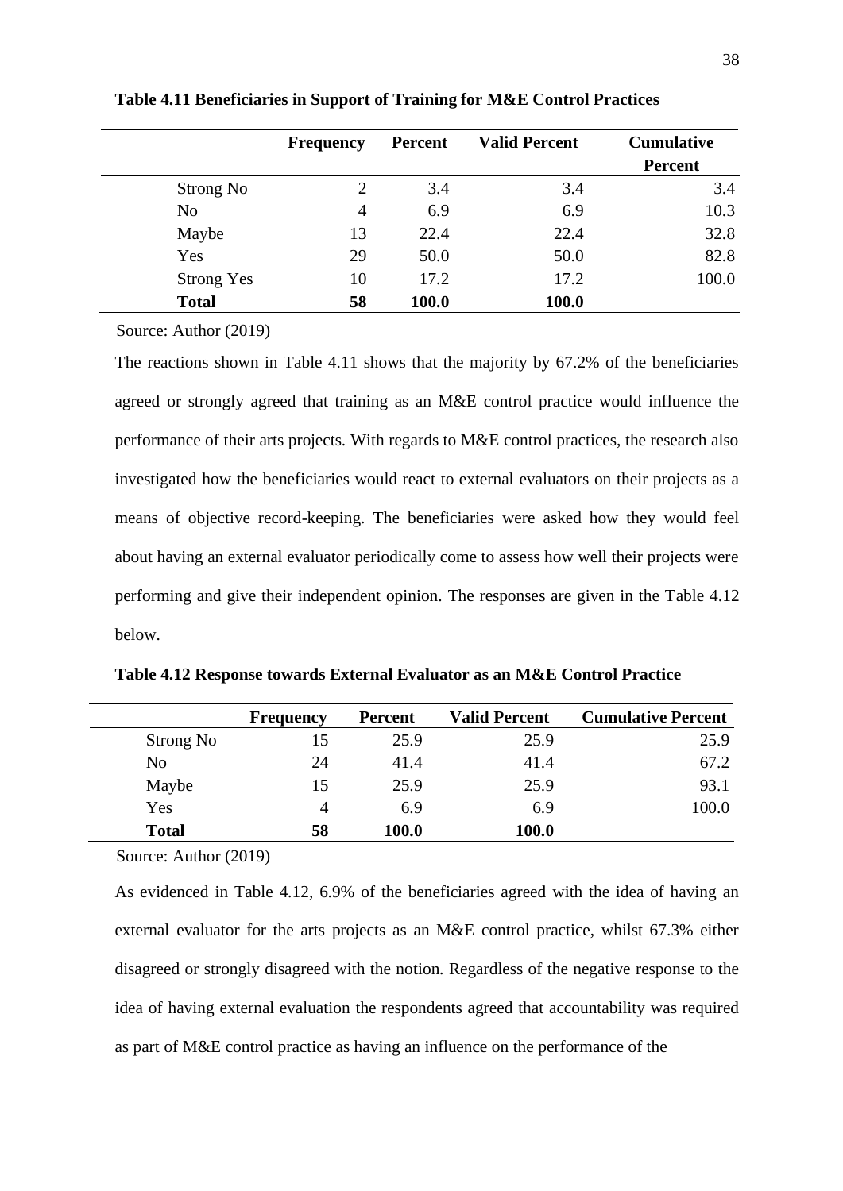**Table 4.11 Beneficiaries in Support of Training for M&E Control Practices**

| | Frequency | Percent | Valid Percent | Cumulative Percent |
|---|---|---|---|---|
| Strong No | 2 | 3.4 | 3.4 | 3.4 |
| No | 4 | 6.9 | 6.9 | 10.3 |
| Maybe | 13 | 22.4 | 22.4 | 32.8 |
| Yes | 29 | 50.0 | 50.0 | 82.8 |
| Strong Yes | 10 | 17.2 | 17.2 | 100.0 |
| **Total** | **58** | **100.0** | **100.0** | |

Source: Author (2019)

The reactions shown in Table 4.11 shows that the majority by 67.2% of the beneficiaries agreed or strongly agreed that training as an M&E control practice would influence the performance of their arts projects. With regards to M&E control practices, the research also investigated how the beneficiaries would react to external evaluators on their projects as a means of objective record-keeping. The beneficiaries were asked how they would feel about having an external evaluator periodically come to assess how well their projects were performing and give their independent opinion. The responses are given in the Table 4.12 below.

**Table 4.12 Response towards External Evaluator as an M&E Control Practice**

| | Frequency | Percent | Valid Percent | Cumulative Percent |
|---|---|---|---|---|
| Strong No | 15 | 25.9 | 25.9 | 25.9 |
| No | 24 | 41.4 | 41.4 | 67.2 |
| Maybe | 15 | 25.9 | 25.9 | 93.1 |
| Yes | 4 | 6.9 | 6.9 | 100.0 |
| **Total** | **58** | **100.0** | **100.0** | |

Source: Author (2019)

As evidenced in Table 4.12, 6.9% of the beneficiaries agreed with the idea of having an external evaluator for the arts projects as an M&E control practice, whilst 67.3% either disagreed or strongly disagreed with the notion. Regardless of the negative response to the idea of having external evaluation the respondents agreed that accountability was required as part of M&E control practice as having an influence on the performance of the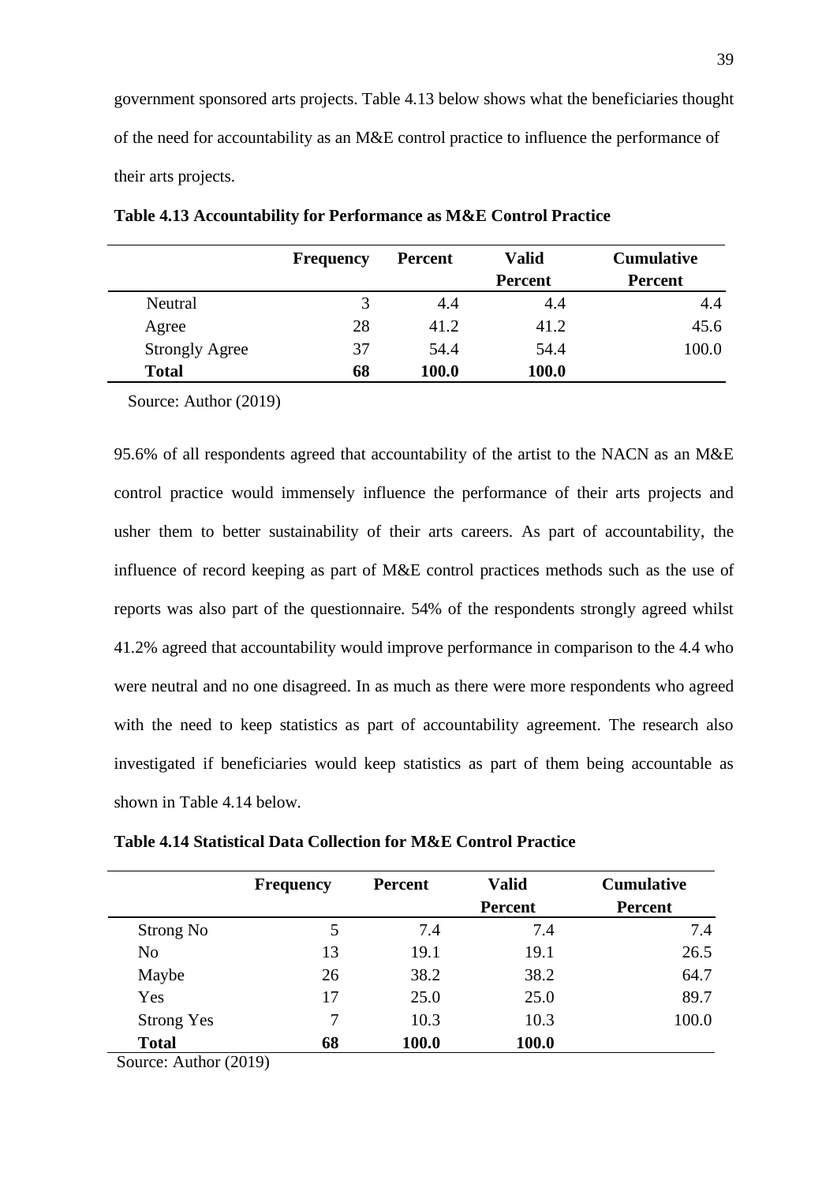government sponsored arts projects. Table 4.13 below shows what the beneficiaries thought of the need for accountability as an M&E control practice to influence the performance of their arts projects.

**Table 4.13 Accountability for Performance as M&E Control Practice**

| | Frequency | Percent | Valid Percent | Cumulative Percent |
|---|---|---|---|---|
| Neutral | 3 | 4.4 | 4.4 | 4.4 |
| Agree | 28 | 41.2 | 41.2 | 45.6 |
| Strongly Agree | 37 | 54.4 | 54.4 | 100.0 |
| **Total** | **68** | **100.0** | **100.0** | |

Source: Author (2019)

95.6% of all respondents agreed that accountability of the artist to the NACN as an M&E control practice would immensely influence the performance of their arts projects and usher them to better sustainability of their arts careers. As part of accountability, the influence of record keeping as part of M&E control practices methods such as the use of reports was also part of the questionnaire. 54% of the respondents strongly agreed whilst 41.2% agreed that accountability would improve performance in comparison to the 4.4 who were neutral and no one disagreed. In as much as there were more respondents who agreed with the need to keep statistics as part of accountability agreement. The research also investigated if beneficiaries would keep statistics as part of them being accountable as shown in Table 4.14 below.

**Table 4.14 Statistical Data Collection for M&E Control Practice**

| | Frequency | Percent | Valid Percent | Cumulative Percent |
|---|---|---|---|---|
| Strong No | 5 | 7.4 | 7.4 | 7.4 |
| No | 13 | 19.1 | 19.1 | 26.5 |
| Maybe | 26 | 38.2 | 38.2 | 64.7 |
| Yes | 17 | 25.0 | 25.0 | 89.7 |
| Strong Yes | 7 | 10.3 | 10.3 | 100.0 |
| **Total** | **68** | **100.0** | **100.0** | |

Source: Author (2019)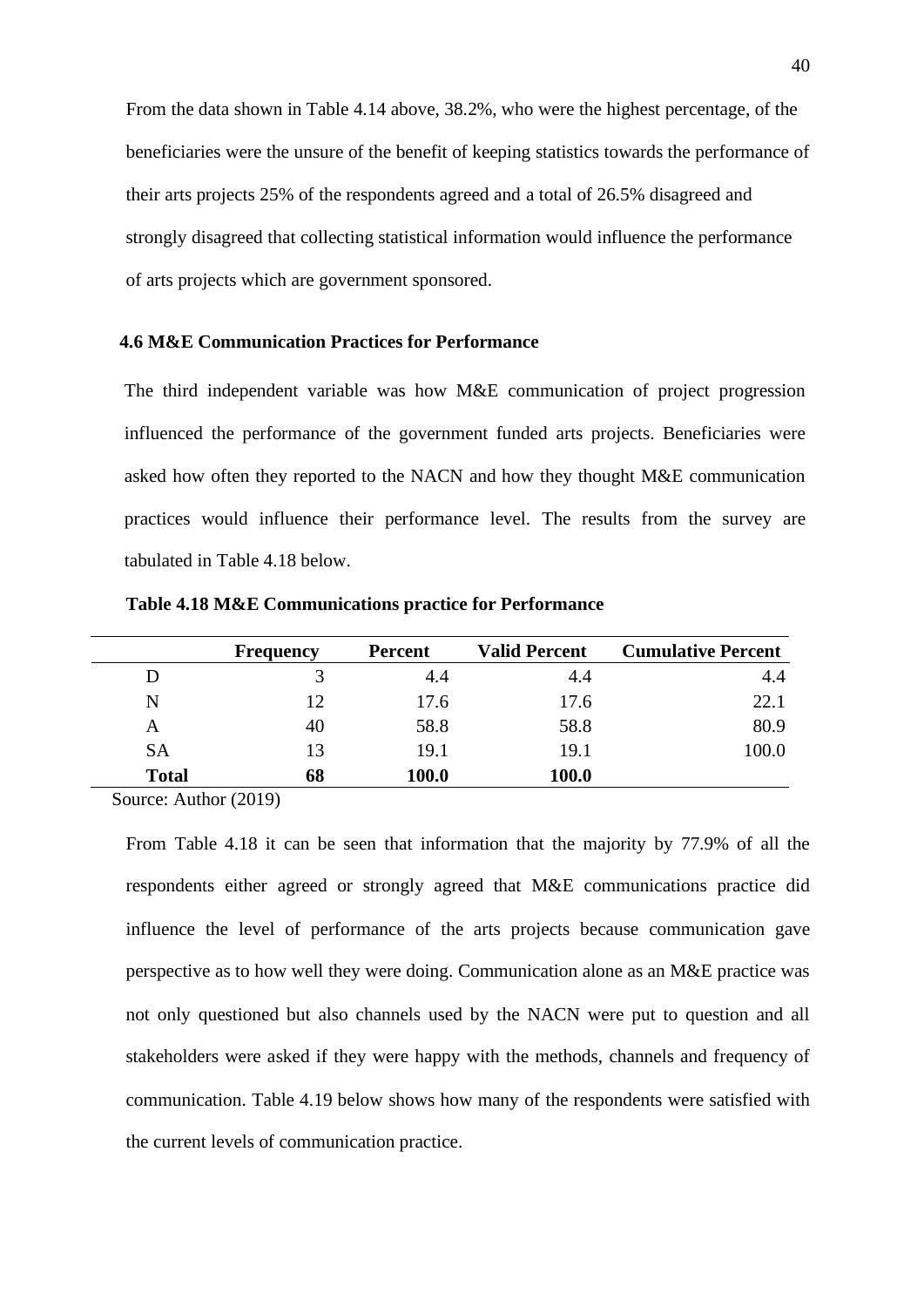From the data shown in Table 4.14 above, 38.2%, who were the highest percentage, of the beneficiaries were the unsure of the benefit of keeping statistics towards the performance of their arts projects 25% of the respondents agreed and a total of 26.5% disagreed and strongly disagreed that collecting statistical information would influence the performance of arts projects which are government sponsored.

## 4.6 M&E Communication Practices for Performance

The third independent variable was how M&E communication of project progression influenced the performance of the government funded arts projects. Beneficiaries were asked how often they reported to the NACN and how they thought M&E communication practices would influence their performance level. The results from the survey are tabulated in Table 4.18 below.

**Table 4.18 M&E Communications practice for Performance**

| | Frequency | Percent | Valid Percent | Cumulative Percent |
|---|---|---|---|---|
| D | 3 | 4.4 | 4.4 | 4.4 |
| N | 12 | 17.6 | 17.6 | 22.1 |
| A | 40 | 58.8 | 58.8 | 80.9 |
| SA | 13 | 19.1 | 19.1 | 100.0 |
| **Total** | **68** | **100.0** | **100.0** | |

Source: Author (2019)

From Table 4.18 it can be seen that information that the majority by 77.9% of all the respondents either agreed or strongly agreed that M&E communications practice did influence the level of performance of the arts projects because communication gave perspective as to how well they were doing. Communication alone as an M&E practice was not only questioned but also channels used by the NACN were put to question and all stakeholders were asked if they were happy with the methods, channels and frequency of communication. Table 4.19 below shows how many of the respondents were satisfied with the current levels of communication practice.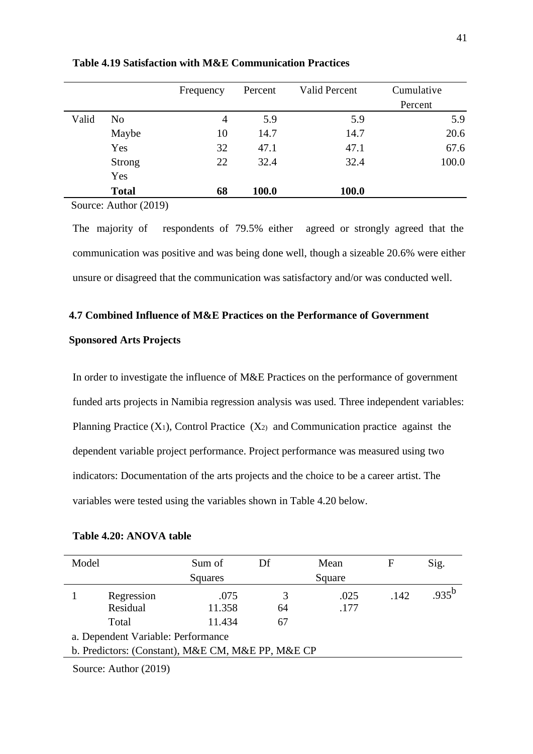**Table 4.19 Satisfaction with M&E Communication Practices**

| | | Frequency | Percent | Valid Percent | Cumulative Percent |
|---|---|---|---|---|---|
| Valid | No | 4 | 5.9 | 5.9 | 5.9 |
| | Maybe | 10 | 14.7 | 14.7 | 20.6 |
| | Yes | 32 | 47.1 | 47.1 | 67.6 |
| | Strong Yes | 22 | 32.4 | 32.4 | 100.0 |
| | **Total** | **68** | **100.0** | **100.0** | |

Source: Author (2019)

The majority of respondents of 79.5% either agreed or strongly agreed that the communication was positive and was being done well, though a sizeable 20.6% were either unsure or disagreed that the communication was satisfactory and/or was conducted well.

## 4.7 Combined Influence of M&E Practices on the Performance of Government Sponsored Arts Projects

In order to investigate the influence of M&E Practices on the performance of government funded arts projects in Namibia regression analysis was used. Three independent variables: Planning Practice ($X_1$), Control Practice ($X_2$) and Communication practice against the dependent variable project performance. Project performance was measured using two indicators: Documentation of the arts projects and the choice to be a career artist. The variables were tested using the variables shown in Table 4.20 below.

**Table 4.20: ANOVA table**

| Model | | Sum of Squares | Df | Mean Square | F | Sig. |
|---|---|---|---|---|---|---|
| 1 | Regression | .075 | 3 | .025 | .142 | .935[b] |
| | Residual | 11.358 | 64 | .177 | | |
| | Total | 11.434 | 67 | | | |

a. Dependent Variable: Performance

b. Predictors: (Constant), M&E CM, M&E PP, M&E CP

Source: Author (2019)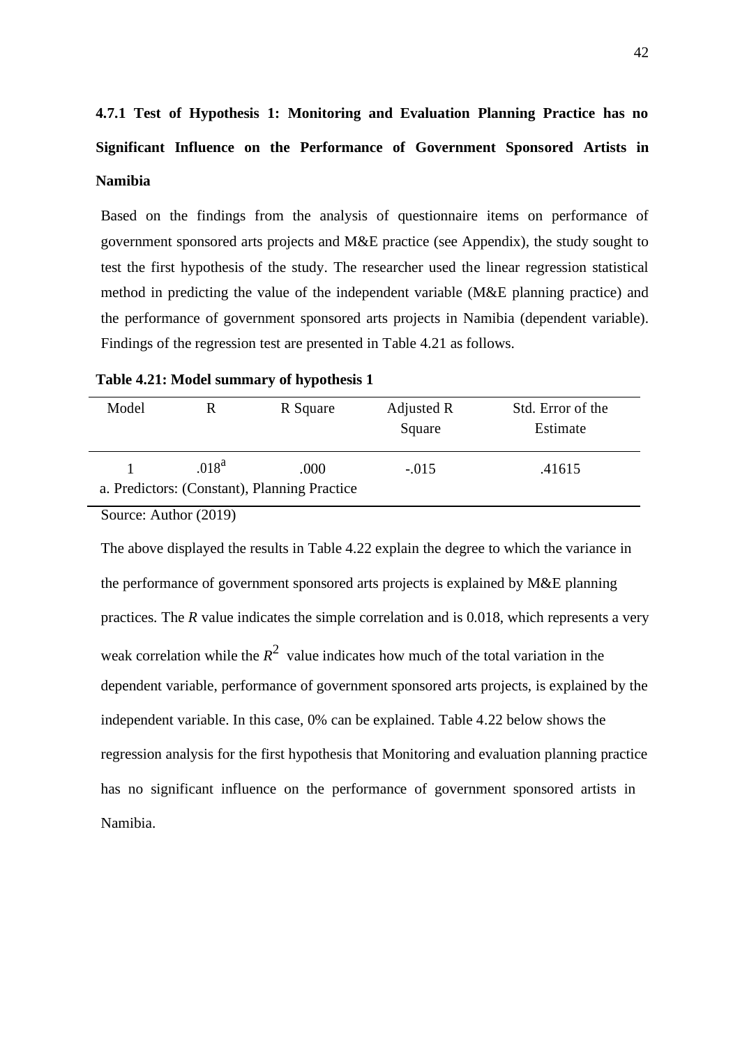### 4.7.1 Test of Hypothesis 1: Monitoring and Evaluation Planning Practice has no Significant Influence on the Performance of Government Sponsored Artists in Namibia

Based on the findings from the analysis of questionnaire items on performance of government sponsored arts projects and M&E practice (see Appendix), the study sought to test the first hypothesis of the study. The researcher used the linear regression statistical method in predicting the value of the independent variable (M&E planning practice) and the performance of government sponsored arts projects in Namibia (dependent variable). Findings of the regression test are presented in Table 4.21 as follows.

**Table 4.21: Model summary of hypothesis 1**

| Model | R | R Square | Adjusted R Square | Std. Error of the Estimate |
|---|---|---|---|---|
| 1 | .018[a] | .000 | -.015 | .41615 |

a. Predictors: (Constant), Planning Practice

Source: Author (2019)

The above displayed the results in Table 4.22 explain the degree to which the variance in the performance of government sponsored arts projects is explained by M&E planning practices. The *R* value indicates the simple correlation and is 0.018, which represents a very weak correlation while the $R^2$ value indicates how much of the total variation in the dependent variable, performance of government sponsored arts projects, is explained by the independent variable. In this case, 0% can be explained. Table 4.22 below shows the regression analysis for the first hypothesis that Monitoring and evaluation planning practice has no significant influence on the performance of government sponsored artists in Namibia.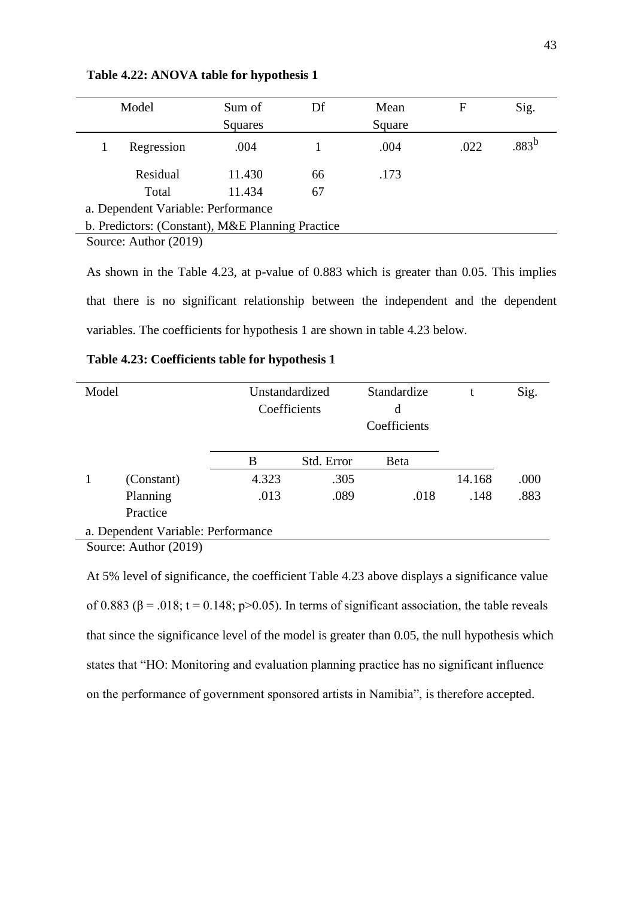**Table 4.22: ANOVA table for hypothesis 1**

| Model | | Sum of Squares | Df | Mean Square | F | Sig. |
|---|---|---|---|---|---|---|
| 1 | Regression | .004 | 1 | .004 | .022 | .883[b] |
| | Residual | 11.430 | 66 | .173 | | |
| | Total | 11.434 | 67 | | | |

a. Dependent Variable: Performance

b. Predictors: (Constant), M&E Planning Practice

Source: Author (2019)

As shown in the Table 4.23, at p-value of 0.883 which is greater than 0.05. This implies that there is no significant relationship between the independent and the dependent variables. The coefficients for hypothesis 1 are shown in table 4.23 below.

**Table 4.23: Coefficients table for hypothesis 1**

| Model | | Unstandardized Coefficients | | Standardized Coefficients | t | Sig. |
|---|---|---|---|---|---|---|
| | | B | Std. Error | Beta | | |
| 1 | (Constant) | 4.323 | .305 | | 14.168 | .000 |
| | Planning Practice | .013 | .089 | .018 | .148 | .883 |

a. Dependent Variable: Performance

Source: Author (2019)

At 5% level of significance, the coefficient Table 4.23 above displays a significance value of 0.883 ($\beta = .018$; $t = 0.148$; $p>0.05$). In terms of significant association, the table reveals that since the significance level of the model is greater than 0.05, the null hypothesis which states that "HO: Monitoring and evaluation planning practice has no significant influence on the performance of government sponsored artists in Namibia", is therefore accepted.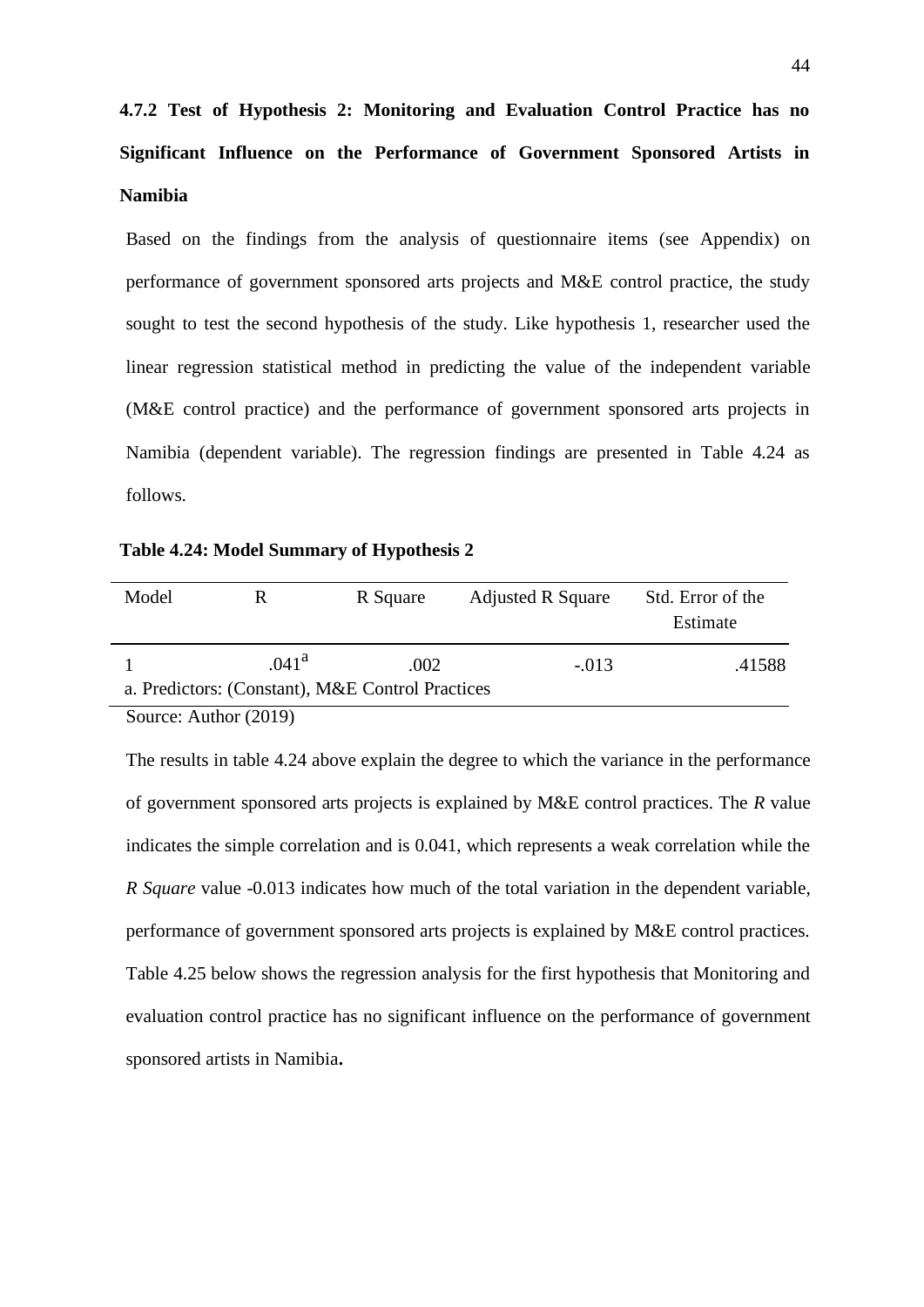### 4.7.2 Test of Hypothesis 2: Monitoring and Evaluation Control Practice has no Significant Influence on the Performance of Government Sponsored Artists in Namibia

Based on the findings from the analysis of questionnaire items (see Appendix) on performance of government sponsored arts projects and M&E control practice, the study sought to test the second hypothesis of the study. Like hypothesis 1, researcher used the linear regression statistical method in predicting the value of the independent variable (M&E control practice) and the performance of government sponsored arts projects in Namibia (dependent variable). The regression findings are presented in Table 4.24 as follows.

**Table 4.24: Model Summary of Hypothesis 2**

| Model | R | R Square | Adjusted R Square | Std. Error of the Estimate |
|---|---|---|---|---|
| 1 | .041[a] | .002 | -.013 | .41588 |

a. Predictors: (Constant), M&E Control Practices

Source: Author (2019)

The results in table 4.24 above explain the degree to which the variance in the performance of government sponsored arts projects is explained by M&E control practices. The *R* value indicates the simple correlation and is 0.041, which represents a weak correlation while the *R Square* value -0.013 indicates how much of the total variation in the dependent variable, performance of government sponsored arts projects is explained by M&E control practices. Table 4.25 below shows the regression analysis for the first hypothesis that Monitoring and evaluation control practice has no significant influence on the performance of government sponsored artists in Namibia**.**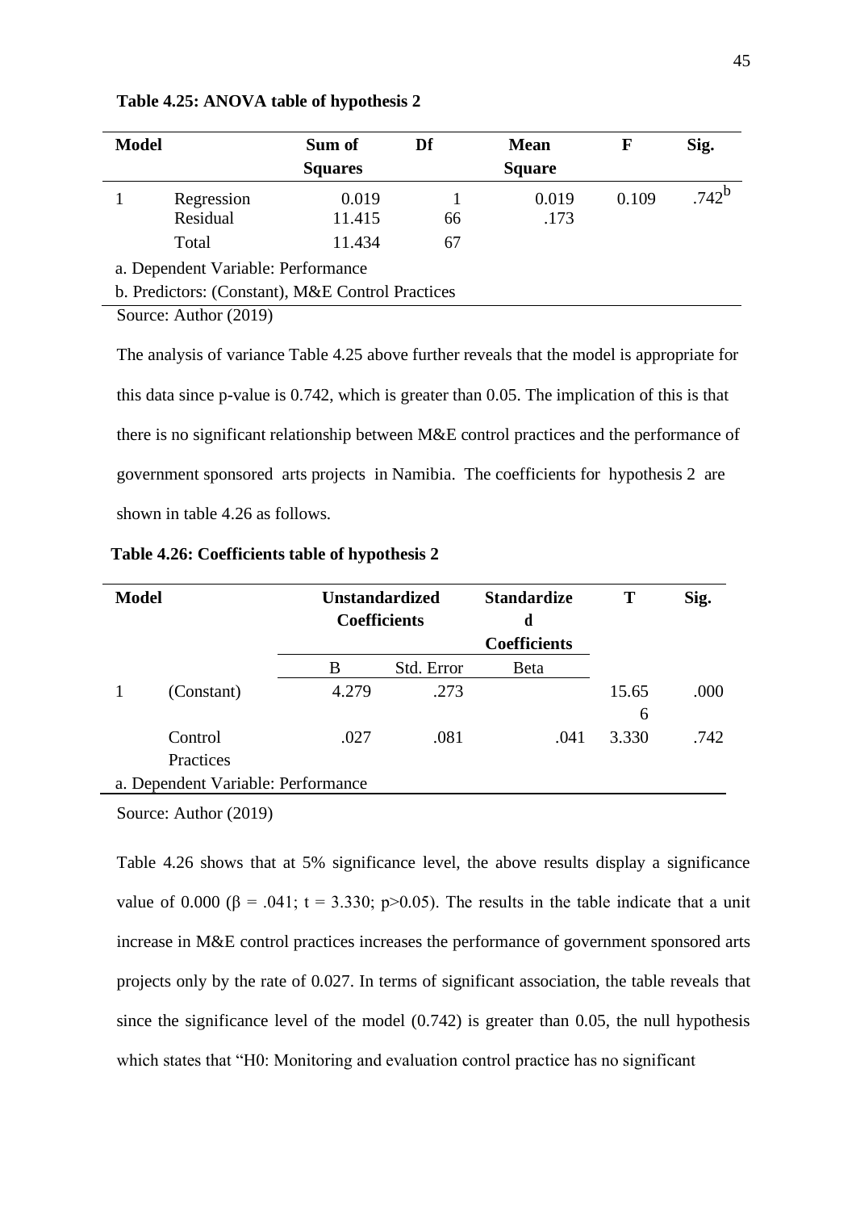**Table 4.25: ANOVA table of hypothesis 2**

| Model | | Sum of Squares | Df | Mean Square | F | Sig. |
|---|---|---|---|---|---|---|
| 1 | Regression | 0.019 | 1 | 0.019 | 0.109 | .742[b] |
| | Residual | 11.415 | 66 | .173 | | |
| | Total | 11.434 | 67 | | | |

a. Dependent Variable: Performance

b. Predictors: (Constant), M&E Control Practices

Source: Author (2019)

The analysis of variance Table 4.25 above further reveals that the model is appropriate for this data since p-value is 0.742, which is greater than 0.05. The implication of this is that there is no significant relationship between M&E control practices and the performance of government sponsored arts projects in Namibia. The coefficients for hypothesis 2 are shown in table 4.26 as follows.

**Table 4.26: Coefficients table of hypothesis 2**

| Model | | Unstandardized Coefficients | | Standardized Coefficients | T | Sig. |
|---|---|---|---|---|---|---|
| | | B | Std. Error | Beta | | |
| 1 | (Constant) | 4.279 | .273 | | 15.656 | .000 |
| | Control Practices | .027 | .081 | .041 | 3.330 | .742 |

a. Dependent Variable: Performance

Source: Author (2019)

Table 4.26 shows that at 5% significance level, the above results display a significance value of 0.000 ($\beta = .041$; $t = 3.330$; $p > 0.05$). The results in the table indicate that a unit increase in M&E control practices increases the performance of government sponsored arts projects only by the rate of 0.027. In terms of significant association, the table reveals that since the significance level of the model (0.742) is greater than 0.05, the null hypothesis which states that "H0: Monitoring and evaluation control practice has no significant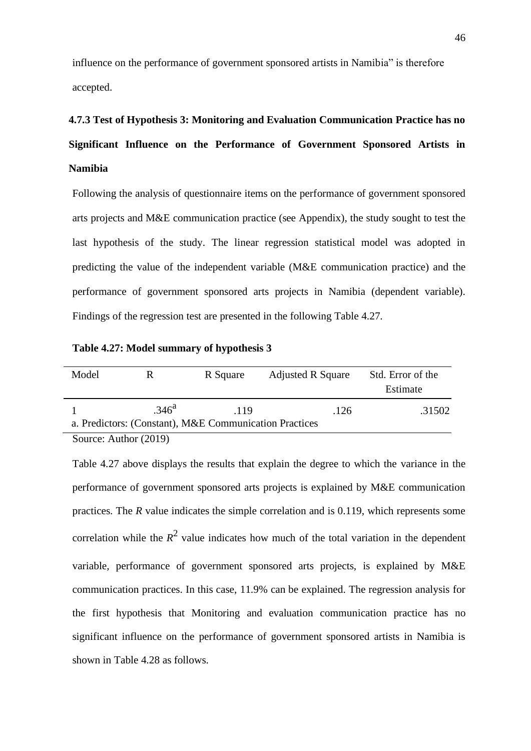influence on the performance of government sponsored artists in Namibia" is therefore accepted.

### 4.7.3 Test of Hypothesis 3: Monitoring and Evaluation Communication Practice has no Significant Influence on the Performance of Government Sponsored Artists in Namibia

Following the analysis of questionnaire items on the performance of government sponsored arts projects and M&E communication practice (see Appendix), the study sought to test the last hypothesis of the study. The linear regression statistical model was adopted in predicting the value of the independent variable (M&E communication practice) and the performance of government sponsored arts projects in Namibia (dependent variable). Findings of the regression test are presented in the following Table 4.27.

**Table 4.27: Model summary of hypothesis 3**

| Model | R | R Square | Adjusted R Square | Std. Error of the Estimate |
|---|---|---|---|---|
| 1 | .346[a] | .119 | .126 | .31502 |

a. Predictors: (Constant), M&E Communication Practices

Source: Author (2019)

Table 4.27 above displays the results that explain the degree to which the variance in the performance of government sponsored arts projects is explained by M&E communication practices. The *R* value indicates the simple correlation and is 0.119, which represents some correlation while the $R^2$ value indicates how much of the total variation in the dependent variable, performance of government sponsored arts projects, is explained by M&E communication practices. In this case, 11.9% can be explained. The regression analysis for the first hypothesis that Monitoring and evaluation communication practice has no significant influence on the performance of government sponsored artists in Namibia is shown in Table 4.28 as follows.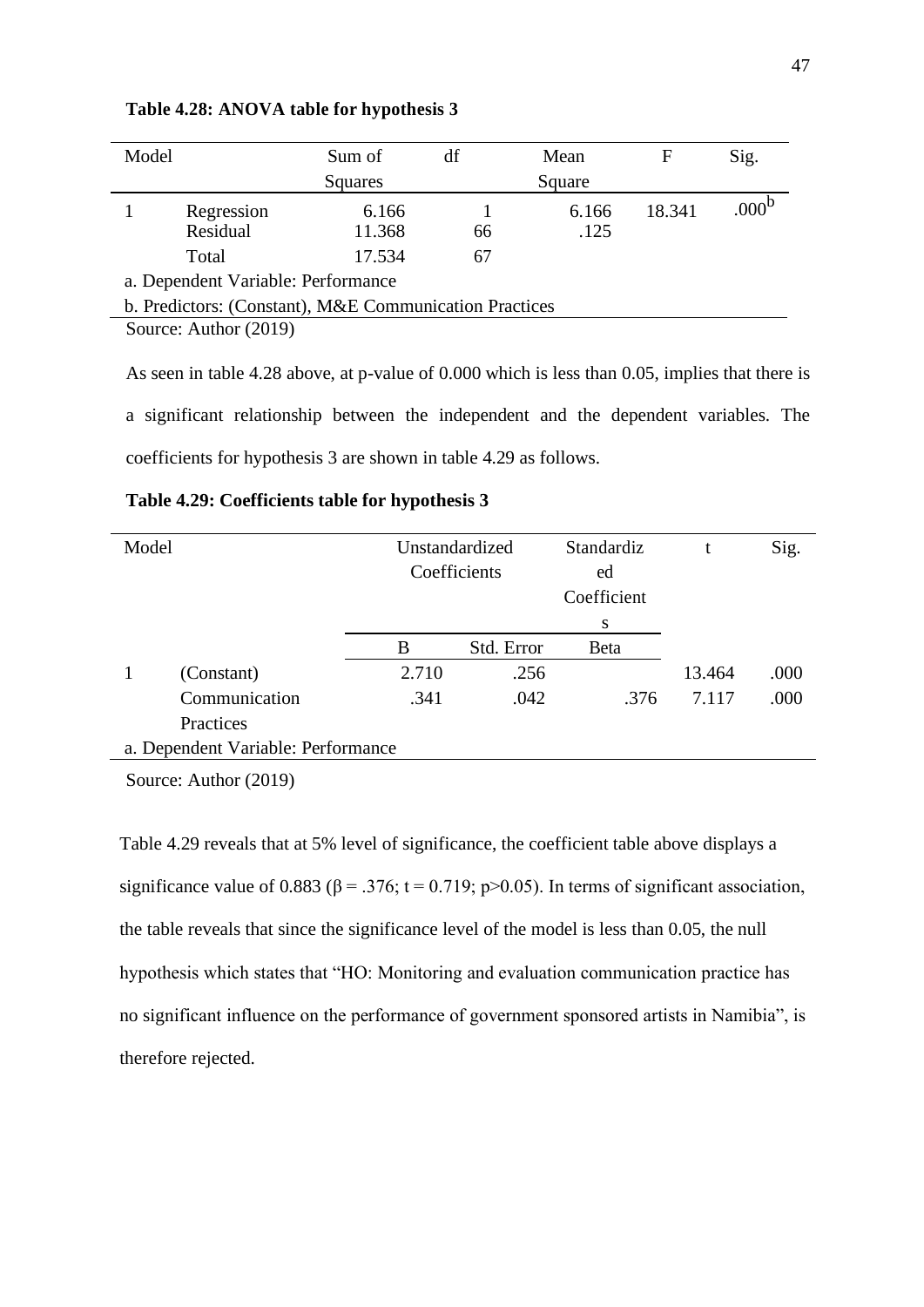**Table 4.28: ANOVA table for hypothesis 3**

| Model | | Sum of Squares | df | Mean Square | F | Sig. |
|---|---|---|---|---|---|---|
| 1 | Regression | 6.166 | 1 | 6.166 | 18.341 | .000[b] |
| | Residual | 11.368 | 66 | .125 | | |
| | Total | 17.534 | 67 | | | |

a. Dependent Variable: Performance

b. Predictors: (Constant), M&E Communication Practices

Source: Author (2019)

As seen in table 4.28 above, at p-value of 0.000 which is less than 0.05, implies that there is a significant relationship between the independent and the dependent variables. The coefficients for hypothesis 3 are shown in table 4.29 as follows.

**Table 4.29: Coefficients table for hypothesis 3**

| Model | | Unstandardized Coefficients | | Standardized Coefficients | t | Sig. |
|---|---|---|---|---|---|---|
| | | B | Std. Error | Beta | | |
| 1 | (Constant) | 2.710 | .256 | | 13.464 | .000 |
| | Communication Practices | .341 | .042 | .376 | 7.117 | .000 |

a. Dependent Variable: Performance

Source: Author (2019)

Table 4.29 reveals that at 5% level of significance, the coefficient table above displays a significance value of 0.883 ($\beta = .376$; $t = 0.719$; $p > 0.05$). In terms of significant association, the table reveals that since the significance level of the model is less than 0.05, the null hypothesis which states that "HO: Monitoring and evaluation communication practice has no significant influence on the performance of government sponsored artists in Namibia", is therefore rejected.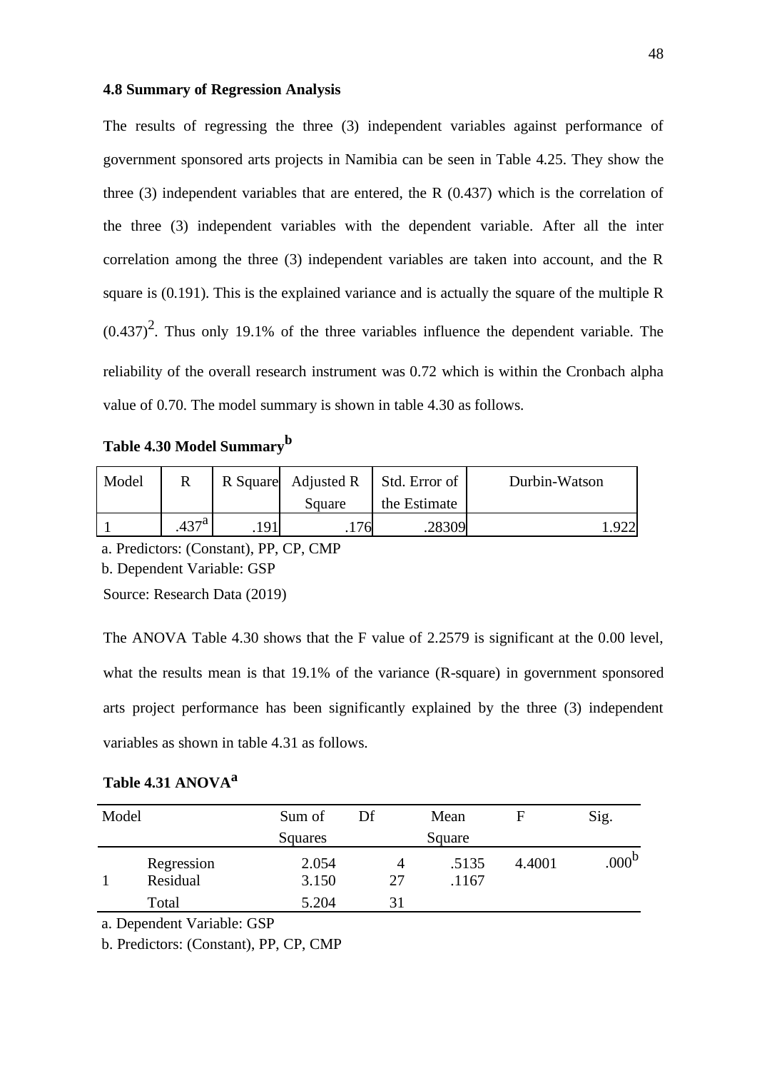### 4.8 Summary of Regression Analysis

The results of regressing the three (3) independent variables against performance of government sponsored arts projects in Namibia can be seen in Table 4.25. They show the three (3) independent variables that are entered, the R (0.437) which is the correlation of the three (3) independent variables with the dependent variable. After all the inter correlation among the three (3) independent variables are taken into account, and the R square is (0.191). This is the explained variance and is actually the square of the multiple R $(0.437)^2$. Thus only 19.1% of the three variables influence the dependent variable. The reliability of the overall research instrument was 0.72 which is within the Cronbach alpha value of 0.70. The model summary is shown in table 4.30 as follows.

**Table 4.30 Model Summary[b]**

| Model | R | R Square | Adjusted R Square | Std. Error of the Estimate | Durbin-Watson |
|---|---|---|---|---|---|
| 1 | .437[a] | .191 | .176 | .28309 | 1.922 |

a. Predictors: (Constant), PP, CP, CMP

b. Dependent Variable: GSP

Source: Research Data (2019)

The ANOVA Table 4.30 shows that the F value of 2.2579 is significant at the 0.00 level, what the results mean is that 19.1% of the variance (R-square) in government sponsored arts project performance has been significantly explained by the three (3) independent variables as shown in table 4.31 as follows.

**Table 4.31 ANOVA[a]**

| Model | | Sum of Squares | Df | Mean Square | F | Sig. |
|---|---|---|---|---|---|---|
| 1 | Regression | 2.054 | 4 | .5135 | 4.4001 | .000[b] |
| | Residual | 3.150 | 27 | .1167 | | |
| | Total | 5.204 | 31 | | | |

a. Dependent Variable: GSP

b. Predictors: (Constant), PP, CP, CMP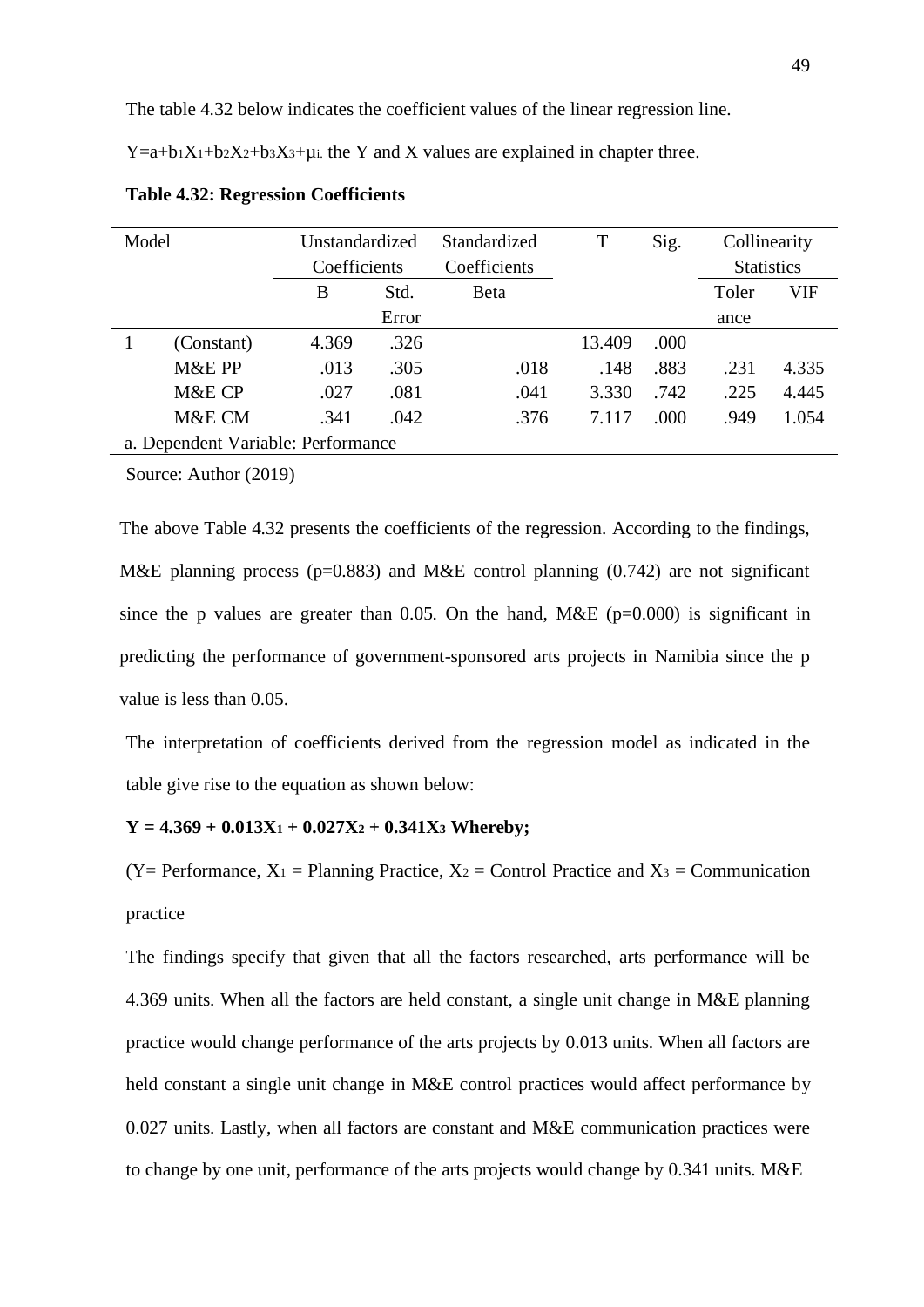The table 4.32 below indicates the coefficient values of the linear regression line.

$Y=a+b_1X_1+b_2X_2+b_3X_3+\mu_i$. the Y and X values are explained in chapter three.

**Table 4.32: Regression Coefficients**

| Model | | Unstandardized Coefficients | | Standardized Coefficients | T | Sig. | Collinearity Statistics | |
|---|---|---|---|---|---|---|---|---|
| | | B | Std. Error | Beta | | | Tolerance | VIF |
| 1 | (Constant) | 4.369 | .326 | | 13.409 | .000 | | |
| | M&E PP | .013 | .305 | .018 | .148 | .883 | .231 | 4.335 |
| | M&E CP | .027 | .081 | .041 | 3.330 | .742 | .225 | 4.445 |
| | M&E CM | .341 | .042 | .376 | 7.117 | .000 | .949 | 1.054 |

a. Dependent Variable: Performance

Source: Author (2019)

The above Table 4.32 presents the coefficients of the regression. According to the findings, M&E planning process ($p=0.883$) and M&E control planning (0.742) are not significant since the p values are greater than 0.05. On the hand, M&E ($p=0.000$) is significant in predicting the performance of government-sponsored arts projects in Namibia since the p value is less than 0.05.

The interpretation of coefficients derived from the regression model as indicated in the table give rise to the equation as shown below:

**$Y = 4.369 + 0.013X_1 + 0.027X_2 + 0.341X_3$ Whereby;**

(Y= Performance, $X_1$ = Planning Practice, $X_2$ = Control Practice and $X_3$ = Communication practice

The findings specify that given that all the factors researched, arts performance will be 4.369 units. When all the factors are held constant, a single unit change in M&E planning practice would change performance of the arts projects by 0.013 units. When all factors are held constant a single unit change in M&E control practices would affect performance by 0.027 units. Lastly, when all factors are constant and M&E communication practices were to change by one unit, performance of the arts projects would change by 0.341 units. M&E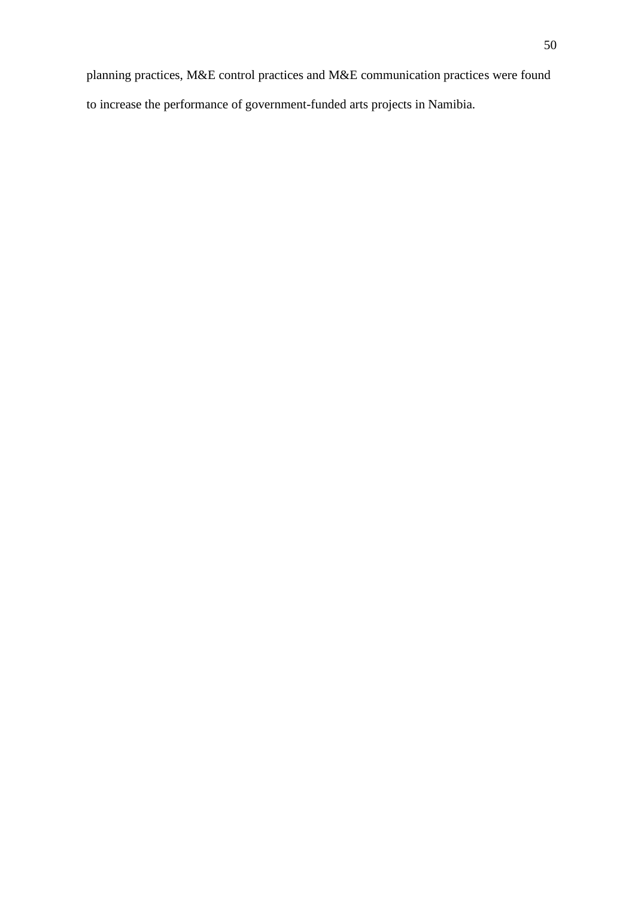planning practices, M&E control practices and M&E communication practices were found to increase the performance of government-funded arts projects in Namibia.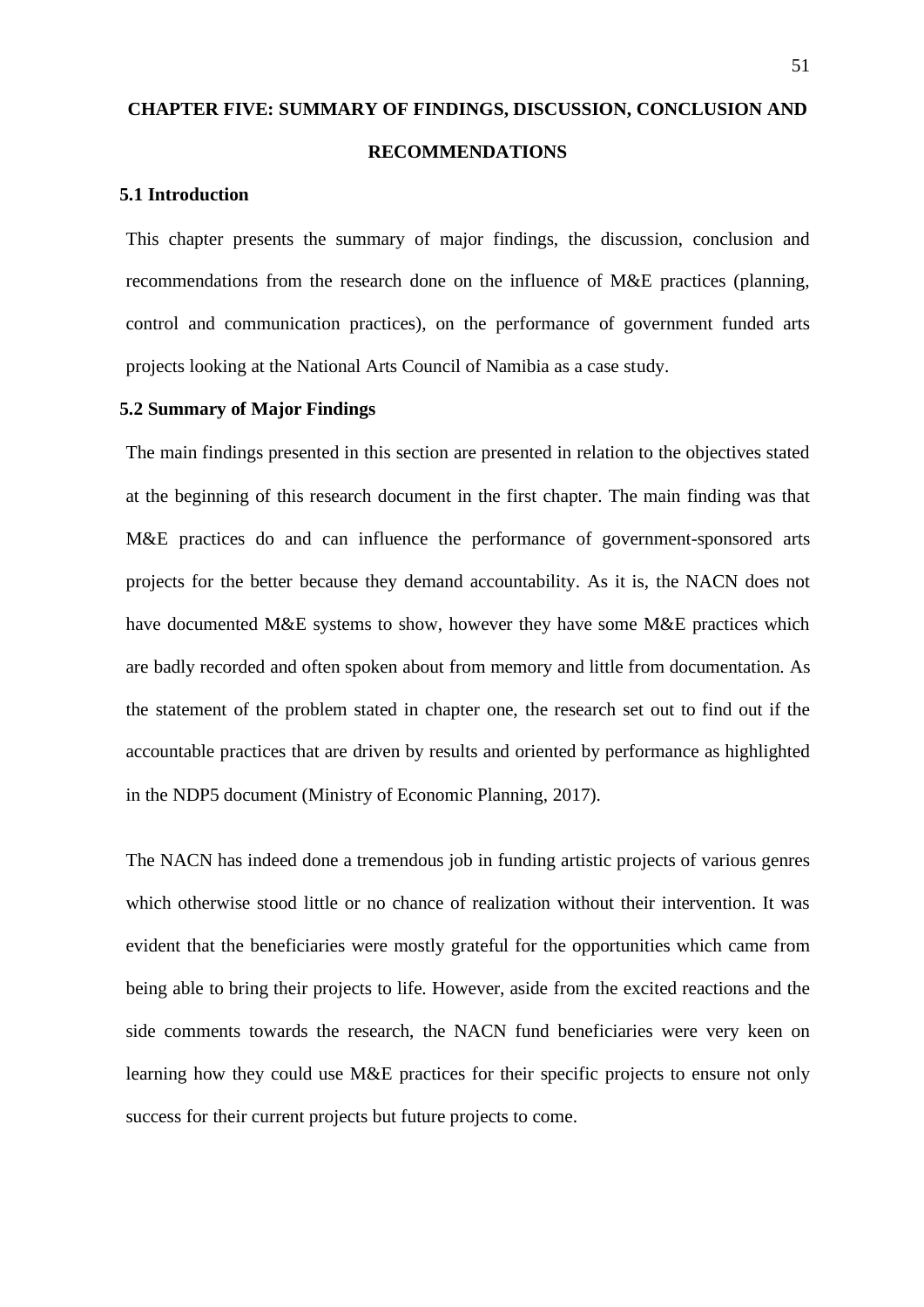# CHAPTER FIVE: SUMMARY OF FINDINGS, DISCUSSION, CONCLUSION AND RECOMMENDATIONS

## 5.1 Introduction

This chapter presents the summary of major findings, the discussion, conclusion and recommendations from the research done on the influence of M&E practices (planning, control and communication practices), on the performance of government funded arts projects looking at the National Arts Council of Namibia as a case study.

## 5.2 Summary of Major Findings

The main findings presented in this section are presented in relation to the objectives stated at the beginning of this research document in the first chapter. The main finding was that M&E practices do and can influence the performance of government-sponsored arts projects for the better because they demand accountability. As it is, the NACN does not have documented M&E systems to show, however they have some M&E practices which are badly recorded and often spoken about from memory and little from documentation. As the statement of the problem stated in chapter one, the research set out to find out if the accountable practices that are driven by results and oriented by performance as highlighted in the NDP5 document (Ministry of Economic Planning, 2017).

The NACN has indeed done a tremendous job in funding artistic projects of various genres which otherwise stood little or no chance of realization without their intervention. It was evident that the beneficiaries were mostly grateful for the opportunities which came from being able to bring their projects to life. However, aside from the excited reactions and the side comments towards the research, the NACN fund beneficiaries were very keen on learning how they could use M&E practices for their specific projects to ensure not only success for their current projects but future projects to come.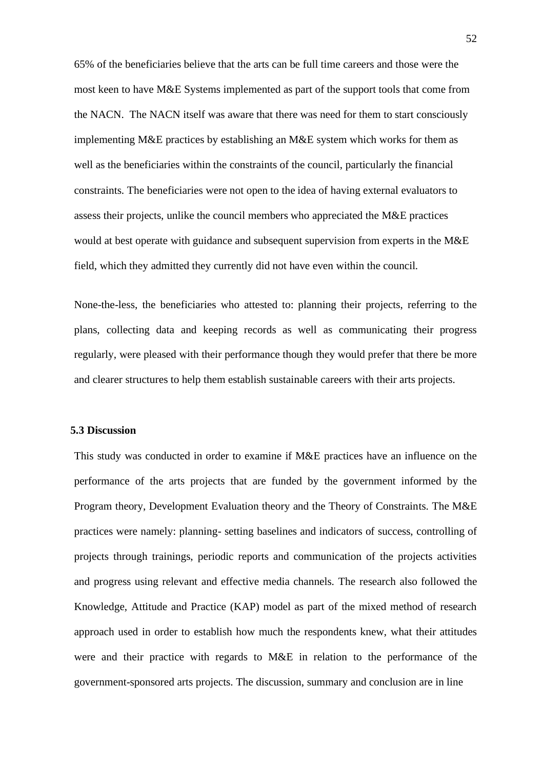65% of the beneficiaries believe that the arts can be full time careers and those were the most keen to have M&E Systems implemented as part of the support tools that come from the NACN. The NACN itself was aware that there was need for them to start consciously implementing M&E practices by establishing an M&E system which works for them as well as the beneficiaries within the constraints of the council, particularly the financial constraints. The beneficiaries were not open to the idea of having external evaluators to assess their projects, unlike the council members who appreciated the M&E practices would at best operate with guidance and subsequent supervision from experts in the M&E field, which they admitted they currently did not have even within the council.

None-the-less, the beneficiaries who attested to: planning their projects, referring to the plans, collecting data and keeping records as well as communicating their progress regularly, were pleased with their performance though they would prefer that there be more and clearer structures to help them establish sustainable careers with their arts projects.

### 5.3 Discussion

This study was conducted in order to examine if M&E practices have an influence on the performance of the arts projects that are funded by the government informed by the Program theory, Development Evaluation theory and the Theory of Constraints. The M&E practices were namely: planning- setting baselines and indicators of success, controlling of projects through trainings, periodic reports and communication of the projects activities and progress using relevant and effective media channels. The research also followed the Knowledge, Attitude and Practice (KAP) model as part of the mixed method of research approach used in order to establish how much the respondents knew, what their attitudes were and their practice with regards to M&E in relation to the performance of the government-sponsored arts projects. The discussion, summary and conclusion are in line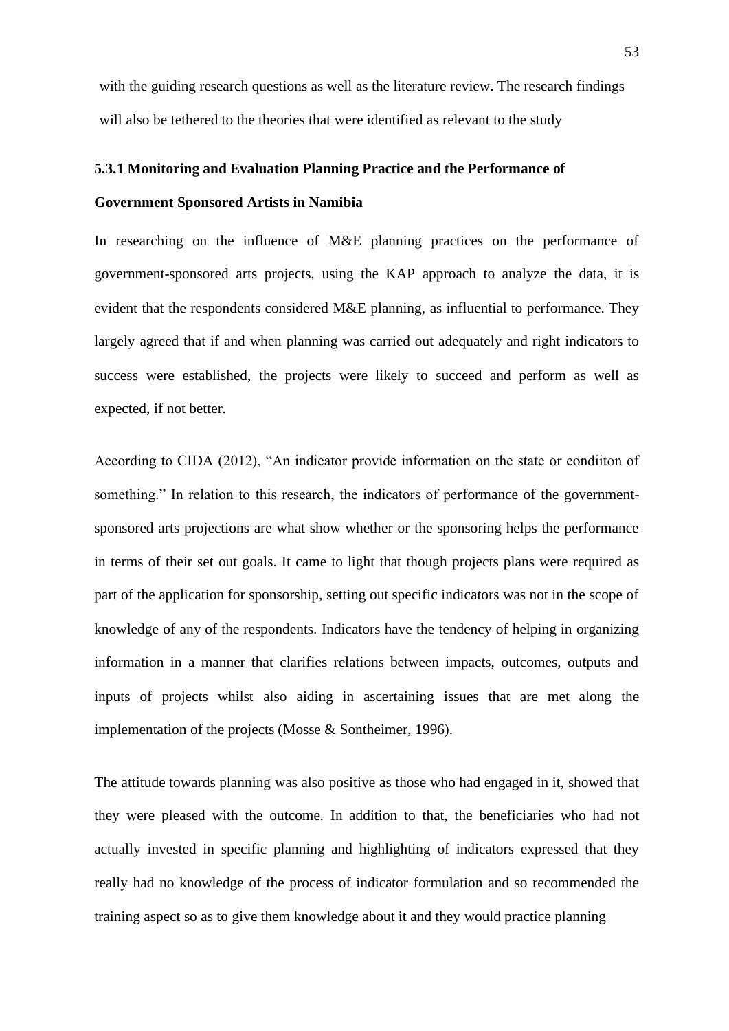with the guiding research questions as well as the literature review. The research findings will also be tethered to the theories that were identified as relevant to the study

### 5.3.1 Monitoring and Evaluation Planning Practice and the Performance of Government Sponsored Artists in Namibia

In researching on the influence of M&E planning practices on the performance of government-sponsored arts projects, using the KAP approach to analyze the data, it is evident that the respondents considered M&E planning, as influential to performance. They largely agreed that if and when planning was carried out adequately and right indicators to success were established, the projects were likely to succeed and perform as well as expected, if not better.

According to CIDA (2012), "An indicator provide information on the state or condiiton of something." In relation to this research, the indicators of performance of the government-sponsored arts projections are what show whether or the sponsoring helps the performance in terms of their set out goals. It came to light that though projects plans were required as part of the application for sponsorship, setting out specific indicators was not in the scope of knowledge of any of the respondents. Indicators have the tendency of helping in organizing information in a manner that clarifies relations between impacts, outcomes, outputs and inputs of projects whilst also aiding in ascertaining issues that are met along the implementation of the projects (Mosse & Sontheimer, 1996).

The attitude towards planning was also positive as those who had engaged in it, showed that they were pleased with the outcome. In addition to that, the beneficiaries who had not actually invested in specific planning and highlighting of indicators expressed that they really had no knowledge of the process of indicator formulation and so recommended the training aspect so as to give them knowledge about it and they would practice planning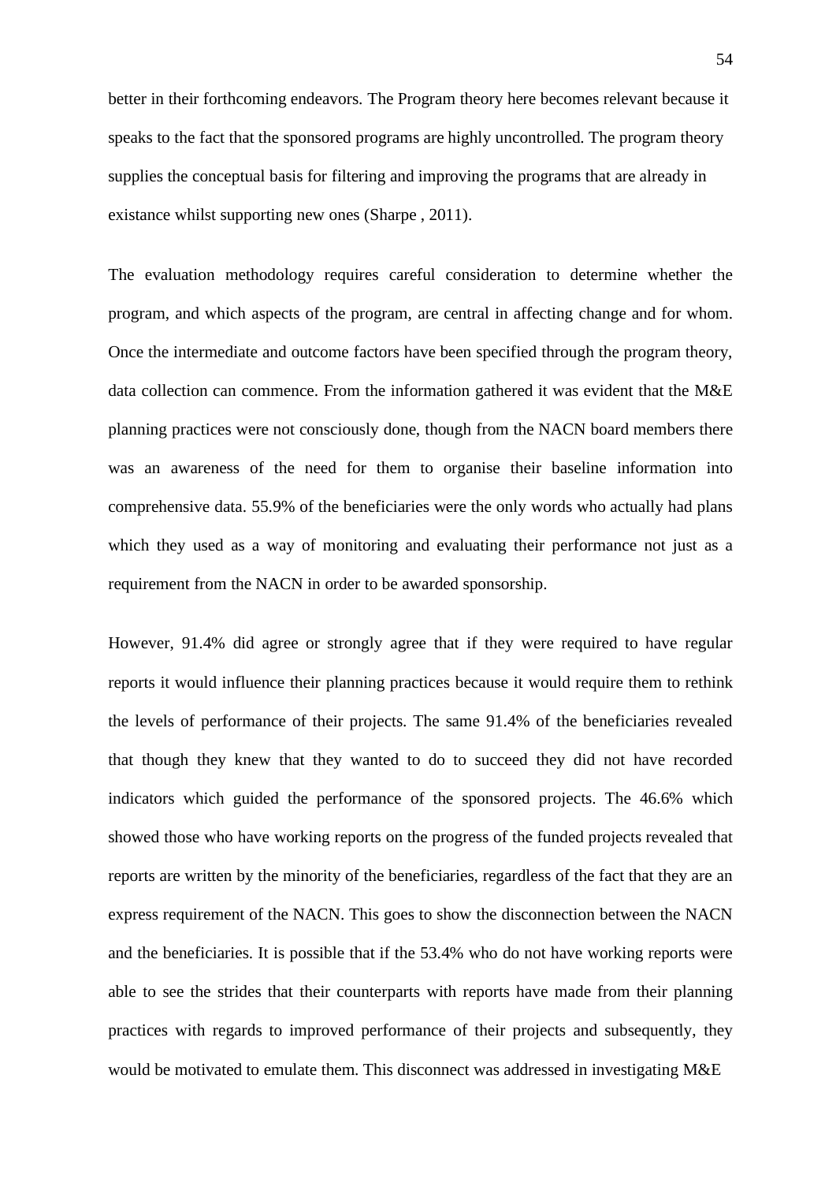better in their forthcoming endeavors. The Program theory here becomes relevant because it speaks to the fact that the sponsored programs are highly uncontrolled. The program theory supplies the conceptual basis for filtering and improving the programs that are already in existance whilst supporting new ones (Sharpe , 2011).

The evaluation methodology requires careful consideration to determine whether the program, and which aspects of the program, are central in affecting change and for whom. Once the intermediate and outcome factors have been specified through the program theory, data collection can commence. From the information gathered it was evident that the M&E planning practices were not consciously done, though from the NACN board members there was an awareness of the need for them to organise their baseline information into comprehensive data. 55.9% of the beneficiaries were the only words who actually had plans which they used as a way of monitoring and evaluating their performance not just as a requirement from the NACN in order to be awarded sponsorship.

However, 91.4% did agree or strongly agree that if they were required to have regular reports it would influence their planning practices because it would require them to rethink the levels of performance of their projects. The same 91.4% of the beneficiaries revealed that though they knew that they wanted to do to succeed they did not have recorded indicators which guided the performance of the sponsored projects. The 46.6% which showed those who have working reports on the progress of the funded projects revealed that reports are written by the minority of the beneficiaries, regardless of the fact that they are an express requirement of the NACN. This goes to show the disconnection between the NACN and the beneficiaries. It is possible that if the 53.4% who do not have working reports were able to see the strides that their counterparts with reports have made from their planning practices with regards to improved performance of their projects and subsequently, they would be motivated to emulate them. This disconnect was addressed in investigating M&E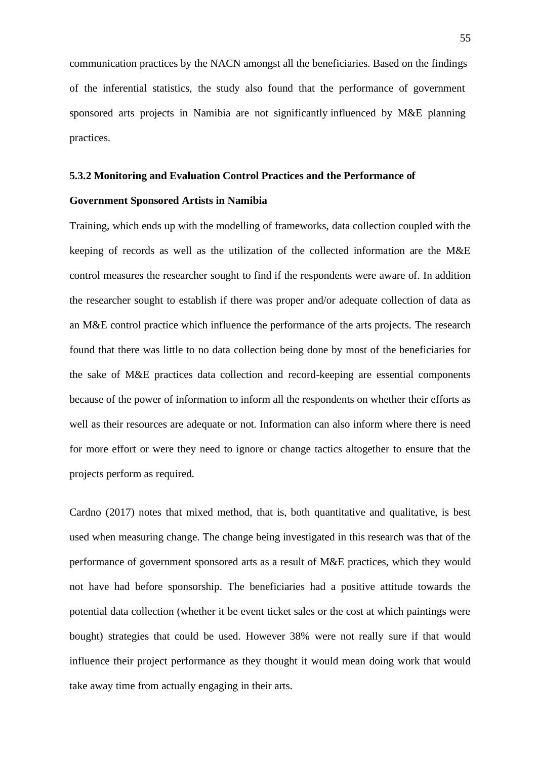communication practices by the NACN amongst all the beneficiaries. Based on the findings of the inferential statistics, the study also found that the performance of government sponsored arts projects in Namibia are not significantly influenced by M&E planning practices.

### 5.3.2 Monitoring and Evaluation Control Practices and the Performance of Government Sponsored Artists in Namibia

Training, which ends up with the modelling of frameworks, data collection coupled with the keeping of records as well as the utilization of the collected information are the M&E control measures the researcher sought to find if the respondents were aware of. In addition the researcher sought to establish if there was proper and/or adequate collection of data as an M&E control practice which influence the performance of the arts projects. The research found that there was little to no data collection being done by most of the beneficiaries for the sake of M&E practices data collection and record-keeping are essential components because of the power of information to inform all the respondents on whether their efforts as well as their resources are adequate or not. Information can also inform where there is need for more effort or were they need to ignore or change tactics altogether to ensure that the projects perform as required.

Cardno (2017) notes that mixed method, that is, both quantitative and qualitative, is best used when measuring change. The change being investigated in this research was that of the performance of government sponsored arts as a result of M&E practices, which they would not have had before sponsorship. The beneficiaries had a positive attitude towards the potential data collection (whether it be event ticket sales or the cost at which paintings were bought) strategies that could be used. However 38% were not really sure if that would influence their project performance as they thought it would mean doing work that would take away time from actually engaging in their arts.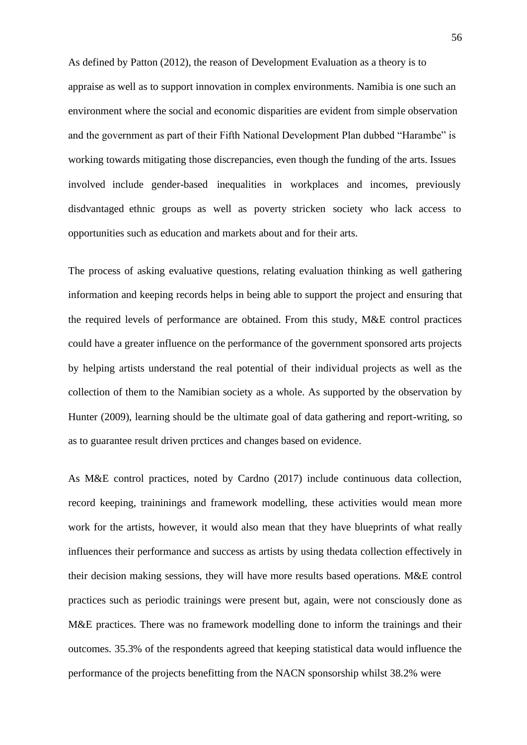As defined by Patton (2012), the reason of Development Evaluation as a theory is to appraise as well as to support innovation in complex environments. Namibia is one such an environment where the social and economic disparities are evident from simple observation and the government as part of their Fifth National Development Plan dubbed "Harambe" is working towards mitigating those discrepancies, even though the funding of the arts. Issues involved include gender-based inequalities in workplaces and incomes, previously disdvantaged ethnic groups as well as poverty stricken society who lack access to opportunities such as education and markets about and for their arts.

The process of asking evaluative questions, relating evaluation thinking as well gathering information and keeping records helps in being able to support the project and ensuring that the required levels of performance are obtained. From this study, M&E control practices could have a greater influence on the performance of the government sponsored arts projects by helping artists understand the real potential of their individual projects as well as the collection of them to the Namibian society as a whole. As supported by the observation by Hunter (2009), learning should be the ultimate goal of data gathering and report-writing, so as to guarantee result driven prctices and changes based on evidence.

As M&E control practices, noted by Cardno (2017) include continuous data collection, record keeping, traininings and framework modelling, these activities would mean more work for the artists, however, it would also mean that they have blueprints of what really influences their performance and success as artists by using thedata collection effectively in their decision making sessions, they will have more results based operations. M&E control practices such as periodic trainings were present but, again, were not consciously done as M&E practices. There was no framework modelling done to inform the trainings and their outcomes. 35.3% of the respondents agreed that keeping statistical data would influence the performance of the projects benefitting from the NACN sponsorship whilst 38.2% were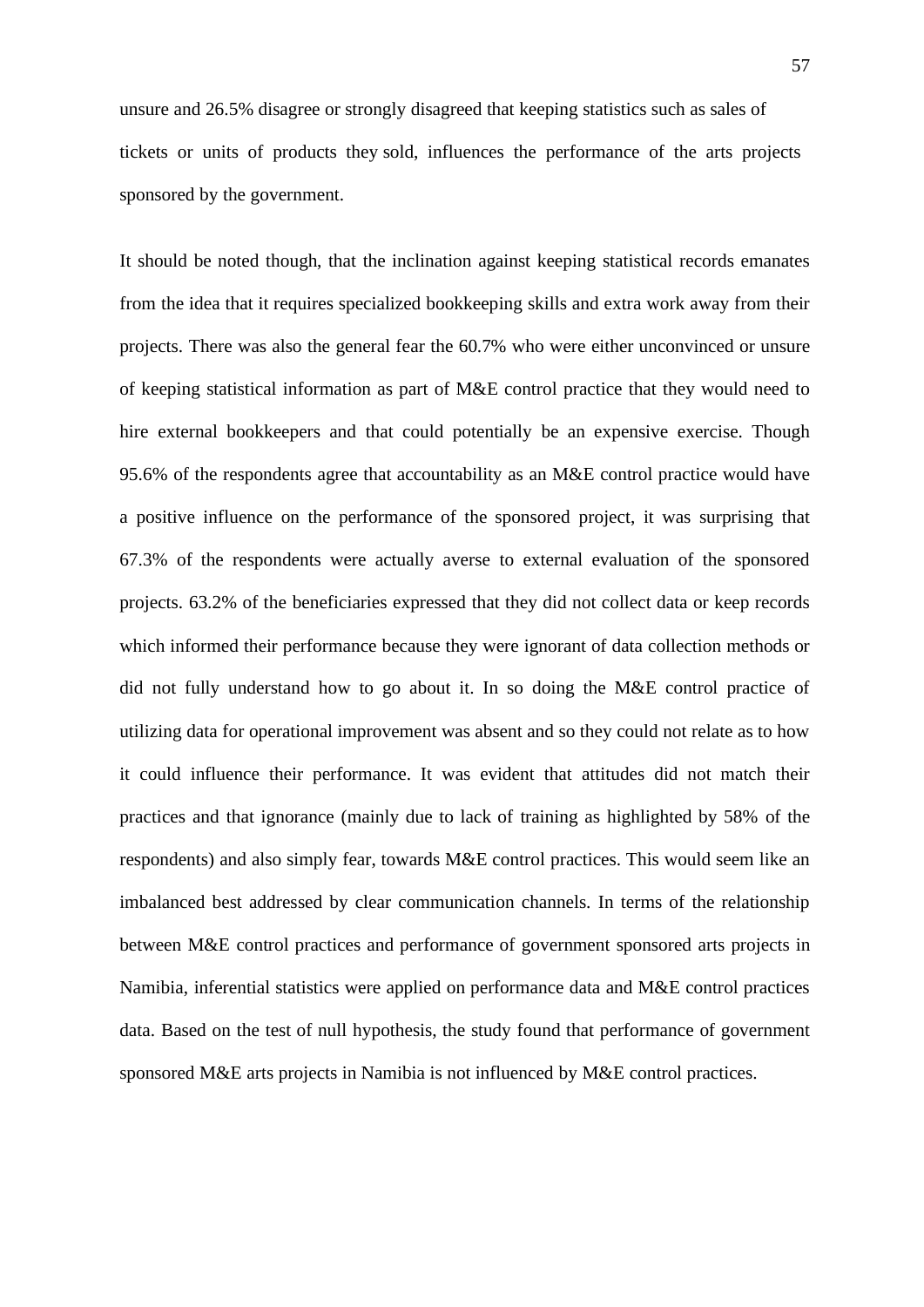unsure and 26.5% disagree or strongly disagreed that keeping statistics such as sales of tickets or units of products they sold, influences the performance of the arts projects sponsored by the government.

It should be noted though, that the inclination against keeping statistical records emanates from the idea that it requires specialized bookkeeping skills and extra work away from their projects. There was also the general fear the 60.7% who were either unconvinced or unsure of keeping statistical information as part of M&E control practice that they would need to hire external bookkeepers and that could potentially be an expensive exercise. Though 95.6% of the respondents agree that accountability as an M&E control practice would have a positive influence on the performance of the sponsored project, it was surprising that 67.3% of the respondents were actually averse to external evaluation of the sponsored projects. 63.2% of the beneficiaries expressed that they did not collect data or keep records which informed their performance because they were ignorant of data collection methods or did not fully understand how to go about it. In so doing the M&E control practice of utilizing data for operational improvement was absent and so they could not relate as to how it could influence their performance. It was evident that attitudes did not match their practices and that ignorance (mainly due to lack of training as highlighted by 58% of the respondents) and also simply fear, towards M&E control practices. This would seem like an imbalanced best addressed by clear communication channels. In terms of the relationship between M&E control practices and performance of government sponsored arts projects in Namibia, inferential statistics were applied on performance data and M&E control practices data. Based on the test of null hypothesis, the study found that performance of government sponsored M&E arts projects in Namibia is not influenced by M&E control practices.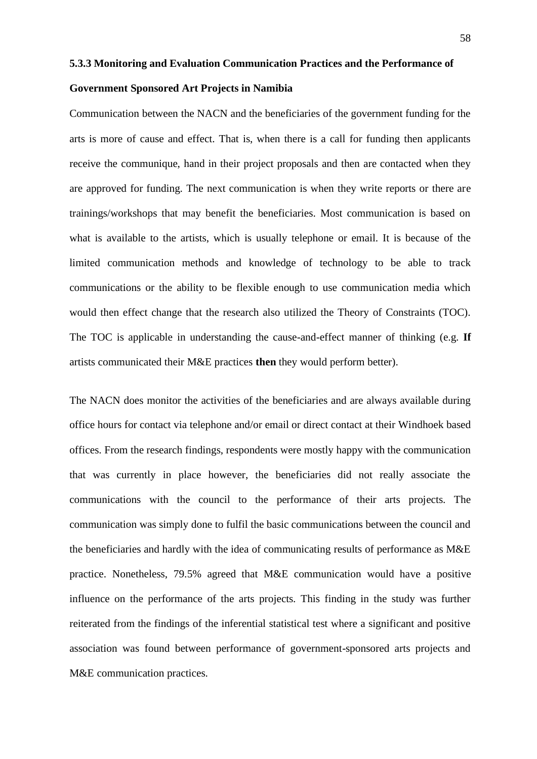### 5.3.3 Monitoring and Evaluation Communication Practices and the Performance of Government Sponsored Art Projects in Namibia

Communication between the NACN and the beneficiaries of the government funding for the arts is more of cause and effect. That is, when there is a call for funding then applicants receive the communique, hand in their project proposals and then are contacted when they are approved for funding. The next communication is when they write reports or there are trainings/workshops that may benefit the beneficiaries. Most communication is based on what is available to the artists, which is usually telephone or email. It is because of the limited communication methods and knowledge of technology to be able to track communications or the ability to be flexible enough to use communication media which would then effect change that the research also utilized the Theory of Constraints (TOC). The TOC is applicable in understanding the cause-and-effect manner of thinking (e.g. **If** artists communicated their M&E practices **then** they would perform better).

The NACN does monitor the activities of the beneficiaries and are always available during office hours for contact via telephone and/or email or direct contact at their Windhoek based offices. From the research findings, respondents were mostly happy with the communication that was currently in place however, the beneficiaries did not really associate the communications with the council to the performance of their arts projects. The communication was simply done to fulfil the basic communications between the council and the beneficiaries and hardly with the idea of communicating results of performance as M&E practice. Nonetheless, 79.5% agreed that M&E communication would have a positive influence on the performance of the arts projects. This finding in the study was further reiterated from the findings of the inferential statistical test where a significant and positive association was found between performance of government-sponsored arts projects and M&E communication practices.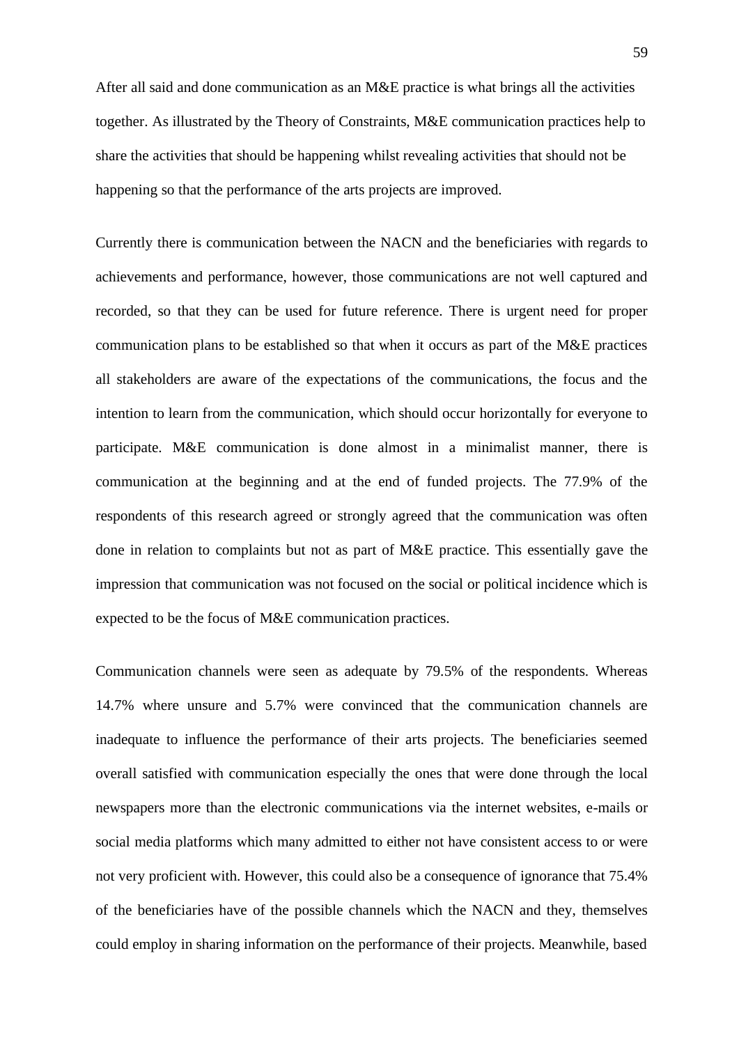After all said and done communication as an M&E practice is what brings all the activities together. As illustrated by the Theory of Constraints, M&E communication practices help to share the activities that should be happening whilst revealing activities that should not be happening so that the performance of the arts projects are improved.

Currently there is communication between the NACN and the beneficiaries with regards to achievements and performance, however, those communications are not well captured and recorded, so that they can be used for future reference. There is urgent need for proper communication plans to be established so that when it occurs as part of the M&E practices all stakeholders are aware of the expectations of the communications, the focus and the intention to learn from the communication, which should occur horizontally for everyone to participate. M&E communication is done almost in a minimalist manner, there is communication at the beginning and at the end of funded projects. The 77.9% of the respondents of this research agreed or strongly agreed that the communication was often done in relation to complaints but not as part of M&E practice. This essentially gave the impression that communication was not focused on the social or political incidence which is expected to be the focus of M&E communication practices.

Communication channels were seen as adequate by 79.5% of the respondents. Whereas 14.7% where unsure and 5.7% were convinced that the communication channels are inadequate to influence the performance of their arts projects. The beneficiaries seemed overall satisfied with communication especially the ones that were done through the local newspapers more than the electronic communications via the internet websites, e-mails or social media platforms which many admitted to either not have consistent access to or were not very proficient with. However, this could also be a consequence of ignorance that 75.4% of the beneficiaries have of the possible channels which the NACN and they, themselves could employ in sharing information on the performance of their projects. Meanwhile, based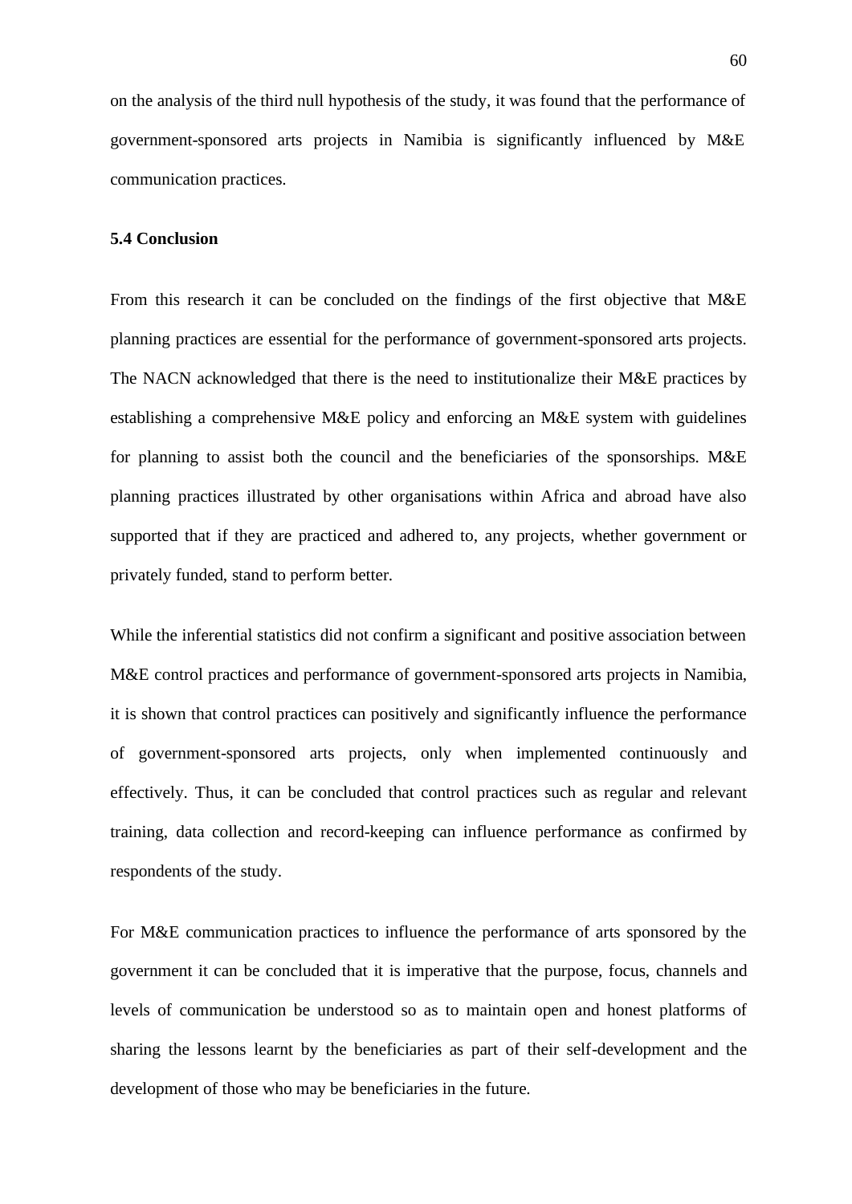on the analysis of the third null hypothesis of the study, it was found that the performance of government-sponsored arts projects in Namibia is significantly influenced by M&E communication practices.

**5.4 Conclusion**

From this research it can be concluded on the findings of the first objective that M&E planning practices are essential for the performance of government-sponsored arts projects. The NACN acknowledged that there is the need to institutionalize their M&E practices by establishing a comprehensive M&E policy and enforcing an M&E system with guidelines for planning to assist both the council and the beneficiaries of the sponsorships. M&E planning practices illustrated by other organisations within Africa and abroad have also supported that if they are practiced and adhered to, any projects, whether government or privately funded, stand to perform better.

While the inferential statistics did not confirm a significant and positive association between M&E control practices and performance of government-sponsored arts projects in Namibia, it is shown that control practices can positively and significantly influence the performance of government-sponsored arts projects, only when implemented continuously and effectively. Thus, it can be concluded that control practices such as regular and relevant training, data collection and record-keeping can influence performance as confirmed by respondents of the study.

For M&E communication practices to influence the performance of arts sponsored by the government it can be concluded that it is imperative that the purpose, focus, channels and levels of communication be understood so as to maintain open and honest platforms of sharing the lessons learnt by the beneficiaries as part of their self-development and the development of those who may be beneficiaries in the future.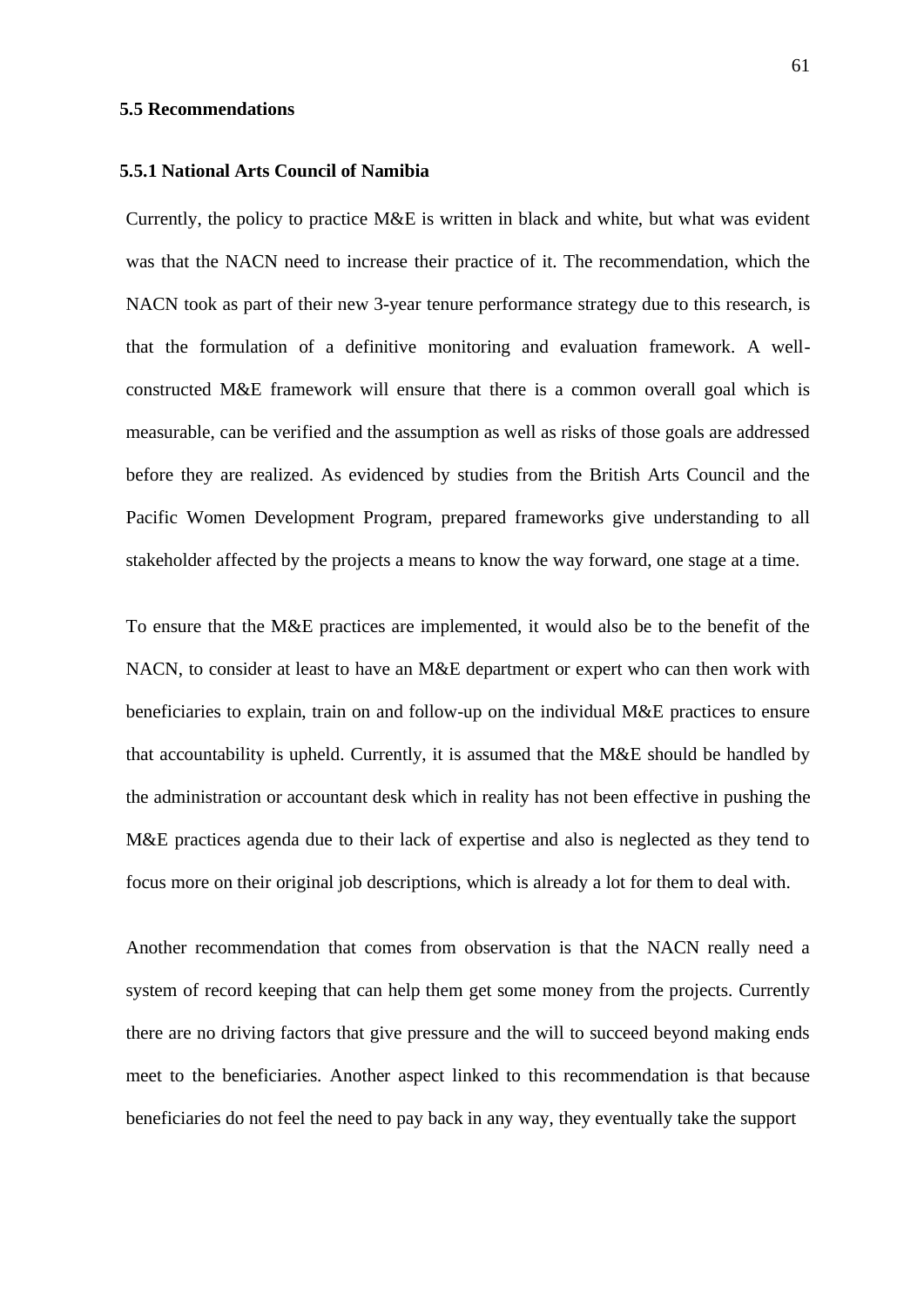### 5.5 Recommendations

#### 5.5.1 National Arts Council of Namibia

Currently, the policy to practice M&E is written in black and white, but what was evident was that the NACN need to increase their practice of it. The recommendation, which the NACN took as part of their new 3-year tenure performance strategy due to this research, is that the formulation of a definitive monitoring and evaluation framework. A well-constructed M&E framework will ensure that there is a common overall goal which is measurable, can be verified and the assumption as well as risks of those goals are addressed before they are realized. As evidenced by studies from the British Arts Council and the Pacific Women Development Program, prepared frameworks give understanding to all stakeholder affected by the projects a means to know the way forward, one stage at a time.

To ensure that the M&E practices are implemented, it would also be to the benefit of the NACN, to consider at least to have an M&E department or expert who can then work with beneficiaries to explain, train on and follow-up on the individual M&E practices to ensure that accountability is upheld. Currently, it is assumed that the M&E should be handled by the administration or accountant desk which in reality has not been effective in pushing the M&E practices agenda due to their lack of expertise and also is neglected as they tend to focus more on their original job descriptions, which is already a lot for them to deal with.

Another recommendation that comes from observation is that the NACN really need a system of record keeping that can help them get some money from the projects. Currently there are no driving factors that give pressure and the will to succeed beyond making ends meet to the beneficiaries. Another aspect linked to this recommendation is that because beneficiaries do not feel the need to pay back in any way, they eventually take the support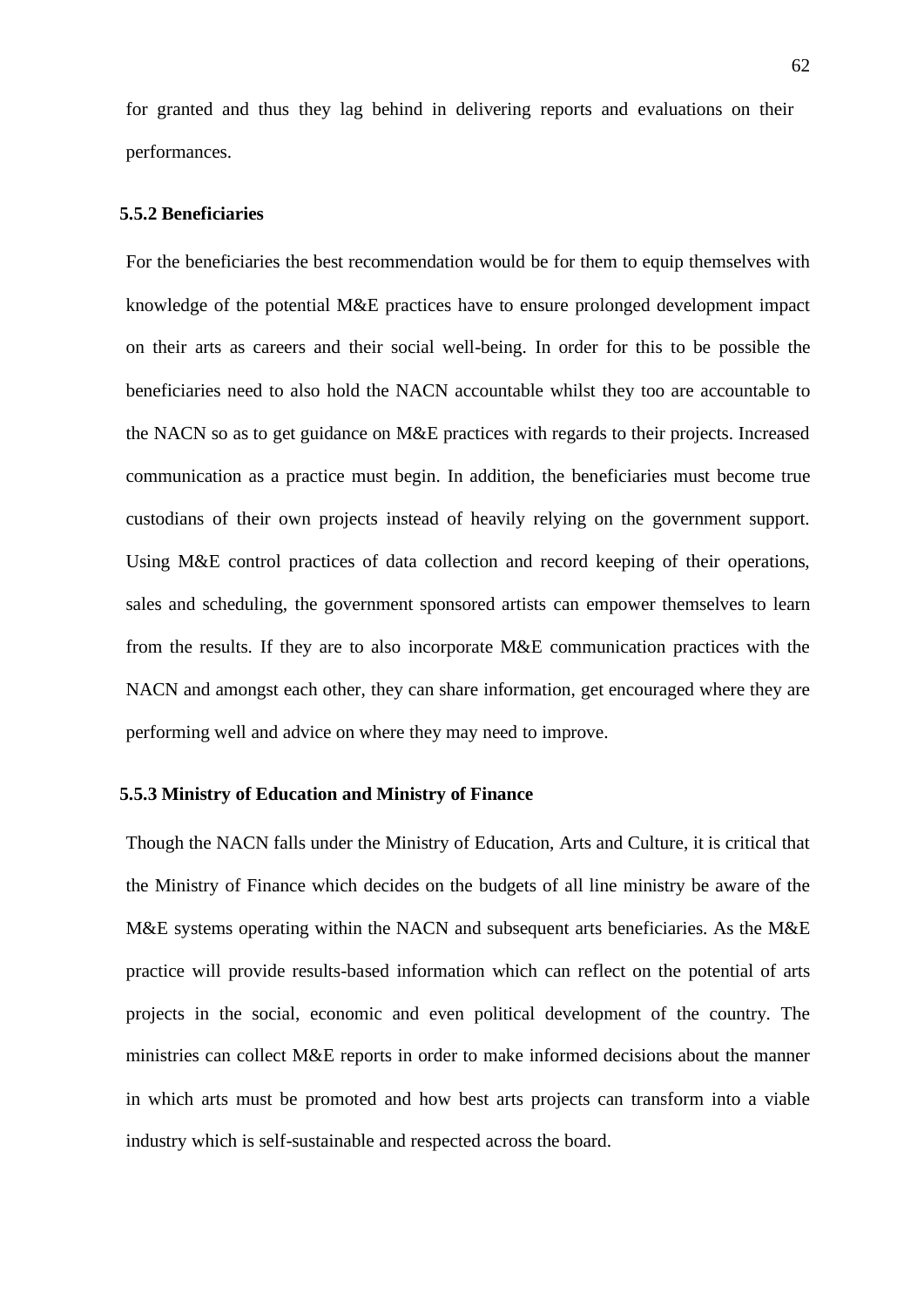for granted and thus they lag behind in delivering reports and evaluations on their performances.

### 5.5.2 Beneficiaries

For the beneficiaries the best recommendation would be for them to equip themselves with knowledge of the potential M&E practices have to ensure prolonged development impact on their arts as careers and their social well-being. In order for this to be possible the beneficiaries need to also hold the NACN accountable whilst they too are accountable to the NACN so as to get guidance on M&E practices with regards to their projects. Increased communication as a practice must begin. In addition, the beneficiaries must become true custodians of their own projects instead of heavily relying on the government support. Using M&E control practices of data collection and record keeping of their operations, sales and scheduling, the government sponsored artists can empower themselves to learn from the results. If they are to also incorporate M&E communication practices with the NACN and amongst each other, they can share information, get encouraged where they are performing well and advice on where they may need to improve.

### 5.5.3 Ministry of Education and Ministry of Finance

Though the NACN falls under the Ministry of Education, Arts and Culture, it is critical that the Ministry of Finance which decides on the budgets of all line ministry be aware of the M&E systems operating within the NACN and subsequent arts beneficiaries. As the M&E practice will provide results-based information which can reflect on the potential of arts projects in the social, economic and even political development of the country. The ministries can collect M&E reports in order to make informed decisions about the manner in which arts must be promoted and how best arts projects can transform into a viable industry which is self-sustainable and respected across the board.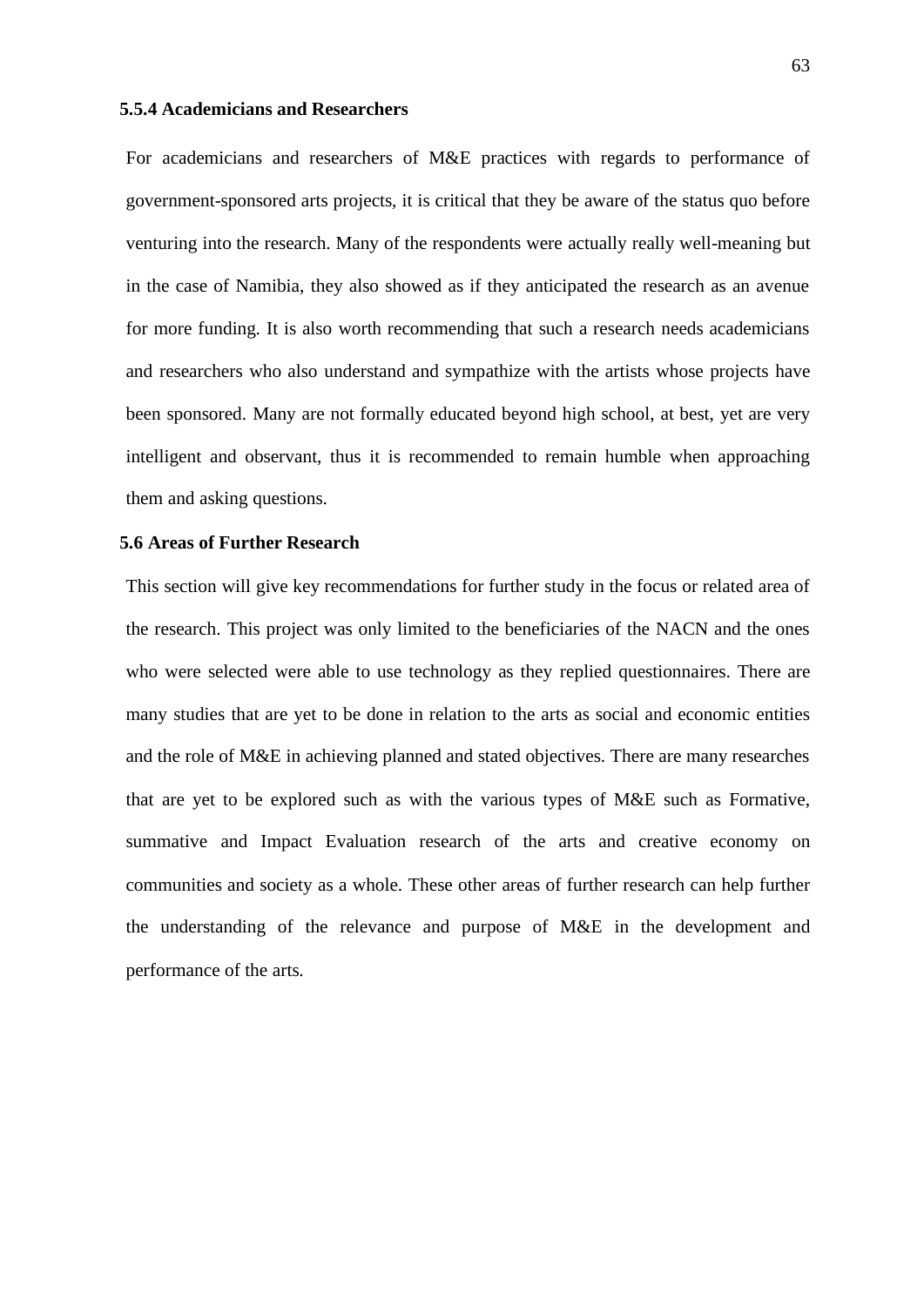### 5.5.4 Academicians and Researchers

For academicians and researchers of M&E practices with regards to performance of government-sponsored arts projects, it is critical that they be aware of the status quo before venturing into the research. Many of the respondents were actually really well-meaning but in the case of Namibia, they also showed as if they anticipated the research as an avenue for more funding. It is also worth recommending that such a research needs academicians and researchers who also understand and sympathize with the artists whose projects have been sponsored. Many are not formally educated beyond high school, at best, yet are very intelligent and observant, thus it is recommended to remain humble when approaching them and asking questions.

## 5.6 Areas of Further Research

This section will give key recommendations for further study in the focus or related area of the research. This project was only limited to the beneficiaries of the NACN and the ones who were selected were able to use technology as they replied questionnaires. There are many studies that are yet to be done in relation to the arts as social and economic entities and the role of M&E in achieving planned and stated objectives. There are many researches that are yet to be explored such as with the various types of M&E such as Formative, summative and Impact Evaluation research of the arts and creative economy on communities and society as a whole. These other areas of further research can help further the understanding of the relevance and purpose of M&E in the development and performance of the arts.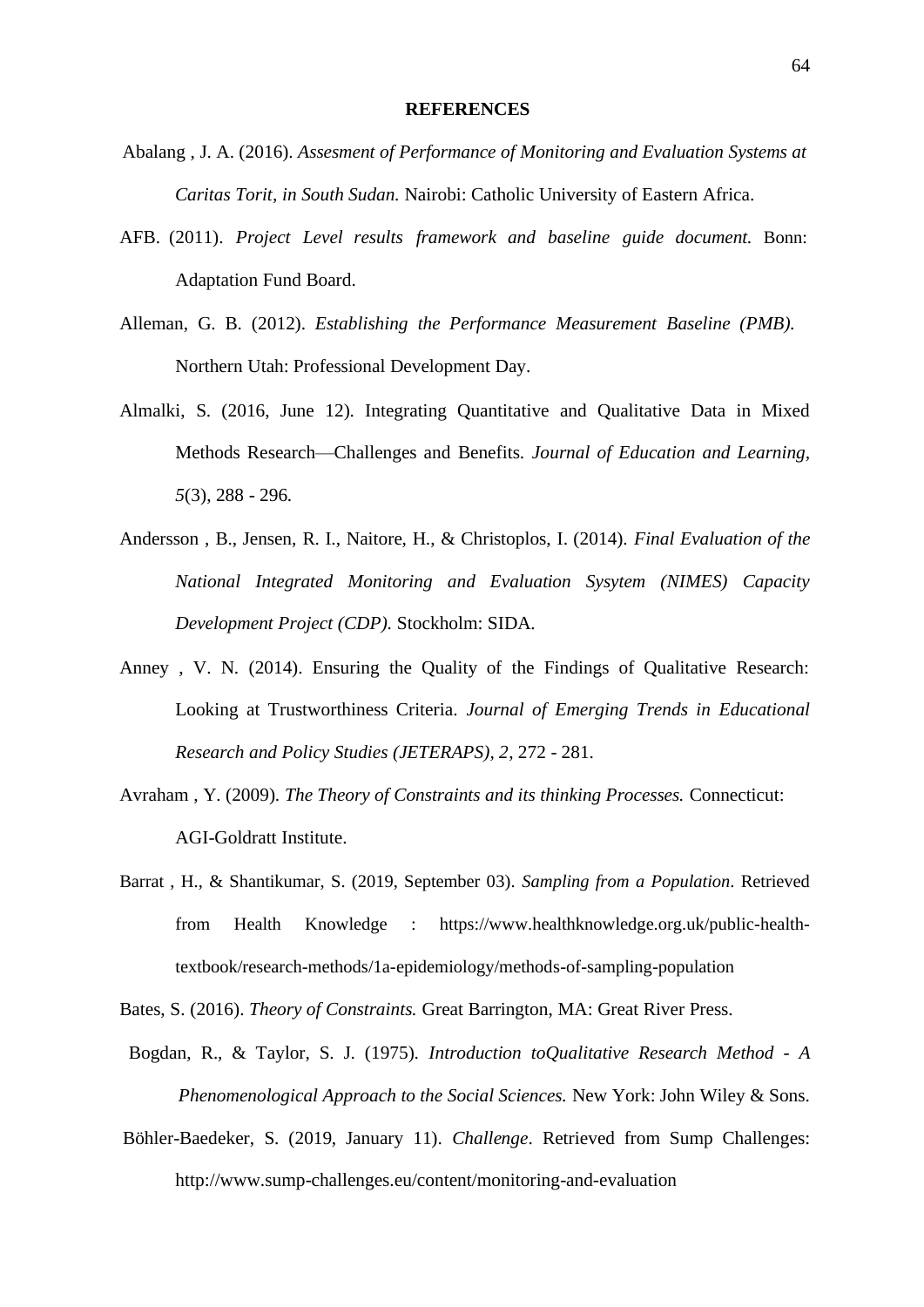**REFERENCES**

Abalang , J. A. (2016). *Assesment of Performance of Monitoring and Evaluation Systems at Caritas Torit, in South Sudan.* Nairobi: Catholic University of Eastern Africa.

AFB. (2011). *Project Level results framework and baseline guide document.* Bonn: Adaptation Fund Board.

Alleman, G. B. (2012). *Establishing the Performance Measurement Baseline (PMB).* Northern Utah: Professional Development Day.

Almalki, S. (2016, June 12). Integrating Quantitative and Qualitative Data in Mixed Methods Research—Challenges and Benefits. *Journal of Education and Learning, 5*(3), 288 - 296.

Andersson , B., Jensen, R. I., Naitore, H., & Christoplos, I. (2014). *Final Evaluation of the National Integrated Monitoring and Evaluation Sysytem (NIMES) Capacity Development Project (CDP).* Stockholm: SIDA.

Anney , V. N. (2014). Ensuring the Quality of the Findings of Qualitative Research: Looking at Trustworthiness Criteria. *Journal of Emerging Trends in Educational Research and Policy Studies (JETERAPS), 2*, 272 - 281.

Avraham , Y. (2009). *The Theory of Constraints and its thinking Processes.* Connecticut: AGI-Goldratt Institute.

Barrat , H., & Shantikumar, S. (2019, September 03). *Sampling from a Population*. Retrieved from Health Knowledge : https://www.healthknowledge.org.uk/public-health-textbook/research-methods/1a-epidemiology/methods-of-sampling-population

Bates, S. (2016). *Theory of Constraints.* Great Barrington, MA: Great River Press.

Bogdan, R., & Taylor, S. J. (1975). *Introduction toQualitative Research Method - A Phenomenological Approach to the Social Sciences.* New York: John Wiley & Sons.

Böhler-Baedeker, S. (2019, January 11). *Challenge*. Retrieved from Sump Challenges: http://www.sump-challenges.eu/content/monitoring-and-evaluation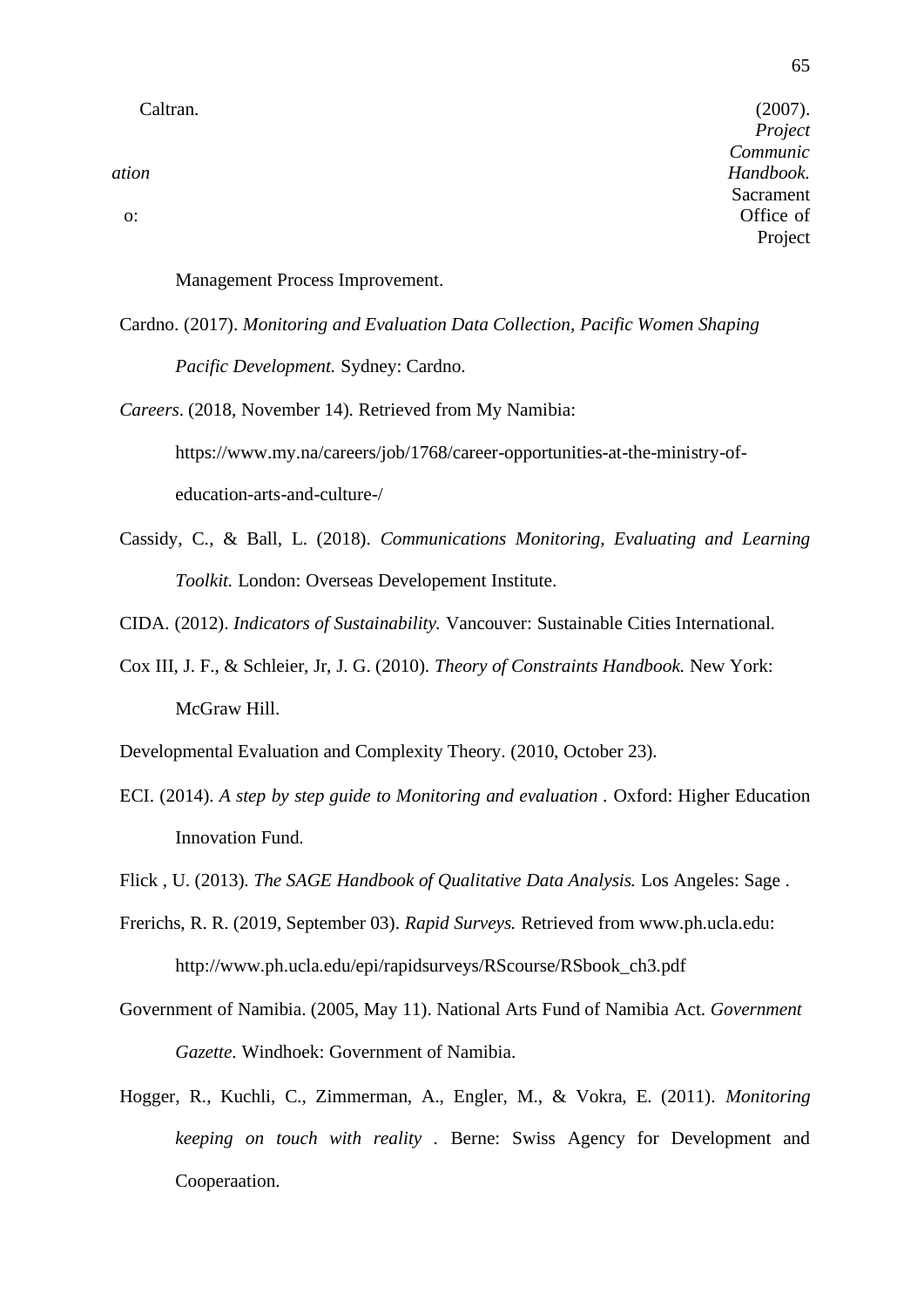Caltran. (2007). *Project Communication Handbook.* Sacramento: Office of Project Management Process Improvement.

Cardno. (2017). *Monitoring and Evaluation Data Collection, Pacific Women Shaping Pacific Development.* Sydney: Cardno.

*Careers*. (2018, November 14). Retrieved from My Namibia: https://www.my.na/careers/job/1768/career-opportunities-at-the-ministry-of-education-arts-and-culture-/

Cassidy, C., & Ball, L. (2018). *Communications Monitoring, Evaluating and Learning Toolkit.* London: Overseas Developement Institute.

CIDA. (2012). *Indicators of Sustainability.* Vancouver: Sustainable Cities International.

Cox III, J. F., & Schleier, Jr, J. G. (2010). *Theory of Constraints Handbook.* New York: McGraw Hill.

Developmental Evaluation and Complexity Theory. (2010, October 23).

ECI. (2014). *A step by step guide to Monitoring and evaluation .* Oxford: Higher Education Innovation Fund.

Flick , U. (2013). *The SAGE Handbook of Qualitative Data Analysis.* Los Angeles: Sage .

Frerichs, R. R. (2019, September 03). *Rapid Surveys.* Retrieved from www.ph.ucla.edu: http://www.ph.ucla.edu/epi/rapidsurveys/RScourse/RSbook_ch3.pdf

Government of Namibia. (2005, May 11). National Arts Fund of Namibia Act. *Government Gazette*. Windhoek: Government of Namibia.

Hogger, R., Kuchli, C., Zimmerman, A., Engler, M., & Vokra, E. (2011). *Monitoring keeping on touch with reality .* Berne: Swiss Agency for Development and Cooperaation.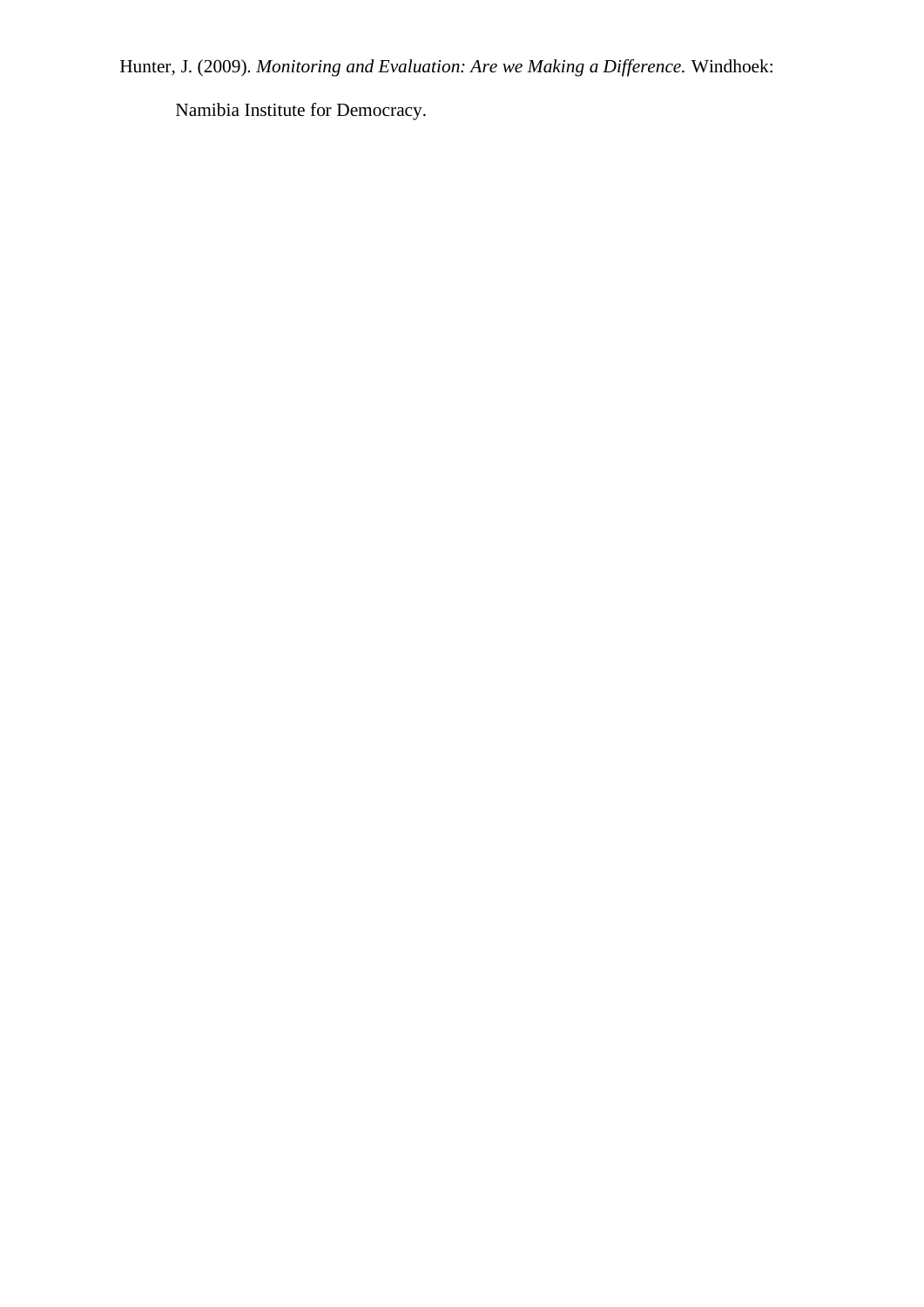Hunter, J. (2009). *Monitoring and Evaluation: Are we Making a Difference.* Windhoek: Namibia Institute for Democracy.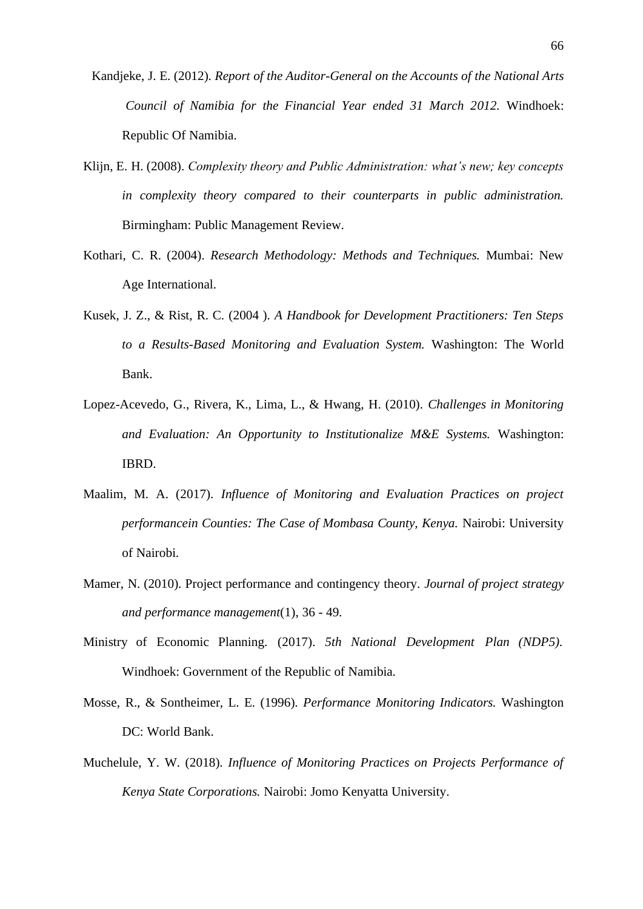Kandjeke, J. E. (2012). *Report of the Auditor-General on the Accounts of the National Arts Council of Namibia for the Financial Year ended 31 March 2012.* Windhoek: Republic Of Namibia.

Klijn, E. H. (2008). *Complexity theory and Public Administration: what's new; key concepts in complexity theory compared to their counterparts in public administration.* Birmingham: Public Management Review.

Kothari, C. R. (2004). *Research Methodology: Methods and Techniques.* Mumbai: New Age International.

Kusek, J. Z., & Rist, R. C. (2004 ). *A Handbook for Development Practitioners: Ten Steps to a Results-Based Monitoring and Evaluation System.* Washington: The World Bank.

Lopez-Acevedo, G., Rivera, K., Lima, L., & Hwang, H. (2010). *Challenges in Monitoring and Evaluation: An Opportunity to Institutionalize M&E Systems.* Washington: IBRD.

Maalim, M. A. (2017). *Influence of Monitoring and Evaluation Practices on project performancein Counties: The Case of Mombasa County, Kenya.* Nairobi: University of Nairobi.

Mamer, N. (2010). Project performance and contingency theory. *Journal of project strategy and performance management*(1), 36 - 49.

Ministry of Economic Planning. (2017). *5th National Development Plan (NDP5).* Windhoek: Government of the Republic of Namibia.

Mosse, R., & Sontheimer, L. E. (1996). *Performance Monitoring Indicators.* Washington DC: World Bank.

Muchelule, Y. W. (2018). *Influence of Monitoring Practices on Projects Performance of Kenya State Corporations.* Nairobi: Jomo Kenyatta University.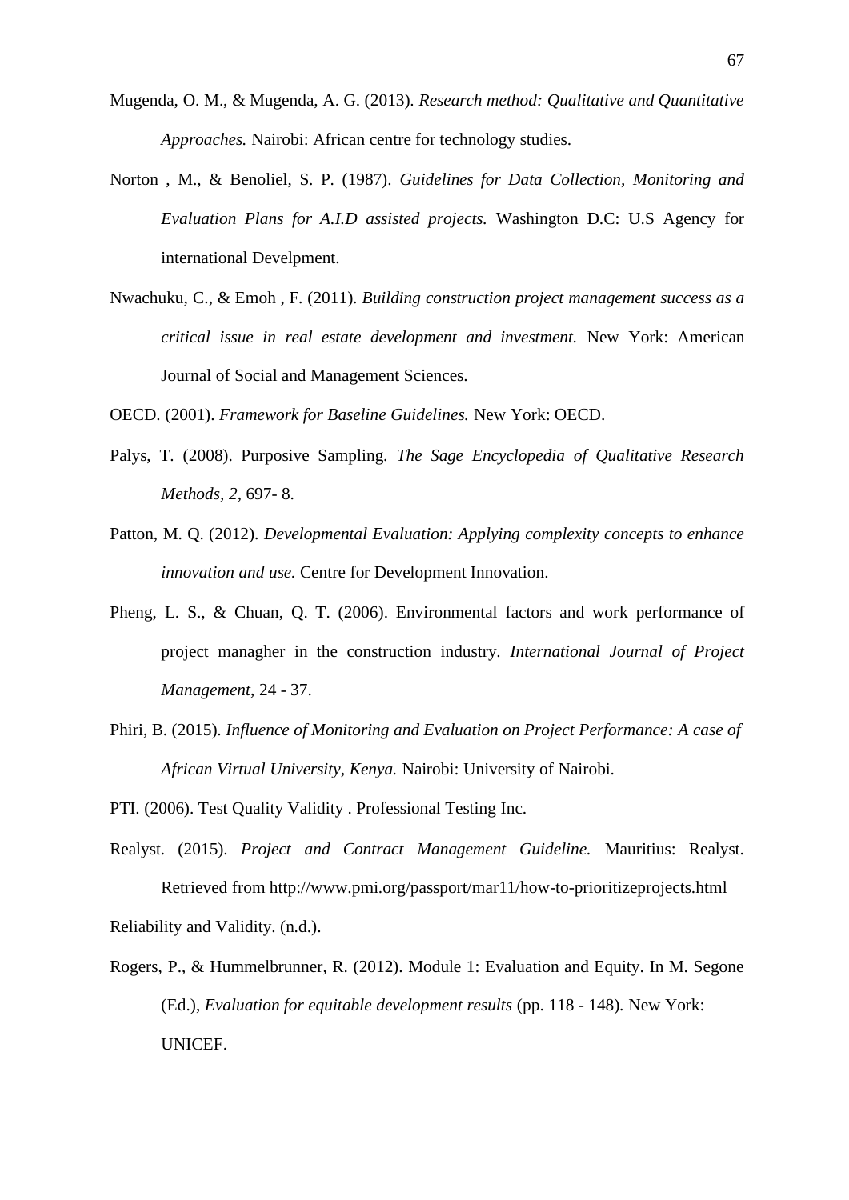Mugenda, O. M., & Mugenda, A. G. (2013). *Research method: Qualitative and Quantitative Approaches.* Nairobi: African centre for technology studies.

Norton , M., & Benoliel, S. P. (1987). *Guidelines for Data Collection, Monitoring and Evaluation Plans for A.I.D assisted projects.* Washington D.C: U.S Agency for international Develpment.

Nwachuku, C., & Emoh , F. (2011). *Building construction project management success as a critical issue in real estate development and investment.* New York: American Journal of Social and Management Sciences.

OECD. (2001). *Framework for Baseline Guidelines.* New York: OECD.

Palys, T. (2008). Purposive Sampling. *The Sage Encyclopedia of Qualitative Research Methods, 2*, 697- 8.

Patton, M. Q. (2012). *Developmental Evaluation: Applying complexity concepts to enhance innovation and use.* Centre for Development Innovation.

Pheng, L. S., & Chuan, Q. T. (2006). Environmental factors and work performance of project managher in the construction industry. *International Journal of Project Management*, 24 - 37.

Phiri, B. (2015). *Influence of Monitoring and Evaluation on Project Performance: A case of African Virtual University, Kenya.* Nairobi: University of Nairobi.

PTI. (2006). Test Quality Validity . Professional Testing Inc.

Realyst. (2015). *Project and Contract Management Guideline.* Mauritius: Realyst. Retrieved from http://www.pmi.org/passport/mar11/how-to-prioritizeprojects.html

Reliability and Validity. (n.d.).

Rogers, P., & Hummelbrunner, R. (2012). Module 1: Evaluation and Equity. In M. Segone (Ed.), *Evaluation for equitable development results* (pp. 118 - 148). New York: UNICEF.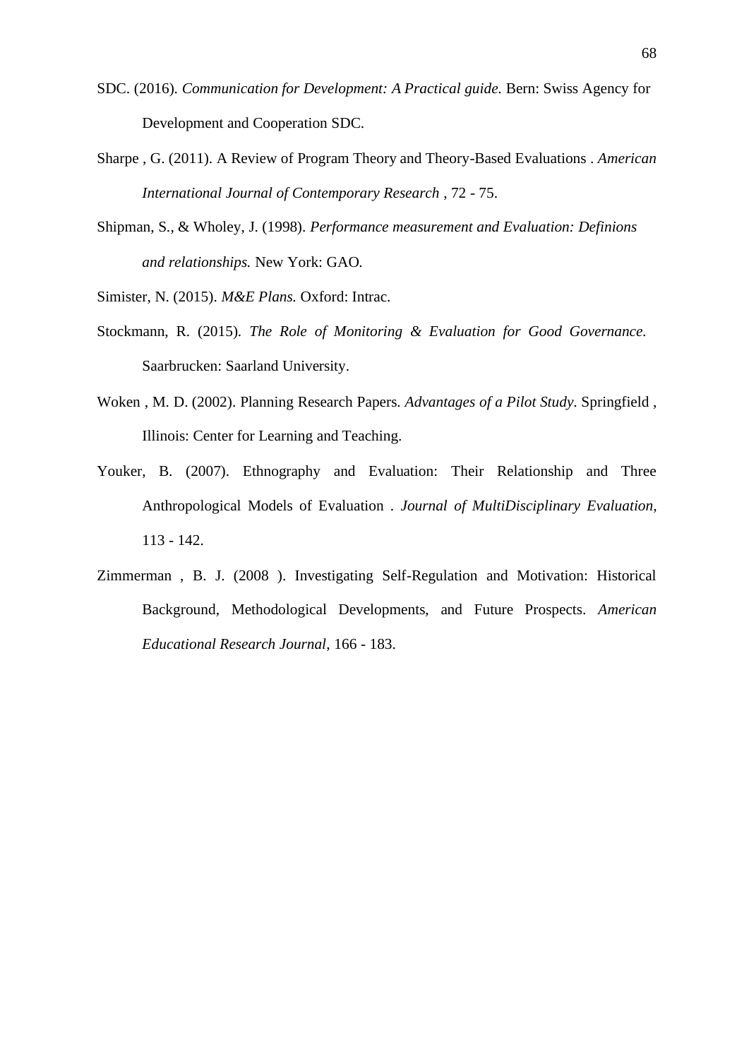SDC. (2016). *Communication for Development: A Practical guide.* Bern: Swiss Agency for Development and Cooperation SDC.

Sharpe , G. (2011). A Review of Program Theory and Theory-Based Evaluations . *American International Journal of Contemporary Research* , 72 - 75.

Shipman, S., & Wholey, J. (1998). *Performance measurement and Evaluation: Definions and relationships.* New York: GAO.

Simister, N. (2015). *M&E Plans.* Oxford: Intrac.

Stockmann, R. (2015). *The Role of Monitoring & Evaluation for Good Governance.* Saarbrucken: Saarland University.

Woken , M. D. (2002). Planning Research Papers. *Advantages of a Pilot Study*. Springfield , Illinois: Center for Learning and Teaching.

Youker, B. (2007). Ethnography and Evaluation: Their Relationship and Three Anthropological Models of Evaluation . *Journal of MultiDisciplinary Evaluation*, 113 - 142.

Zimmerman , B. J. (2008 ). Investigating Self-Regulation and Motivation: Historical Background, Methodological Developments, and Future Prospects. *American Educational Research Journal*, 166 - 183.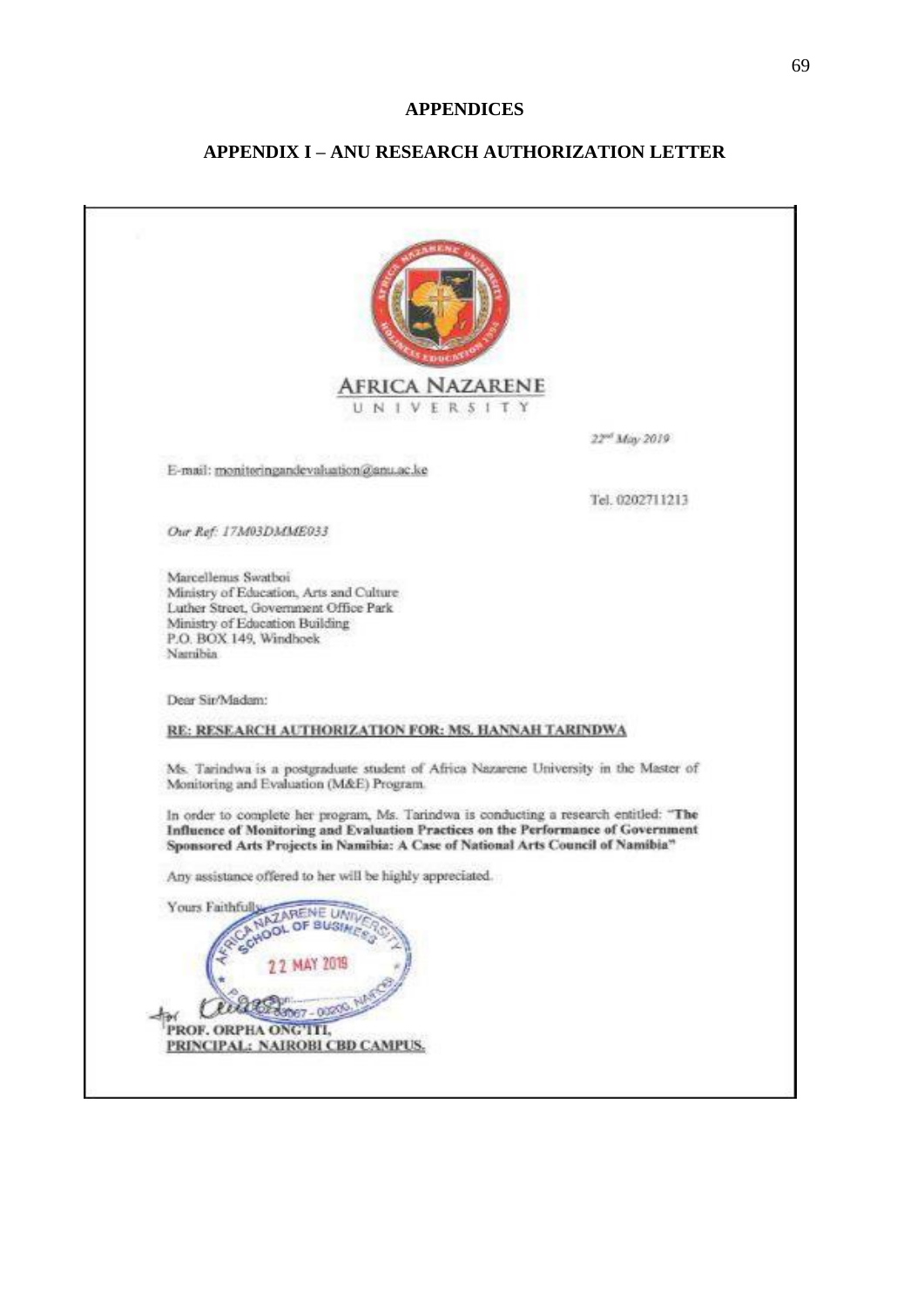# APPENDICES

## APPENDIX I – ANU RESEARCH AUTHORIZATION LETTER

AFRICA NAZARENE
UNIVERSITY

22nd May 2019

E-mail: monitoringandevaluation@anu.ac.ke

Tel. 0202711213

*Our Ref: 17M03DMME033*

Marcellenus Swartboi
Ministry of Education, Arts and Culture
Luther Street, Government Office Park
Ministry of Education Building
P.O. BOX 149, Windhoek
Namibia

Dear Sir/Madam:

**RE: RESEARCH AUTHORIZATION FOR: MS. HANNAH TARINDWA**

Ms. Tarindwa is a postgraduate student of Africa Nazarene University in the Master of Monitoring and Evaluation (M&E) Program.

In order to complete her program, Ms. Tarindwa is conducting a research entitled: **"The Influence of Monitoring and Evaluation Practices on the Performance of Government Sponsored Arts Projects in Namibia: A Case of National Arts Council of Namibia"**

Any assistance offered to her will be highly appreciated.

Yours Faithfully,

AFRICA NAZARENE UNIVERSITY SCHOOL OF BUSINESS
22 MAY 2019

**PROF. ORPHA ONG'ITI,**
**PRINCIPAL: NAIROBI CBD CAMPUS.**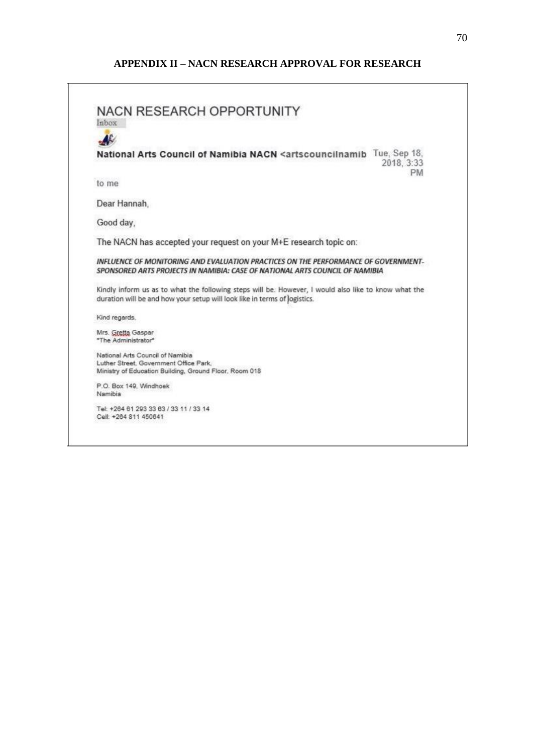**APPENDIX II – NACN RESEARCH APPROVAL FOR RESEARCH**

NACN RESEARCH OPPORTUNITY

Inbox

**National Arts Council of Namibia NACN <artscouncilnamib** Tue, Sep 18, 2018, 3:33 PM

to me

Dear Hannah,

Good day,

The NACN has accepted your request on your M+E research topic on:

***INFLUENCE OF MONITORING AND EVALUATION PRACTICES ON THE PERFORMANCE OF GOVERNMENT-SPONSORED ARTS PROJECTS IN NAMIBIA: CASE OF NATIONAL ARTS COUNCIL OF NAMIBIA***

Kindly inform us as to what the following steps will be. However, I would also like to know what the duration will be and how your setup will look like in terms of logistics.

Kind regards,

Mrs. Gretta Gaspar
*The Administrator*

National Arts Council of Namibia
Luther Street, Government Office Park,
Ministry of Education Building, Ground Floor, Room 018

P.O. Box 149, Windhoek
Namibia

Tel: +264 61 293 33 63 / 33 11 / 33 14
Cell: +264 811 450641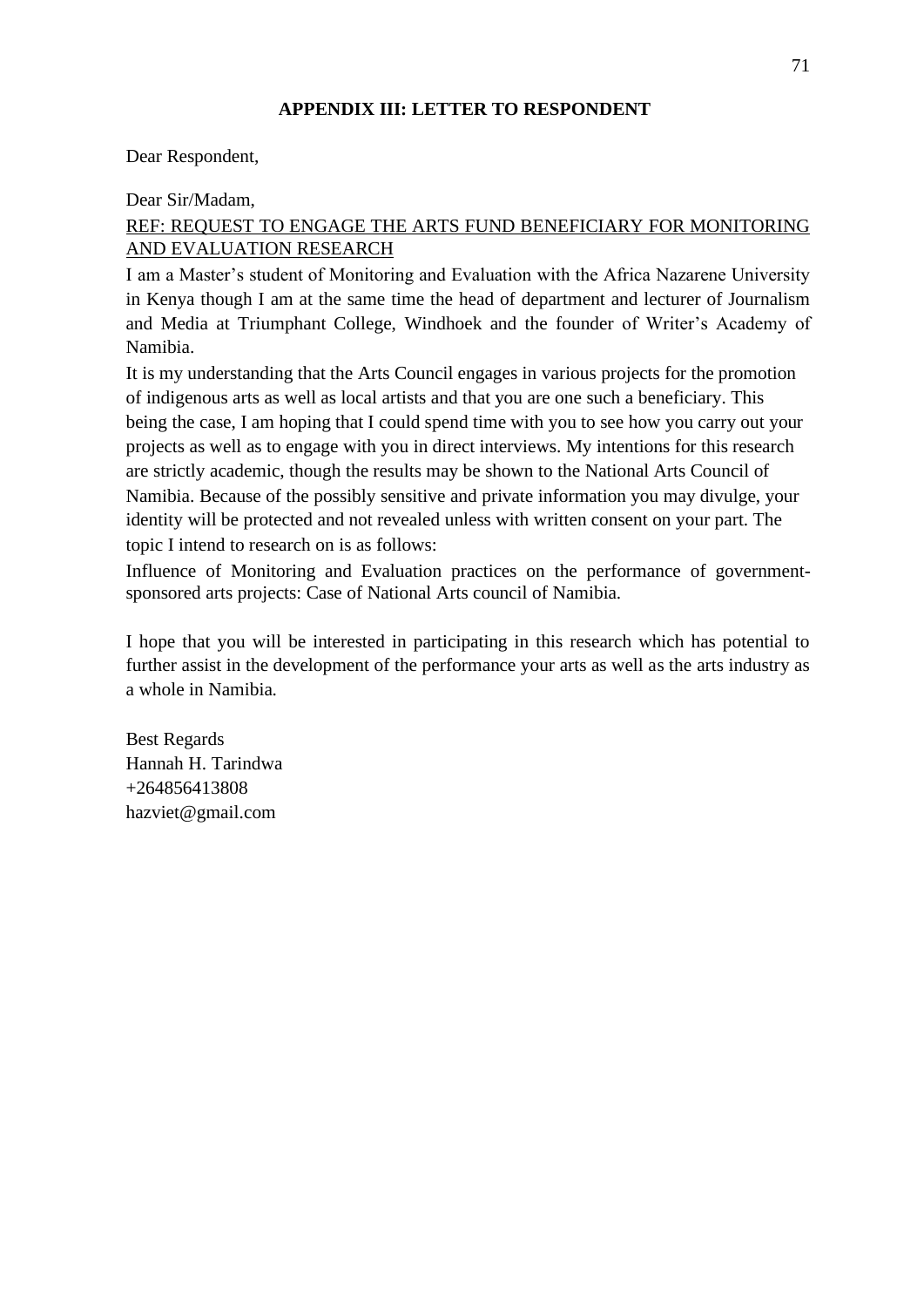## APPENDIX III: LETTER TO RESPONDENT

Dear Respondent,

Dear Sir/Madam,

<u>REF: REQUEST TO ENGAGE THE ARTS FUND BENEFICIARY FOR MONITORING AND EVALUATION RESEARCH</u>

I am a Master's student of Monitoring and Evaluation with the Africa Nazarene University in Kenya though I am at the same time the head of department and lecturer of Journalism and Media at Triumphant College, Windhoek and the founder of Writer's Academy of Namibia.

It is my understanding that the Arts Council engages in various projects for the promotion of indigenous arts as well as local artists and that you are one such a beneficiary. This being the case, I am hoping that I could spend time with you to see how you carry out your projects as well as to engage with you in direct interviews. My intentions for this research are strictly academic, though the results may be shown to the National Arts Council of Namibia. Because of the possibly sensitive and private information you may divulge, your identity will be protected and not revealed unless with written consent on your part. The topic I intend to research on is as follows:

Influence of Monitoring and Evaluation practices on the performance of government-sponsored arts projects: Case of National Arts council of Namibia.

I hope that you will be interested in participating in this research which has potential to further assist in the development of the performance your arts as well as the arts industry as a whole in Namibia.

Best Regards
Hannah H. Tarindwa
+264856413808
hazviet@gmail.com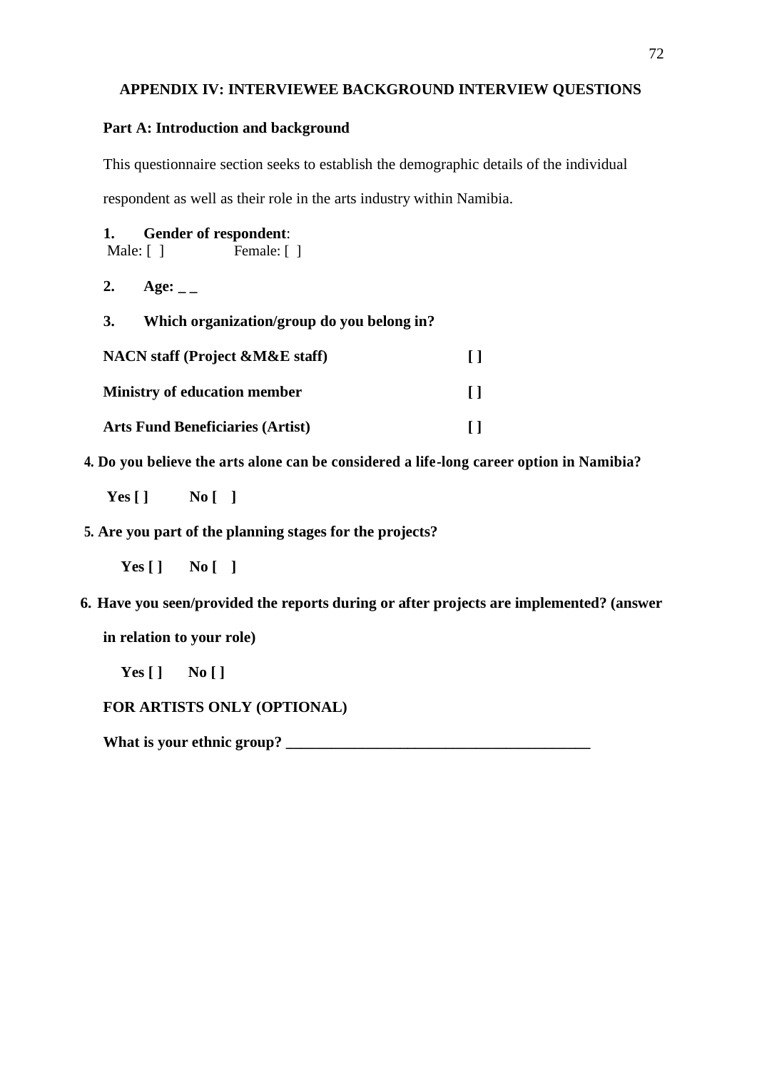## APPENDIX IV: INTERVIEWEE BACKGROUND INTERVIEW QUESTIONS

### Part A: Introduction and background

This questionnaire section seeks to establish the demographic details of the individual respondent as well as their role in the arts industry within Namibia.

**1. Gender of respondent**:
Male: [ ]    Female: [ ]

**2. Age: _ _**

**3. Which organization/group do you belong in?**

**NACN staff (Project &M&E staff)** **[ ]**

**Ministry of education member** **[ ]**

**Arts Fund Beneficiaries (Artist)** **[ ]**

**4. Do you believe the arts alone can be considered a life-long career option in Namibia?**

**Yes [ ]    No [ ]**

**5. Are you part of the planning stages for the projects?**

**Yes [ ]    No [ ]**

**6. Have you seen/provided the reports during or after projects are implemented? (answer in relation to your role)**

**Yes [ ]    No [ ]**

**FOR ARTISTS ONLY (OPTIONAL)**

**What is your ethnic group? ________________________________________**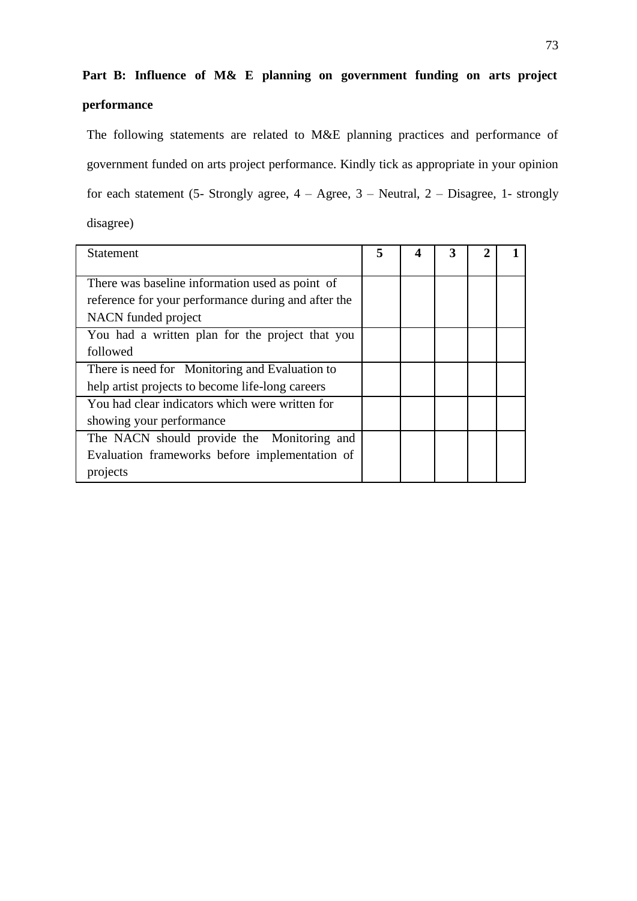**Part B: Influence of M& E planning on government funding on arts project performance**

The following statements are related to M&E planning practices and performance of government funded on arts project performance. Kindly tick as appropriate in your opinion for each statement (5- Strongly agree, 4 – Agree, 3 – Neutral, 2 – Disagree, 1- strongly disagree)

| Statement | **5** | **4** | **3** | **2** | **1** |
|---|---|---|---|---|---|
| There was baseline information used as point of reference for your performance during and after the NACN funded project | | | | | |
| You had a written plan for the project that you followed | | | | | |
| There is need for Monitoring and Evaluation to help artist projects to become life-long careers | | | | | |
| You had clear indicators which were written for showing your performance | | | | | |
| The NACN should provide the Monitoring and Evaluation frameworks before implementation of projects | | | | | |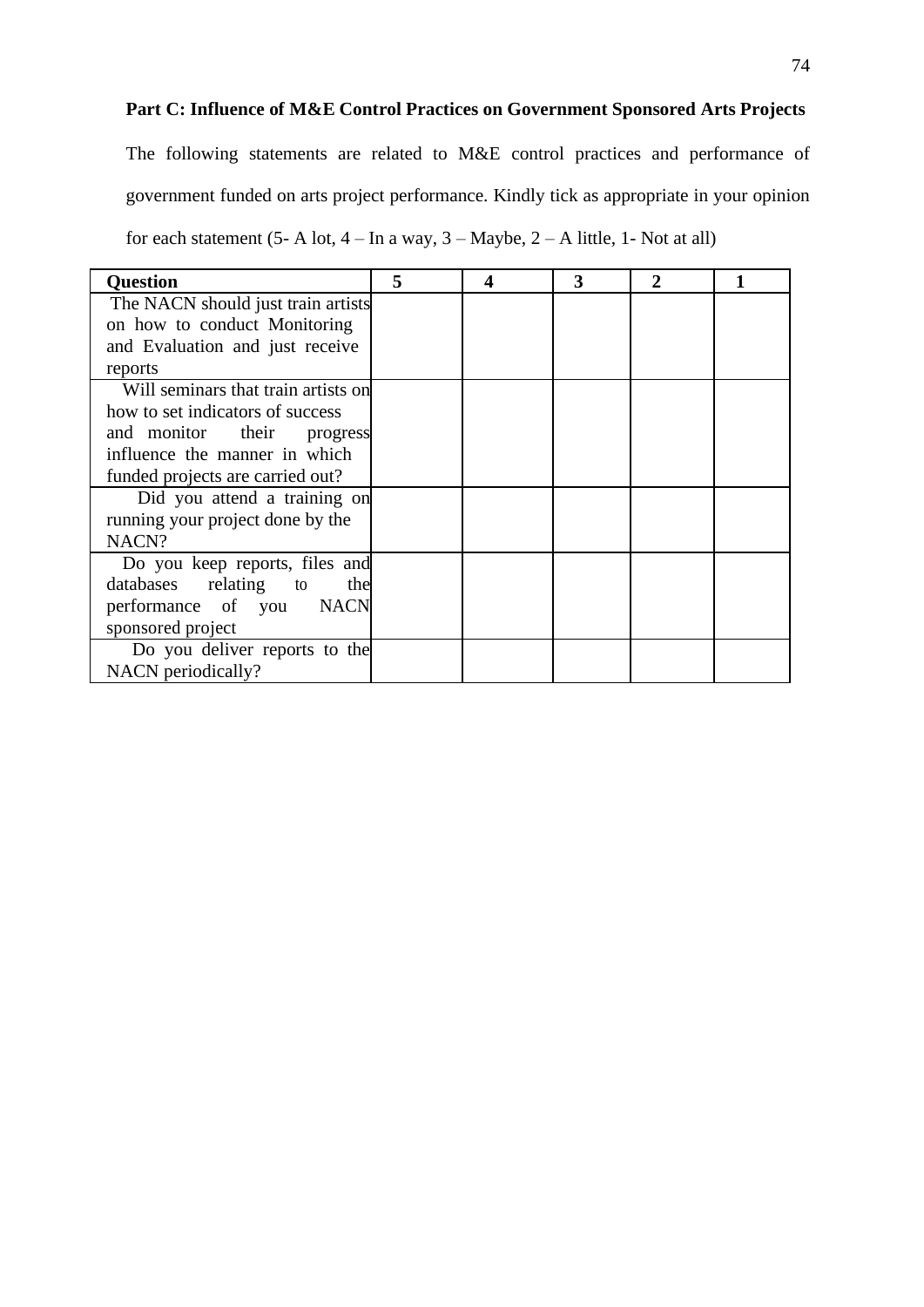**Part C: Influence of M&E Control Practices on Government Sponsored Arts Projects**

The following statements are related to M&E control practices and performance of government funded on arts project performance. Kindly tick as appropriate in your opinion for each statement (5- A lot, 4 – In a way, 3 – Maybe, 2 – A little, 1- Not at all)

| Question | 5 | 4 | 3 | 2 | 1 |
|---|---|---|---|---|---|
| The NACN should just train artists on how to conduct Monitoring and Evaluation and just receive reports | | | | | |
| Will seminars that train artists on how to set indicators of success and monitor their progress influence the manner in which funded projects are carried out? | | | | | |
| Did you attend a training on running your project done by the NACN? | | | | | |
| Do you keep reports, files and databases relating to the performance of you NACN sponsored project | | | | | |
| Do you deliver reports to the NACN periodically? | | | | | |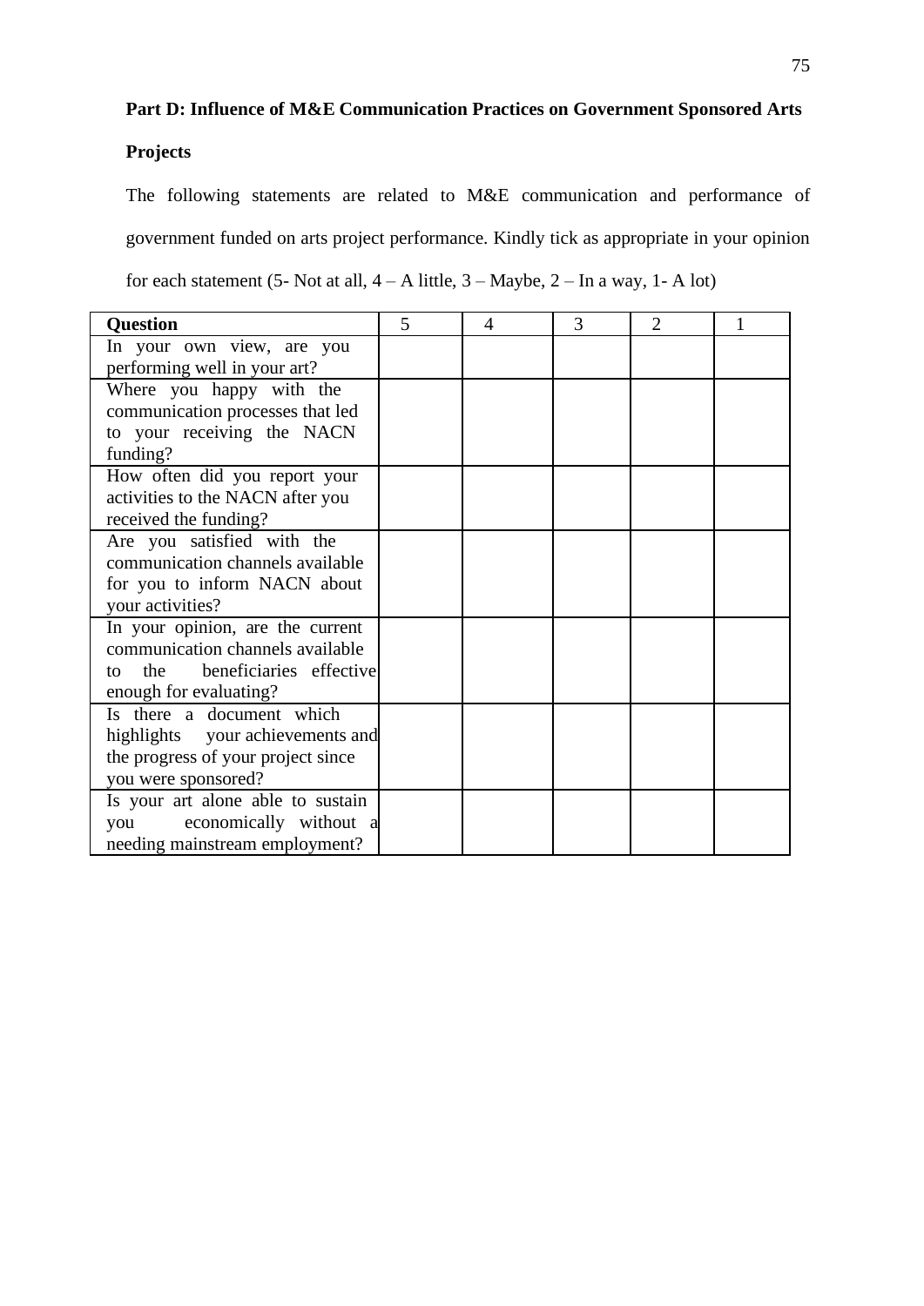**Part D: Influence of M&E Communication Practices on Government Sponsored Arts Projects**

The following statements are related to M&E communication and performance of government funded on arts project performance. Kindly tick as appropriate in your opinion for each statement (5- Not at all, 4 – A little, 3 – Maybe, 2 – In a way, 1- A lot)

| **Question** | 5 | 4 | 3 | 2 | 1 |
|---|---|---|---|---|---|
| In your own view, are you performing well in your art? | | | | | |
| Where you happy with the communication processes that led to your receiving the NACN funding? | | | | | |
| How often did you report your activities to the NACN after you received the funding? | | | | | |
| Are you satisfied with the communication channels available for you to inform NACN about your activities? | | | | | |
| In your opinion, are the current communication channels available to the beneficiaries effective enough for evaluating? | | | | | |
| Is there a document which highlights your achievements and the progress of your project since you were sponsored? | | | | | |
| Is your art alone able to sustain you economically without a needing mainstream employment? | | | | | |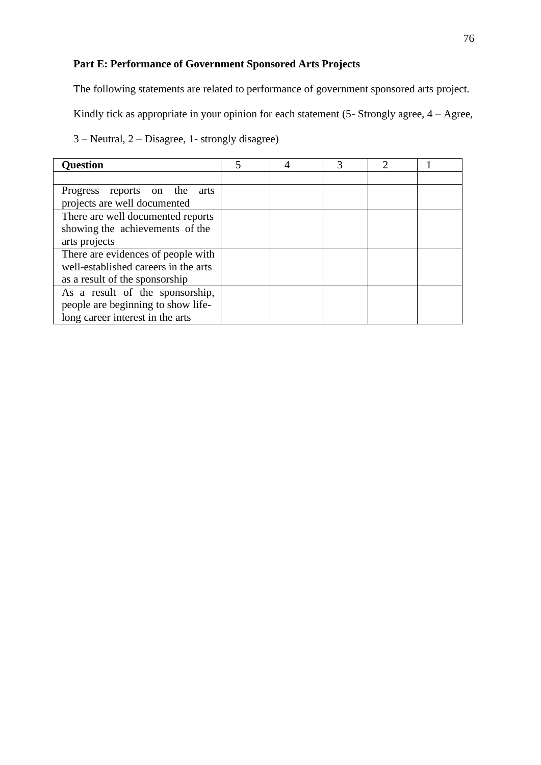**Part E: Performance of Government Sponsored Arts Projects**

The following statements are related to performance of government sponsored arts project.

Kindly tick as appropriate in your opinion for each statement (5- Strongly agree, 4 – Agree, 3 – Neutral, 2 – Disagree, 1- strongly disagree)

| Question | 5 | 4 | 3 | 2 | 1 |
|---|---|---|---|---|---|
| | | | | | |
| Progress reports on the arts projects are well documented | | | | | |
| There are well documented reports showing the achievements of the arts projects | | | | | |
| There are evidences of people with well-established careers in the arts as a result of the sponsorship | | | | | |
| As a result of the sponsorship, people are beginning to show life-long career interest in the arts | | | | | |